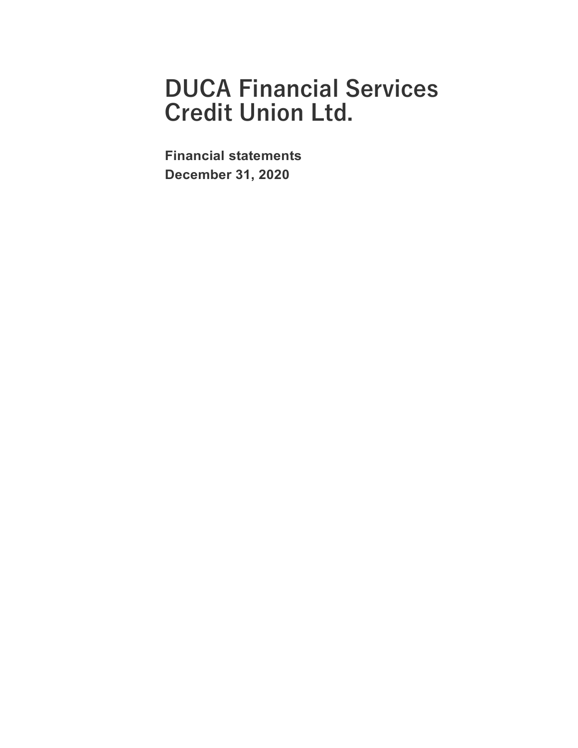# DUCA Financial Services Credit Union Ltd.

**Financial statements**

**December 31, 2020**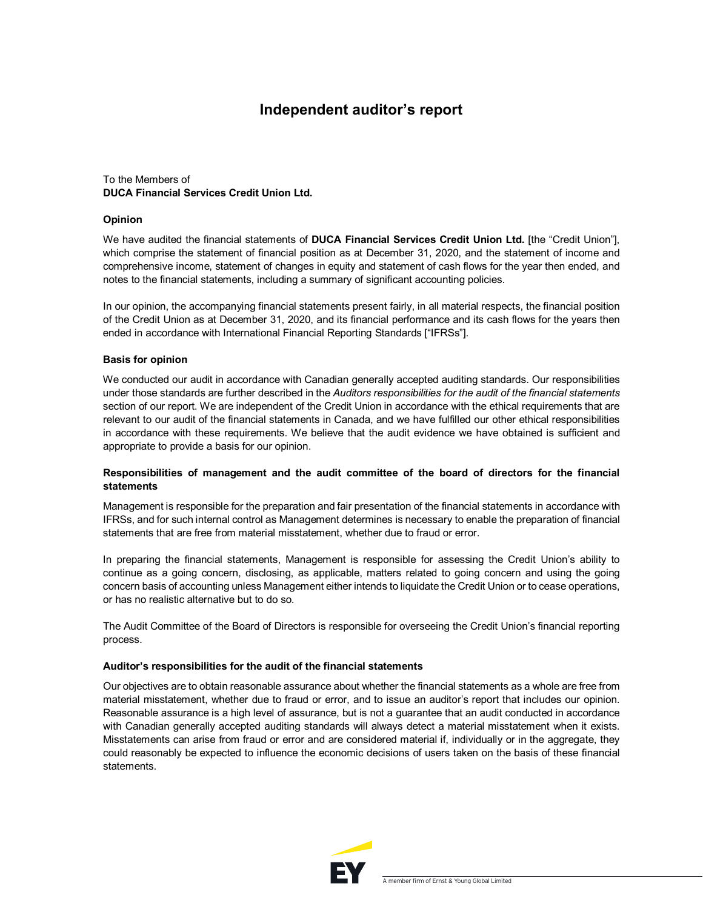# Independent auditor's report

To the Members of
**DUCA Financial Services Credit Union Ltd.**

### Opinion

We have audited the financial statements of **DUCA Financial Services Credit Union Ltd.** [the "Credit Union"], which comprise the statement of financial position as at December 31, 2020, and the statement of income and comprehensive income, statement of changes in equity and statement of cash flows for the year then ended, and notes to the financial statements, including a summary of significant accounting policies.

In our opinion, the accompanying financial statements present fairly, in all material respects, the financial position of the Credit Union as at December 31, 2020, and its financial performance and its cash flows for the years then ended in accordance with International Financial Reporting Standards ["IFRSs"].

### Basis for opinion

We conducted our audit in accordance with Canadian generally accepted auditing standards. Our responsibilities under those standards are further described in the *Auditors responsibilities for the audit of the financial statements* section of our report. We are independent of the Credit Union in accordance with the ethical requirements that are relevant to our audit of the financial statements in Canada, and we have fulfilled our other ethical responsibilities in accordance with these requirements. We believe that the audit evidence we have obtained is sufficient and appropriate to provide a basis for our opinion.

### Responsibilities of management and the audit committee of the board of directors for the financial statements

Management is responsible for the preparation and fair presentation of the financial statements in accordance with IFRSs, and for such internal control as Management determines is necessary to enable the preparation of financial statements that are free from material misstatement, whether due to fraud or error.

In preparing the financial statements, Management is responsible for assessing the Credit Union's ability to continue as a going concern, disclosing, as applicable, matters related to going concern and using the going concern basis of accounting unless Management either intends to liquidate the Credit Union or to cease operations, or has no realistic alternative but to do so.

The Audit Committee of the Board of Directors is responsible for overseeing the Credit Union's financial reporting process.

### Auditor's responsibilities for the audit of the financial statements

Our objectives are to obtain reasonable assurance about whether the financial statements as a whole are free from material misstatement, whether due to fraud or error, and to issue an auditor's report that includes our opinion. Reasonable assurance is a high level of assurance, but is not a guarantee that an audit conducted in accordance with Canadian generally accepted auditing standards will always detect a material misstatement when it exists. Misstatements can arise from fraud or error and are considered material if, individually or in the aggregate, they could reasonably be expected to influence the economic decisions of users taken on the basis of these financial statements.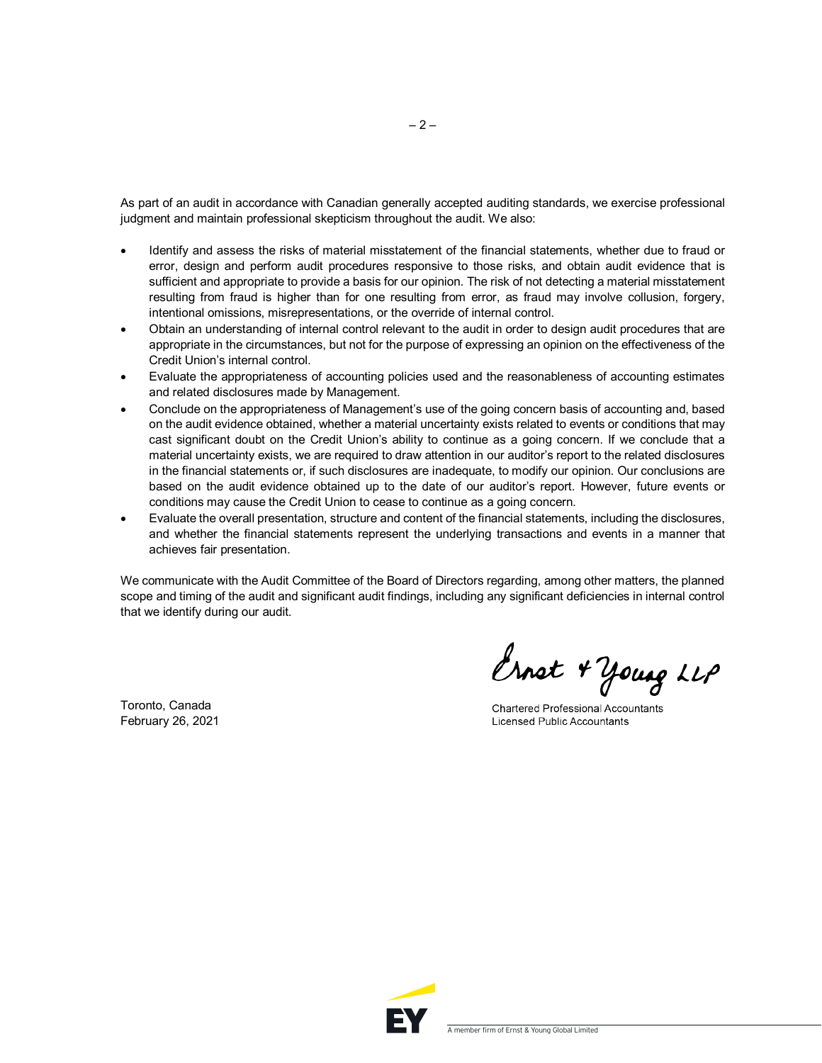As part of an audit in accordance with Canadian generally accepted auditing standards, we exercise professional judgment and maintain professional skepticism throughout the audit. We also:

- Identify and assess the risks of material misstatement of the financial statements, whether due to fraud or error, design and perform audit procedures responsive to those risks, and obtain audit evidence that is sufficient and appropriate to provide a basis for our opinion. The risk of not detecting a material misstatement resulting from fraud is higher than for one resulting from error, as fraud may involve collusion, forgery, intentional omissions, misrepresentations, or the override of internal control.
- Obtain an understanding of internal control relevant to the audit in order to design audit procedures that are appropriate in the circumstances, but not for the purpose of expressing an opinion on the effectiveness of the Credit Union's internal control.
- Evaluate the appropriateness of accounting policies used and the reasonableness of accounting estimates and related disclosures made by Management.
- Conclude on the appropriateness of Management's use of the going concern basis of accounting and, based on the audit evidence obtained, whether a material uncertainty exists related to events or conditions that may cast significant doubt on the Credit Union's ability to continue as a going concern. If we conclude that a material uncertainty exists, we are required to draw attention in our auditor's report to the related disclosures in the financial statements or, if such disclosures are inadequate, to modify our opinion. Our conclusions are based on the audit evidence obtained up to the date of our auditor's report. However, future events or conditions may cause the Credit Union to cease to continue as a going concern.
- Evaluate the overall presentation, structure and content of the financial statements, including the disclosures, and whether the financial statements represent the underlying transactions and events in a manner that achieves fair presentation.

We communicate with the Audit Committee of the Board of Directors regarding, among other matters, the planned scope and timing of the audit and significant audit findings, including any significant deficiencies in internal control that we identify during our audit.

Ernst & Young LLP

Chartered Professional Accountants
Licensed Public Accountants

Toronto, Canada
February 26, 2021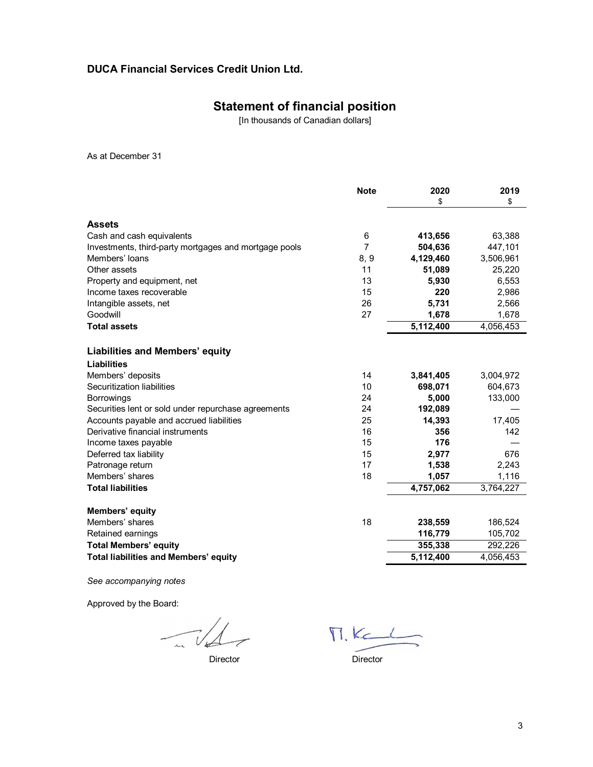**DUCA Financial Services Credit Union Ltd.**

# Statement of financial position

[In thousands of Canadian dollars]

As at December 31

| | Note | 2020<br>$ | 2019<br>$ |
|---|---|---|---|
| **Assets** | | | |
| Cash and cash equivalents | 6 | **413,656** | 63,388 |
| Investments, third-party mortgages and mortgage pools | 7 | **504,636** | 447,101 |
| Members' loans | 8, 9 | **4,129,460** | 3,506,961 |
| Other assets | 11 | **51,089** | 25,220 |
| Property and equipment, net | 13 | **5,930** | 6,553 |
| Income taxes recoverable | 15 | **220** | 2,986 |
| Intangible assets, net | 26 | **5,731** | 2,566 |
| Goodwill | 27 | **1,678** | 1,678 |
| **Total assets** | | **5,112,400** | 4,056,453 |
| **Liabilities and Members' equity** | | | |
| **Liabilities** | | | |
| Members' deposits | 14 | **3,841,405** | 3,004,972 |
| Securitization liabilities | 10 | **698,071** | 604,673 |
| Borrowings | 24 | **5,000** | 133,000 |
| Securities lent or sold under repurchase agreements | 24 | **192,089** | — |
| Accounts payable and accrued liabilities | 25 | **14,393** | 17,405 |
| Derivative financial instruments | 16 | **356** | 142 |
| Income taxes payable | 15 | **176** | — |
| Deferred tax liability | 15 | **2,977** | 676 |
| Patronage return | 17 | **1,538** | 2,243 |
| Members' shares | 18 | **1,057** | 1,116 |
| **Total liabilities** | | **4,757,062** | 3,764,227 |
| **Members' equity** | | | |
| Members' shares | 18 | **238,559** | 186,524 |
| Retained earnings | | **116,779** | 105,702 |
| **Total Members' equity** | | **355,338** | 292,226 |
| **Total liabilities and Members' equity** | | **5,112,400** | 4,056,453 |

*See accompanying notes*

Approved by the Board:

Director

Director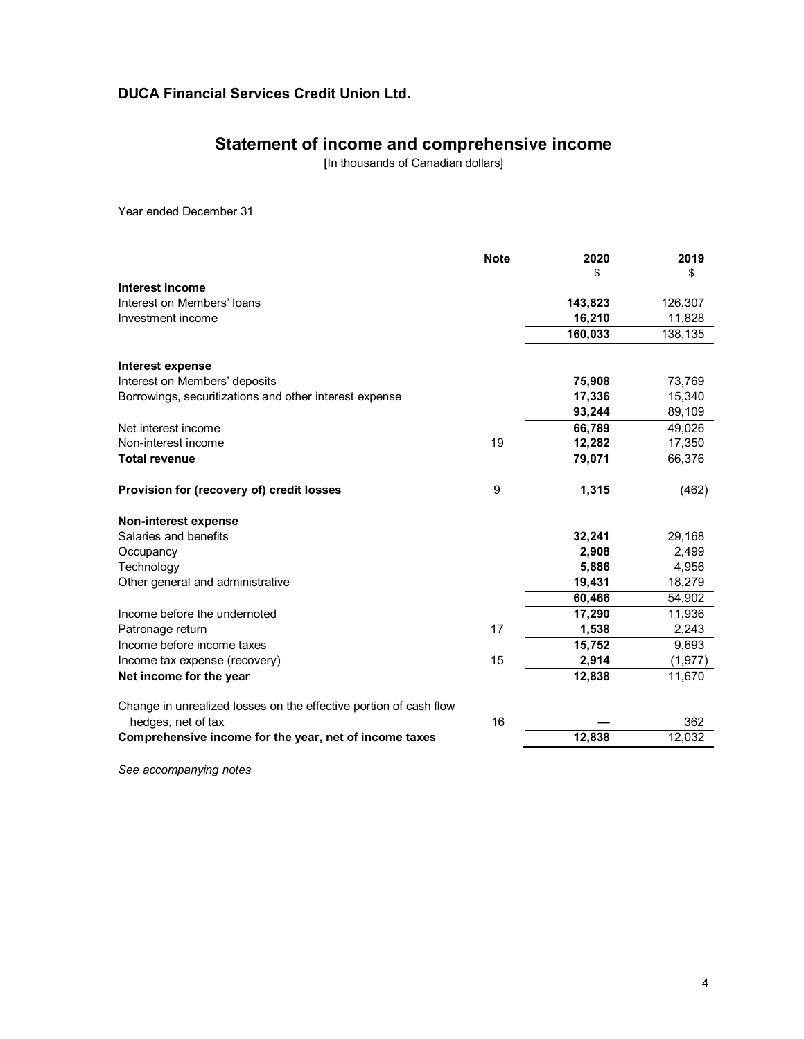## DUCA Financial Services Credit Union Ltd.

# Statement of income and comprehensive income

[In thousands of Canadian dollars]

Year ended December 31

| | Note | 2020<br>$ | 2019<br>$ |
|---|---|---|---|
| **Interest income** | | | |
| Interest on Members' loans | | **143,823** | 126,307 |
| Investment income | | **16,210** | 11,828 |
| | | **160,033** | 138,135 |
| | | | |
| **Interest expense** | | | |
| Interest on Members' deposits | | **75,908** | 73,769 |
| Borrowings, securitizations and other interest expense | | **17,336** | 15,340 |
| | | **93,244** | 89,109 |
| Net interest income | | **66,789** | 49,026 |
| Non-interest income | 19 | **12,282** | 17,350 |
| **Total revenue** | | **79,071** | 66,376 |
| | | | |
| **Provision for (recovery of) credit losses** | 9 | **1,315** | (462) |
| | | | |
| **Non-interest expense** | | | |
| Salaries and benefits | | **32,241** | 29,168 |
| Occupancy | | **2,908** | 2,499 |
| Technology | | **5,886** | 4,956 |
| Other general and administrative | | **19,431** | 18,279 |
| | | **60,466** | 54,902 |
| Income before the undernoted | | **17,290** | 11,936 |
| Patronage return | 17 | **1,538** | 2,243 |
| Income before income taxes | | **15,752** | 9,693 |
| Income tax expense (recovery) | 15 | **2,914** | (1,977) |
| **Net income for the year** | | **12,838** | 11,670 |
| | | | |
| Change in unrealized losses on the effective portion of cash flow hedges, net of tax | 16 | **—** | 362 |
| **Comprehensive income for the year, net of income taxes** | | **12,838** | 12,032 |

*See accompanying notes*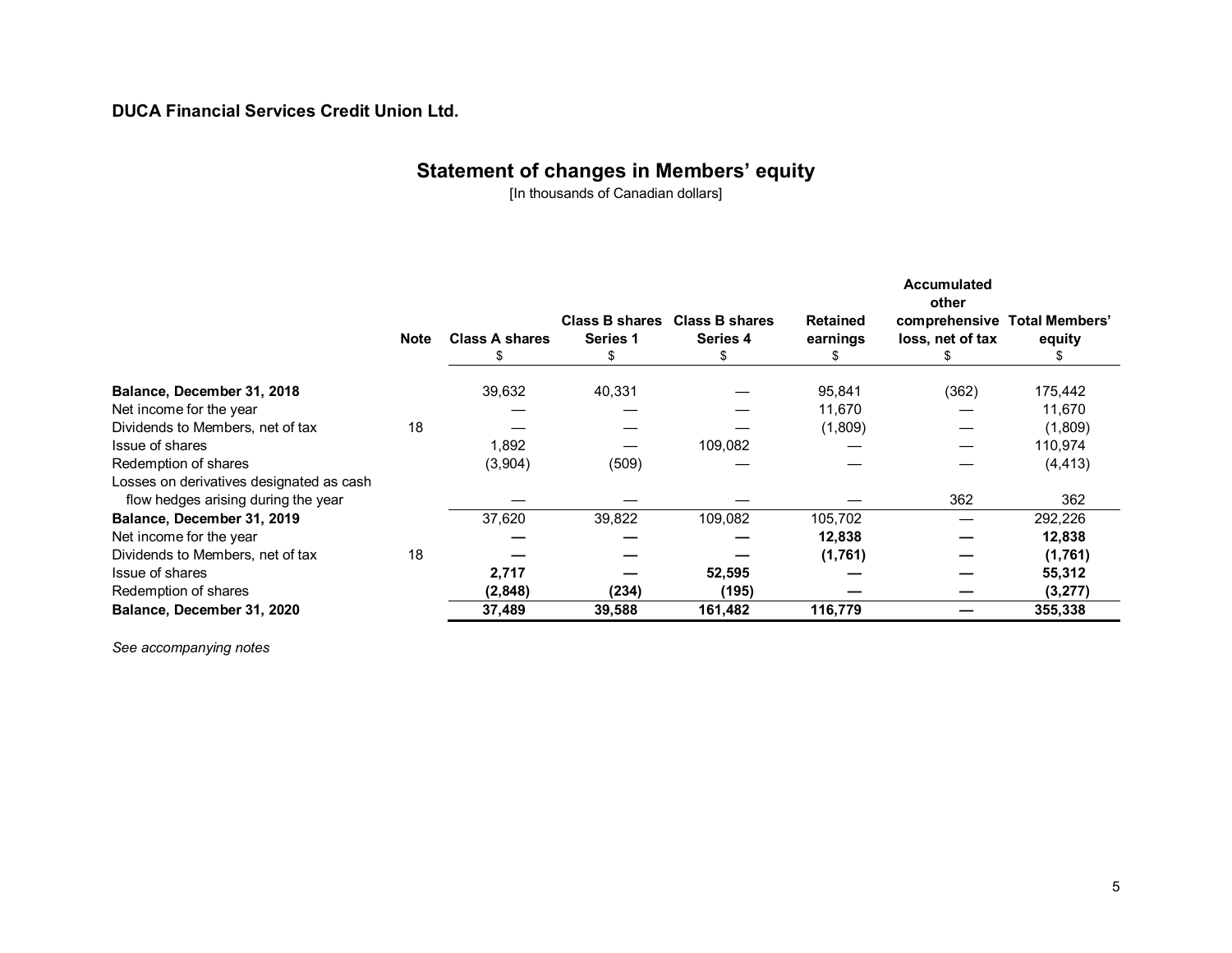**DUCA Financial Services Credit Union Ltd.**

## Statement of changes in Members' equity

[In thousands of Canadian dollars]

| | Note | Class A shares<br>$ | Class B shares Series 1<br>$ | Class B shares Series 4<br>$ | Retained earnings<br>$ | Accumulated other comprehensive loss, net of tax<br>$ | Total Members' equity<br>$ |
|---|---|---|---|---|---|---|---|
| **Balance, December 31, 2018** | | 39,632 | 40,331 | — | 95,841 | (362) | 175,442 |
| Net income for the year | | — | — | — | 11,670 | — | 11,670 |
| Dividends to Members, net of tax | 18 | — | — | — | (1,809) | — | (1,809) |
| Issue of shares | | 1,892 | — | 109,082 | — | — | 110,974 |
| Redemption of shares | | (3,904) | (509) | — | — | — | (4,413) |
| Losses on derivatives designated as cash flow hedges arising during the year | | — | — | — | — | 362 | 362 |
| **Balance, December 31, 2019** | | 37,620 | 39,822 | 109,082 | 105,702 | — | 292,226 |
| Net income for the year | | **—** | **—** | **—** | **12,838** | **—** | **12,838** |
| Dividends to Members, net of tax | 18 | **—** | **—** | **—** | **(1,761)** | **—** | **(1,761)** |
| Issue of shares | | **2,717** | **—** | **52,595** | **—** | **—** | **55,312** |
| Redemption of shares | | **(2,848)** | **(234)** | **(195)** | **—** | **—** | **(3,277)** |
| **Balance, December 31, 2020** | | **37,489** | **39,588** | **161,482** | **116,779** | **—** | **355,338** |

*See accompanying notes*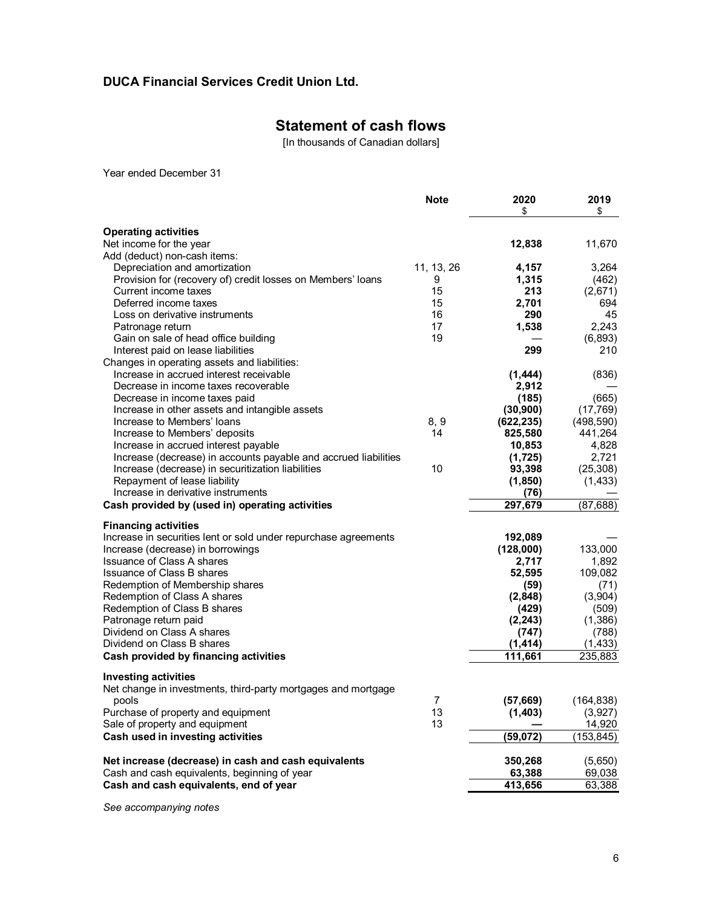## DUCA Financial Services Credit Union Ltd.

# Statement of cash flows

[In thousands of Canadian dollars]

Year ended December 31

| | Note | 2020<br>$ | 2019<br>$ |
|---|---|---|---|
| **Operating activities** | | | |
| Net income for the year | | **12,838** | 11,670 |
| Add (deduct) non-cash items: | | | |
| Depreciation and amortization | 11, 13, 26 | **4,157** | 3,264 |
| Provision for (recovery of) credit losses on Members' loans | 9 | **1,315** | (462) |
| Current income taxes | 15 | **213** | (2,671) |
| Deferred income taxes | 15 | **2,701** | 694 |
| Loss on derivative instruments | 16 | **290** | 45 |
| Patronage return | 17 | **1,538** | 2,243 |
| Gain on sale of head office building | 19 | **—** | (6,893) |
| Interest paid on lease liabilities | | **299** | 210 |
| Changes in operating assets and liabilities: | | | |
| Increase in accrued interest receivable | | **(1,444)** | (836) |
| Decrease in income taxes recoverable | | **2,912** | — |
| Decrease in income taxes paid | | **(185)** | (665) |
| Increase in other assets and intangible assets | | **(30,900)** | (17,769) |
| Increase to Members' loans | 8, 9 | **(622,235)** | (498,590) |
| Increase to Members' deposits | 14 | **825,580** | 441,264 |
| Increase in accrued interest payable | | **10,853** | 4,828 |
| Increase (decrease) in accounts payable and accrued liabilities | | **(1,725)** | 2,721 |
| Increase (decrease) in securitization liabilities | 10 | **93,398** | (25,308) |
| Repayment of lease liability | | **(1,850)** | (1,433) |
| Increase in derivative instruments | | **(76)** | — |
| **Cash provided by (used in) operating activities** | | **297,679** | (87,688) |
| **Financing activities** | | | |
| Increase in securities lent or sold under repurchase agreements | | **192,089** | — |
| Increase (decrease) in borrowings | | **(128,000)** | 133,000 |
| Issuance of Class A shares | | **2,717** | 1,892 |
| Issuance of Class B shares | | **52,595** | 109,082 |
| Redemption of Membership shares | | **(59)** | (71) |
| Redemption of Class A shares | | **(2,848)** | (3,904) |
| Redemption of Class B shares | | **(429)** | (509) |
| Patronage return paid | | **(2,243)** | (1,386) |
| Dividend on Class A shares | | **(747)** | (788) |
| Dividend on Class B shares | | **(1,414)** | (1,433) |
| **Cash provided by financing activities** | | **111,661** | 235,883 |
| **Investing activities** | | | |
| Net change in investments, third-party mortgages and mortgage pools | 7 | **(57,669)** | (164,838) |
| Purchase of property and equipment | 13 | **(1,403)** | (3,927) |
| Sale of property and equipment | 13 | **—** | 14,920 |
| **Cash used in investing activities** | | **(59,072)** | (153,845) |
| **Net increase (decrease) in cash and cash equivalents** | | **350,268** | (5,650) |
| Cash and cash equivalents, beginning of year | | **63,388** | 69,038 |
| **Cash and cash equivalents, end of year** | | **413,656** | 63,388 |

*See accompanying notes*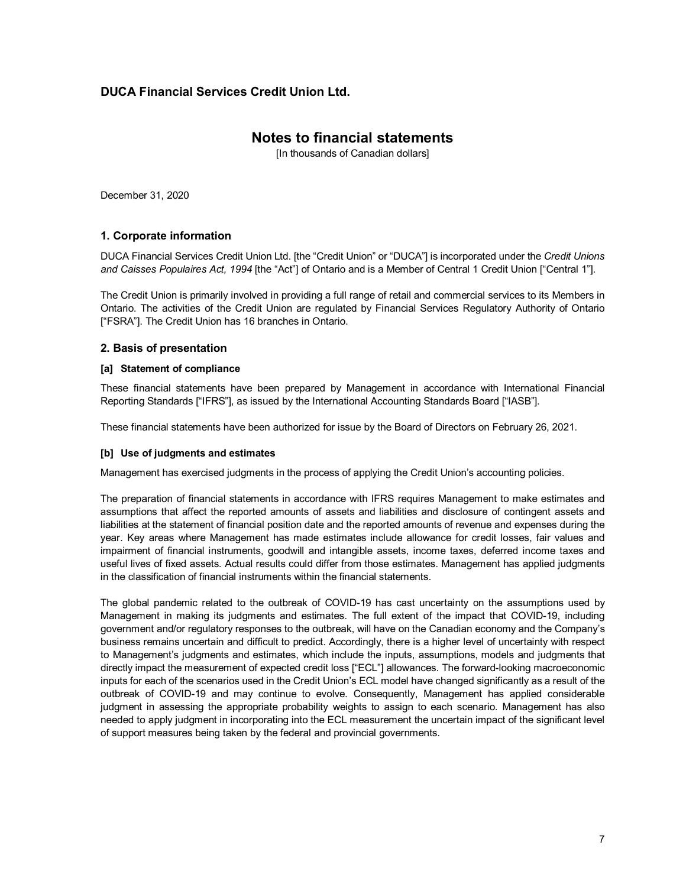# DUCA Financial Services Credit Union Ltd.

## Notes to financial statements

[In thousands of Canadian dollars]

December 31, 2020

### 1. Corporate information

DUCA Financial Services Credit Union Ltd. [the "Credit Union" or "DUCA"] is incorporated under the *Credit Unions and Caisses Populaires Act, 1994* [the "Act"] of Ontario and is a Member of Central 1 Credit Union ["Central 1"].

The Credit Union is primarily involved in providing a full range of retail and commercial services to its Members in Ontario. The activities of the Credit Union are regulated by Financial Services Regulatory Authority of Ontario ["FSRA"]. The Credit Union has 16 branches in Ontario.

### 2. Basis of presentation

#### [a] Statement of compliance

These financial statements have been prepared by Management in accordance with International Financial Reporting Standards ["IFRS"], as issued by the International Accounting Standards Board ["IASB"].

These financial statements have been authorized for issue by the Board of Directors on February 26, 2021.

#### [b] Use of judgments and estimates

Management has exercised judgments in the process of applying the Credit Union's accounting policies.

The preparation of financial statements in accordance with IFRS requires Management to make estimates and assumptions that affect the reported amounts of assets and liabilities and disclosure of contingent assets and liabilities at the statement of financial position date and the reported amounts of revenue and expenses during the year. Key areas where Management has made estimates include allowance for credit losses, fair values and impairment of financial instruments, goodwill and intangible assets, income taxes, deferred income taxes and useful lives of fixed assets. Actual results could differ from those estimates. Management has applied judgments in the classification of financial instruments within the financial statements.

The global pandemic related to the outbreak of COVID-19 has cast uncertainty on the assumptions used by Management in making its judgments and estimates. The full extent of the impact that COVID-19, including government and/or regulatory responses to the outbreak, will have on the Canadian economy and the Company's business remains uncertain and difficult to predict. Accordingly, there is a higher level of uncertainty with respect to Management's judgments and estimates, which include the inputs, assumptions, models and judgments that directly impact the measurement of expected credit loss ["ECL"] allowances. The forward-looking macroeconomic inputs for each of the scenarios used in the Credit Union's ECL model have changed significantly as a result of the outbreak of COVID-19 and may continue to evolve. Consequently, Management has applied considerable judgment in assessing the appropriate probability weights to assign to each scenario. Management has also needed to apply judgment in incorporating into the ECL measurement the uncertain impact of the significant level of support measures being taken by the federal and provincial governments.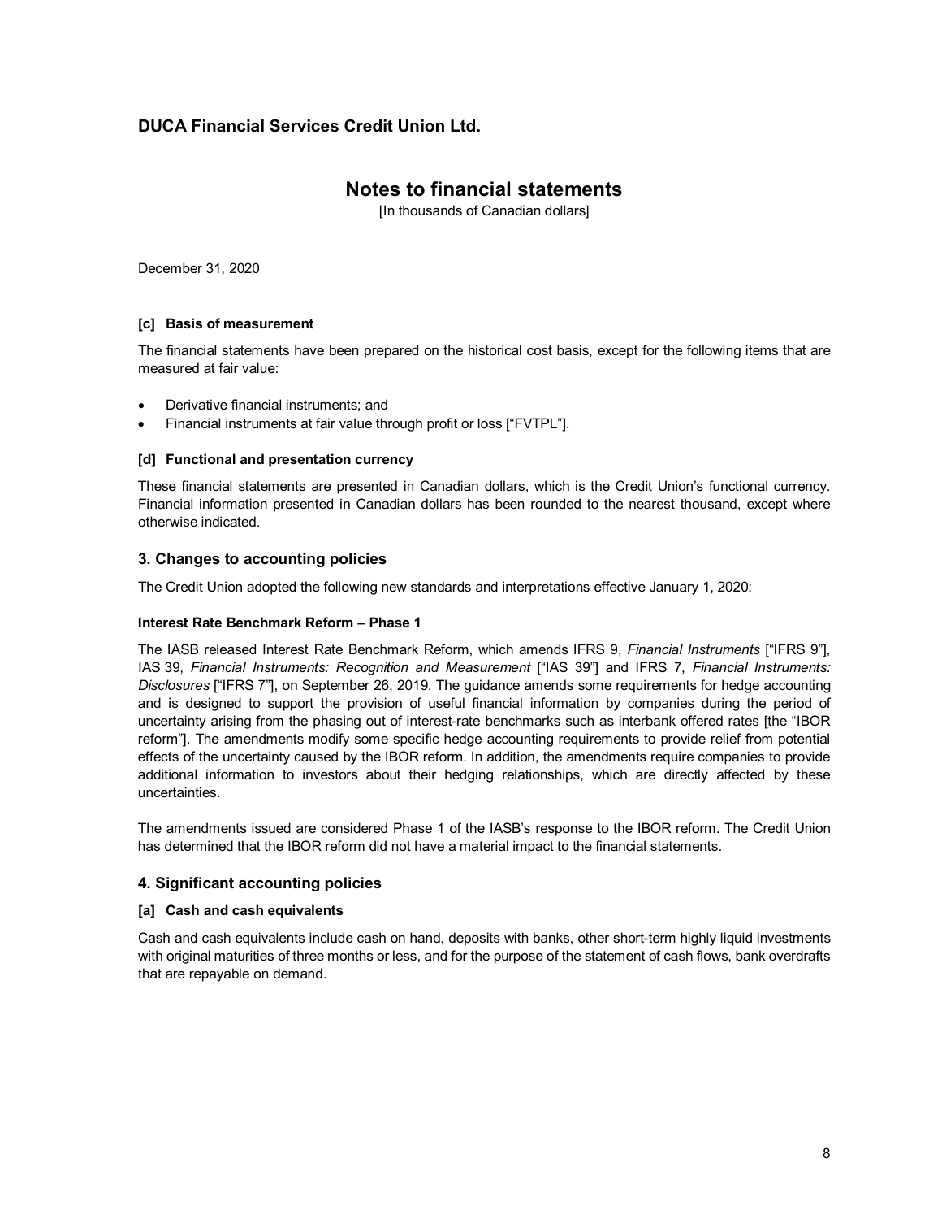**DUCA Financial Services Credit Union Ltd.**

# Notes to financial statements

[In thousands of Canadian dollars]

December 31, 2020

### [c] Basis of measurement

The financial statements have been prepared on the historical cost basis, except for the following items that are measured at fair value:

- Derivative financial instruments; and
- Financial instruments at fair value through profit or loss ["FVTPL"].

### [d] Functional and presentation currency

These financial statements are presented in Canadian dollars, which is the Credit Union's functional currency. Financial information presented in Canadian dollars has been rounded to the nearest thousand, except where otherwise indicated.

## 3. Changes to accounting policies

The Credit Union adopted the following new standards and interpretations effective January 1, 2020:

**Interest Rate Benchmark Reform – Phase 1**

The IASB released Interest Rate Benchmark Reform, which amends IFRS 9, *Financial Instruments* ["IFRS 9"], IAS 39, *Financial Instruments: Recognition and Measurement* ["IAS 39"] and IFRS 7, *Financial Instruments: Disclosures* ["IFRS 7"], on September 26, 2019. The guidance amends some requirements for hedge accounting and is designed to support the provision of useful financial information by companies during the period of uncertainty arising from the phasing out of interest-rate benchmarks such as interbank offered rates [the "IBOR reform"]. The amendments modify some specific hedge accounting requirements to provide relief from potential effects of the uncertainty caused by the IBOR reform. In addition, the amendments require companies to provide additional information to investors about their hedging relationships, which are directly affected by these uncertainties.

The amendments issued are considered Phase 1 of the IASB's response to the IBOR reform. The Credit Union has determined that the IBOR reform did not have a material impact to the financial statements.

## 4. Significant accounting policies

### [a] Cash and cash equivalents

Cash and cash equivalents include cash on hand, deposits with banks, other short-term highly liquid investments with original maturities of three months or less, and for the purpose of the statement of cash flows, bank overdrafts that are repayable on demand.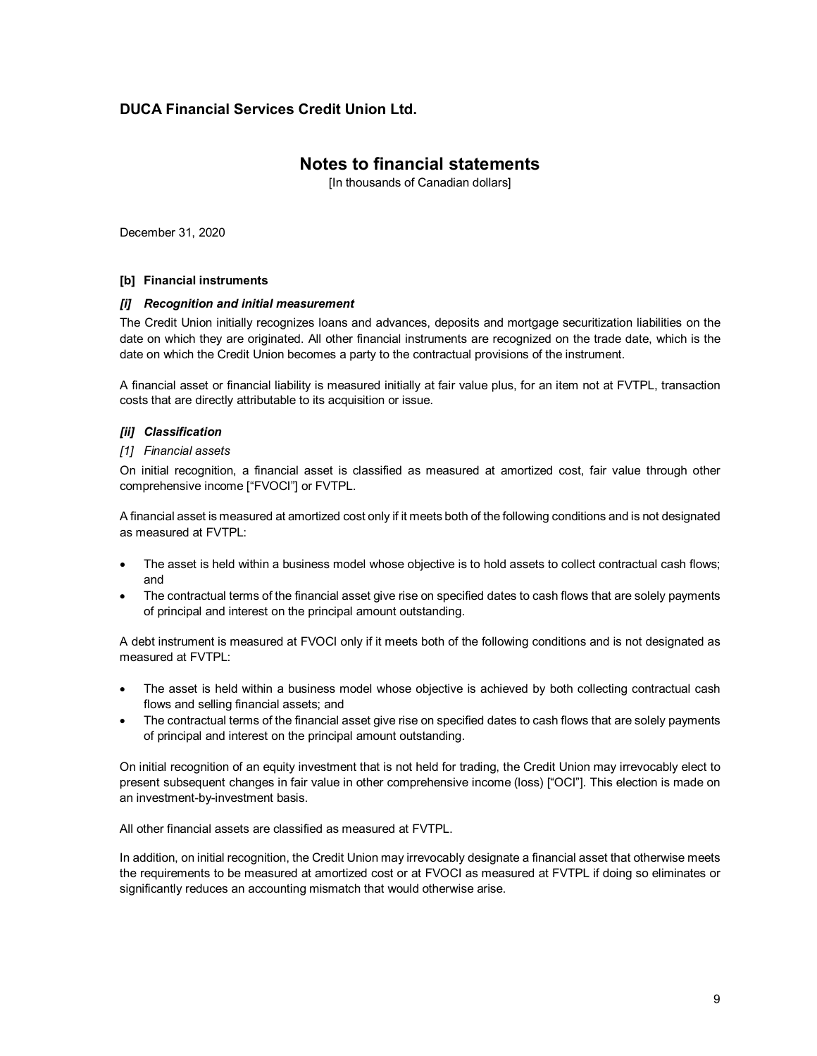**DUCA Financial Services Credit Union Ltd.**

# Notes to financial statements

[In thousands of Canadian dollars]

December 31, 2020

**[b] Financial instruments**

***[i] Recognition and initial measurement***

The Credit Union initially recognizes loans and advances, deposits and mortgage securitization liabilities on the date on which they are originated. All other financial instruments are recognized on the trade date, which is the date on which the Credit Union becomes a party to the contractual provisions of the instrument.

A financial asset or financial liability is measured initially at fair value plus, for an item not at FVTPL, transaction costs that are directly attributable to its acquisition or issue.

***[ii] Classification***

*[1] Financial assets*

On initial recognition, a financial asset is classified as measured at amortized cost, fair value through other comprehensive income ["FVOCI"] or FVTPL.

A financial asset is measured at amortized cost only if it meets both of the following conditions and is not designated as measured at FVTPL:

- The asset is held within a business model whose objective is to hold assets to collect contractual cash flows; and
- The contractual terms of the financial asset give rise on specified dates to cash flows that are solely payments of principal and interest on the principal amount outstanding.

A debt instrument is measured at FVOCI only if it meets both of the following conditions and is not designated as measured at FVTPL:

- The asset is held within a business model whose objective is achieved by both collecting contractual cash flows and selling financial assets; and
- The contractual terms of the financial asset give rise on specified dates to cash flows that are solely payments of principal and interest on the principal amount outstanding.

On initial recognition of an equity investment that is not held for trading, the Credit Union may irrevocably elect to present subsequent changes in fair value in other comprehensive income (loss) ["OCI"]. This election is made on an investment-by-investment basis.

All other financial assets are classified as measured at FVTPL.

In addition, on initial recognition, the Credit Union may irrevocably designate a financial asset that otherwise meets the requirements to be measured at amortized cost or at FVOCI as measured at FVTPL if doing so eliminates or significantly reduces an accounting mismatch that would otherwise arise.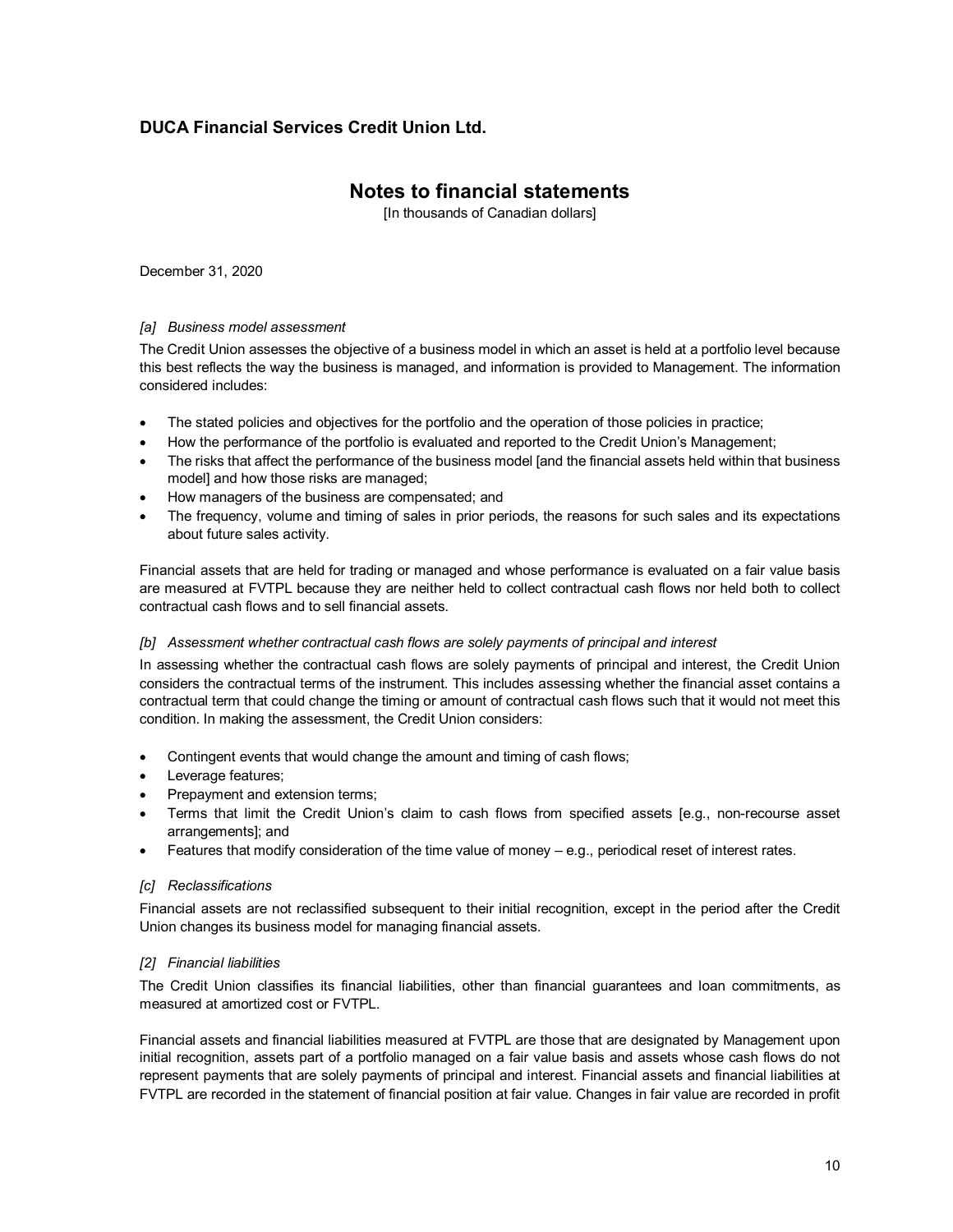## DUCA Financial Services Credit Union Ltd.

# Notes to financial statements

[In thousands of Canadian dollars]

December 31, 2020

*[a] Business model assessment*

The Credit Union assesses the objective of a business model in which an asset is held at a portfolio level because this best reflects the way the business is managed, and information is provided to Management. The information considered includes:

- The stated policies and objectives for the portfolio and the operation of those policies in practice;
- How the performance of the portfolio is evaluated and reported to the Credit Union's Management;
- The risks that affect the performance of the business model [and the financial assets held within that business model] and how those risks are managed;
- How managers of the business are compensated; and
- The frequency, volume and timing of sales in prior periods, the reasons for such sales and its expectations about future sales activity.

Financial assets that are held for trading or managed and whose performance is evaluated on a fair value basis are measured at FVTPL because they are neither held to collect contractual cash flows nor held both to collect contractual cash flows and to sell financial assets.

*[b] Assessment whether contractual cash flows are solely payments of principal and interest*

In assessing whether the contractual cash flows are solely payments of principal and interest, the Credit Union considers the contractual terms of the instrument. This includes assessing whether the financial asset contains a contractual term that could change the timing or amount of contractual cash flows such that it would not meet this condition. In making the assessment, the Credit Union considers:

- Contingent events that would change the amount and timing of cash flows;
- Leverage features;
- Prepayment and extension terms;
- Terms that limit the Credit Union's claim to cash flows from specified assets [e.g., non-recourse asset arrangements]; and
- Features that modify consideration of the time value of money – e.g., periodical reset of interest rates.

*[c] Reclassifications*

Financial assets are not reclassified subsequent to their initial recognition, except in the period after the Credit Union changes its business model for managing financial assets.

*[2] Financial liabilities*

The Credit Union classifies its financial liabilities, other than financial guarantees and loan commitments, as measured at amortized cost or FVTPL.

Financial assets and financial liabilities measured at FVTPL are those that are designated by Management upon initial recognition, assets part of a portfolio managed on a fair value basis and assets whose cash flows do not represent payments that are solely payments of principal and interest. Financial assets and financial liabilities at FVTPL are recorded in the statement of financial position at fair value. Changes in fair value are recorded in profit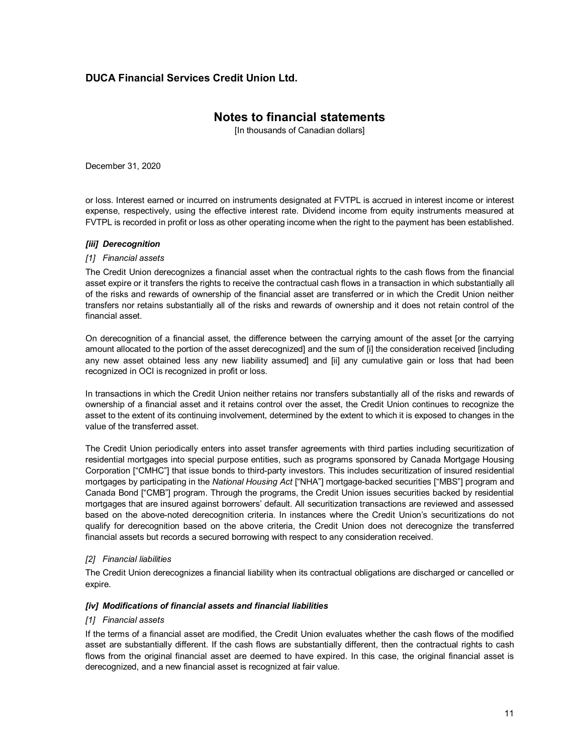or loss. Interest earned or incurred on instruments designated at FVTPL is accrued in interest income or interest expense, respectively, using the effective interest rate. Dividend income from equity instruments measured at FVTPL is recorded in profit or loss as other operating income when the right to the payment has been established.

***[iii] Derecognition***

*[1] Financial assets*

The Credit Union derecognizes a financial asset when the contractual rights to the cash flows from the financial asset expire or it transfers the rights to receive the contractual cash flows in a transaction in which substantially all of the risks and rewards of ownership of the financial asset are transferred or in which the Credit Union neither transfers nor retains substantially all of the risks and rewards of ownership and it does not retain control of the financial asset.

On derecognition of a financial asset, the difference between the carrying amount of the asset [or the carrying amount allocated to the portion of the asset derecognized] and the sum of [i] the consideration received [including any new asset obtained less any new liability assumed] and [ii] any cumulative gain or loss that had been recognized in OCI is recognized in profit or loss.

In transactions in which the Credit Union neither retains nor transfers substantially all of the risks and rewards of ownership of a financial asset and it retains control over the asset, the Credit Union continues to recognize the asset to the extent of its continuing involvement, determined by the extent to which it is exposed to changes in the value of the transferred asset.

The Credit Union periodically enters into asset transfer agreements with third parties including securitization of residential mortgages into special purpose entities, such as programs sponsored by Canada Mortgage Housing Corporation ["CMHC"] that issue bonds to third-party investors. This includes securitization of insured residential mortgages by participating in the *National Housing Act* ["NHA"] mortgage-backed securities ["MBS"] program and Canada Bond ["CMB"] program. Through the programs, the Credit Union issues securities backed by residential mortgages that are insured against borrowers' default. All securitization transactions are reviewed and assessed based on the above-noted derecognition criteria. In instances where the Credit Union's securitizations do not qualify for derecognition based on the above criteria, the Credit Union does not derecognize the transferred financial assets but records a secured borrowing with respect to any consideration received.

*[2] Financial liabilities*

The Credit Union derecognizes a financial liability when its contractual obligations are discharged or cancelled or expire.

***[iv] Modifications of financial assets and financial liabilities***

*[1] Financial assets*

If the terms of a financial asset are modified, the Credit Union evaluates whether the cash flows of the modified asset are substantially different. If the cash flows are substantially different, then the contractual rights to cash flows from the original financial asset are deemed to have expired. In this case, the original financial asset is derecognized, and a new financial asset is recognized at fair value.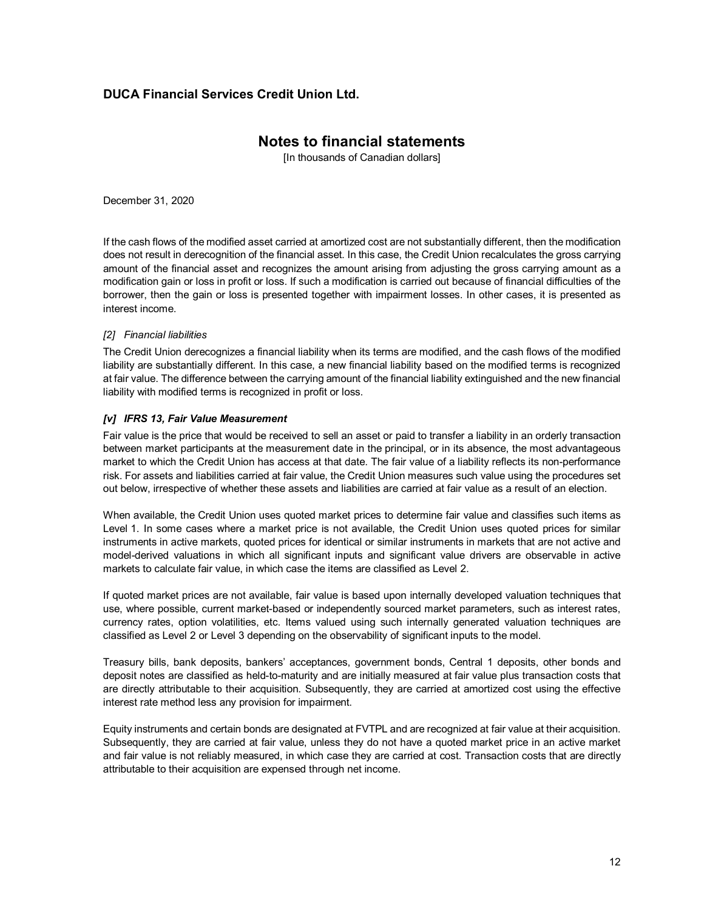If the cash flows of the modified asset carried at amortized cost are not substantially different, then the modification does not result in derecognition of the financial asset. In this case, the Credit Union recalculates the gross carrying amount of the financial asset and recognizes the amount arising from adjusting the gross carrying amount as a modification gain or loss in profit or loss. If such a modification is carried out because of financial difficulties of the borrower, then the gain or loss is presented together with impairment losses. In other cases, it is presented as interest income.

*[2] Financial liabilities*

The Credit Union derecognizes a financial liability when its terms are modified, and the cash flows of the modified liability are substantially different. In this case, a new financial liability based on the modified terms is recognized at fair value. The difference between the carrying amount of the financial liability extinguished and the new financial liability with modified terms is recognized in profit or loss.

***[v] IFRS 13, Fair Value Measurement***

Fair value is the price that would be received to sell an asset or paid to transfer a liability in an orderly transaction between market participants at the measurement date in the principal, or in its absence, the most advantageous market to which the Credit Union has access at that date. The fair value of a liability reflects its non-performance risk. For assets and liabilities carried at fair value, the Credit Union measures such value using the procedures set out below, irrespective of whether these assets and liabilities are carried at fair value as a result of an election.

When available, the Credit Union uses quoted market prices to determine fair value and classifies such items as Level 1. In some cases where a market price is not available, the Credit Union uses quoted prices for similar instruments in active markets, quoted prices for identical or similar instruments in markets that are not active and model-derived valuations in which all significant inputs and significant value drivers are observable in active markets to calculate fair value, in which case the items are classified as Level 2.

If quoted market prices are not available, fair value is based upon internally developed valuation techniques that use, where possible, current market-based or independently sourced market parameters, such as interest rates, currency rates, option volatilities, etc. Items valued using such internally generated valuation techniques are classified as Level 2 or Level 3 depending on the observability of significant inputs to the model.

Treasury bills, bank deposits, bankers' acceptances, government bonds, Central 1 deposits, other bonds and deposit notes are classified as held-to-maturity and are initially measured at fair value plus transaction costs that are directly attributable to their acquisition. Subsequently, they are carried at amortized cost using the effective interest rate method less any provision for impairment.

Equity instruments and certain bonds are designated at FVTPL and are recognized at fair value at their acquisition. Subsequently, they are carried at fair value, unless they do not have a quoted market price in an active market and fair value is not reliably measured, in which case they are carried at cost. Transaction costs that are directly attributable to their acquisition are expensed through net income.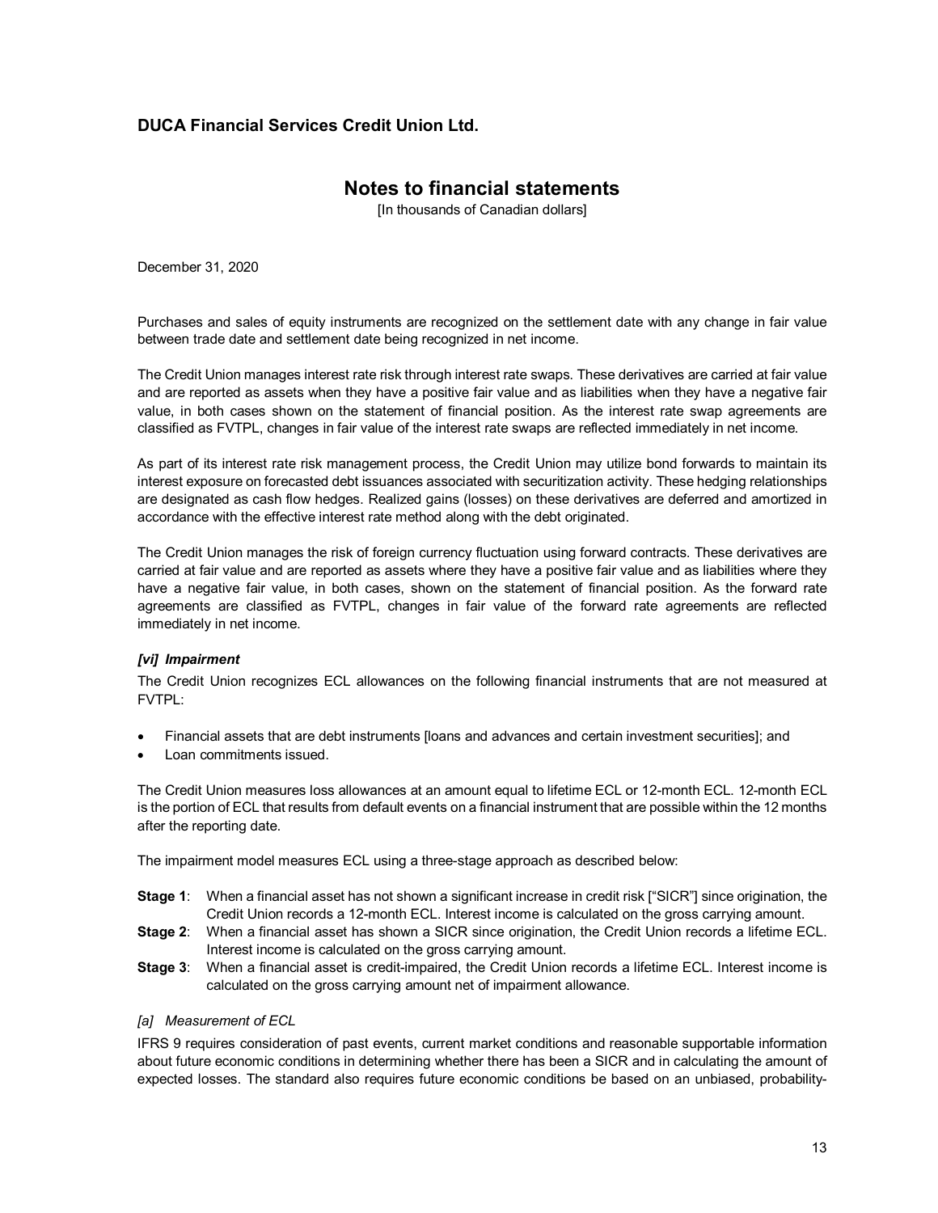Purchases and sales of equity instruments are recognized on the settlement date with any change in fair value between trade date and settlement date being recognized in net income.

The Credit Union manages interest rate risk through interest rate swaps. These derivatives are carried at fair value and are reported as assets when they have a positive fair value and as liabilities when they have a negative fair value, in both cases shown on the statement of financial position. As the interest rate swap agreements are classified as FVTPL, changes in fair value of the interest rate swaps are reflected immediately in net income.

As part of its interest rate risk management process, the Credit Union may utilize bond forwards to maintain its interest exposure on forecasted debt issuances associated with securitization activity. These hedging relationships are designated as cash flow hedges. Realized gains (losses) on these derivatives are deferred and amortized in accordance with the effective interest rate method along with the debt originated.

The Credit Union manages the risk of foreign currency fluctuation using forward contracts. These derivatives are carried at fair value and are reported as assets where they have a positive fair value and as liabilities where they have a negative fair value, in both cases, shown on the statement of financial position. As the forward rate agreements are classified as FVTPL, changes in fair value of the forward rate agreements are reflected immediately in net income.

***[vi] Impairment***

The Credit Union recognizes ECL allowances on the following financial instruments that are not measured at FVTPL:

- Financial assets that are debt instruments [loans and advances and certain investment securities]; and
- Loan commitments issued.

The Credit Union measures loss allowances at an amount equal to lifetime ECL or 12-month ECL. 12-month ECL is the portion of ECL that results from default events on a financial instrument that are possible within the 12 months after the reporting date.

The impairment model measures ECL using a three-stage approach as described below:

**Stage 1**: When a financial asset has not shown a significant increase in credit risk ["SICR"] since origination, the Credit Union records a 12-month ECL. Interest income is calculated on the gross carrying amount.

**Stage 2**: When a financial asset has shown a SICR since origination, the Credit Union records a lifetime ECL. Interest income is calculated on the gross carrying amount.

**Stage 3**: When a financial asset is credit-impaired, the Credit Union records a lifetime ECL. Interest income is calculated on the gross carrying amount net of impairment allowance.

*[a] Measurement of ECL*

IFRS 9 requires consideration of past events, current market conditions and reasonable supportable information about future economic conditions in determining whether there has been a SICR and in calculating the amount of expected losses. The standard also requires future economic conditions be based on an unbiased, probability-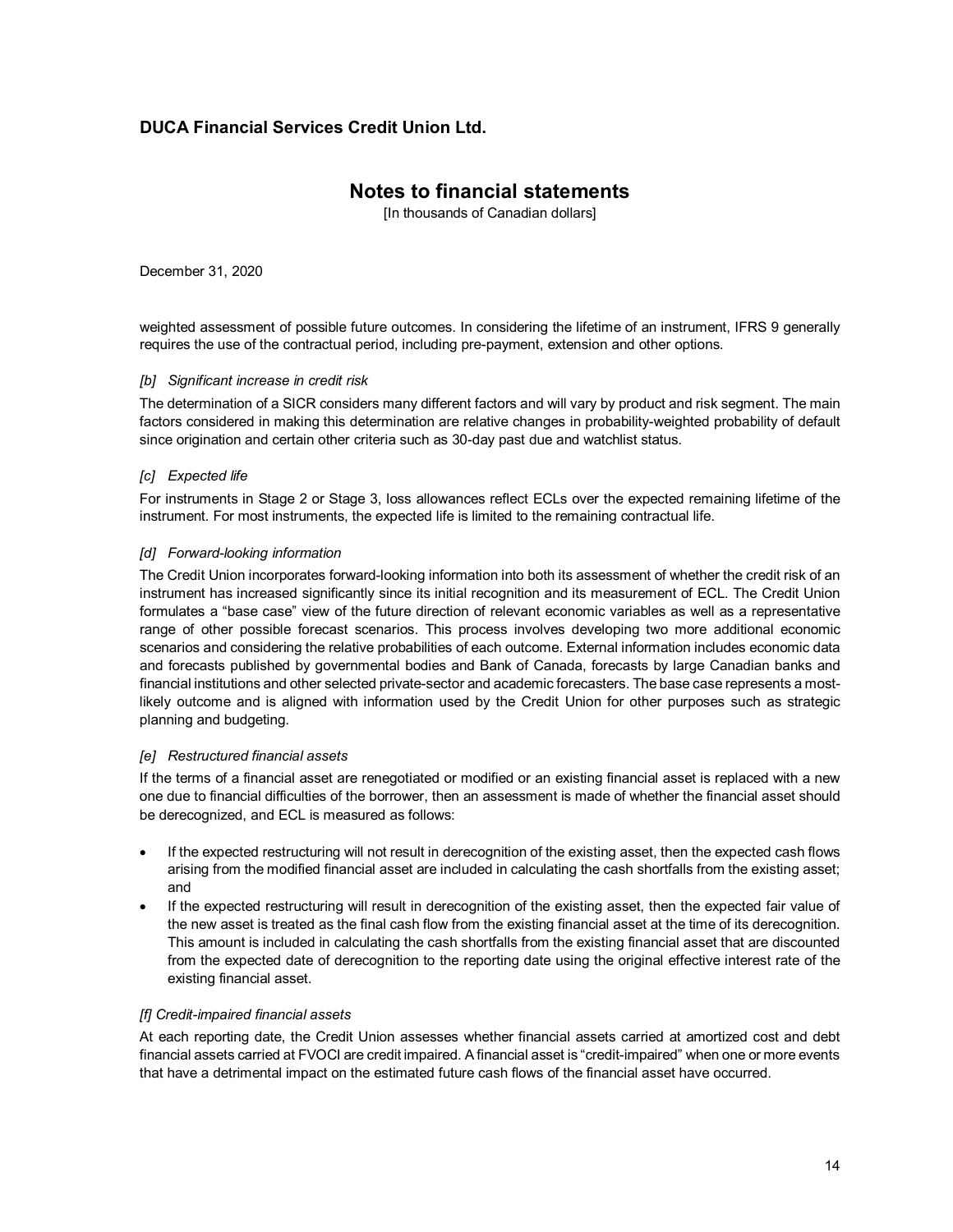weighted assessment of possible future outcomes. In considering the lifetime of an instrument, IFRS 9 generally requires the use of the contractual period, including pre-payment, extension and other options.

*[b] Significant increase in credit risk*

The determination of a SICR considers many different factors and will vary by product and risk segment. The main factors considered in making this determination are relative changes in probability-weighted probability of default since origination and certain other criteria such as 30-day past due and watchlist status.

*[c] Expected life*

For instruments in Stage 2 or Stage 3, loss allowances reflect ECLs over the expected remaining lifetime of the instrument. For most instruments, the expected life is limited to the remaining contractual life.

*[d] Forward-looking information*

The Credit Union incorporates forward-looking information into both its assessment of whether the credit risk of an instrument has increased significantly since its initial recognition and its measurement of ECL. The Credit Union formulates a "base case" view of the future direction of relevant economic variables as well as a representative range of other possible forecast scenarios. This process involves developing two more additional economic scenarios and considering the relative probabilities of each outcome. External information includes economic data and forecasts published by governmental bodies and Bank of Canada, forecasts by large Canadian banks and financial institutions and other selected private-sector and academic forecasters. The base case represents a most-likely outcome and is aligned with information used by the Credit Union for other purposes such as strategic planning and budgeting.

*[e] Restructured financial assets*

If the terms of a financial asset are renegotiated or modified or an existing financial asset is replaced with a new one due to financial difficulties of the borrower, then an assessment is made of whether the financial asset should be derecognized, and ECL is measured as follows:

- If the expected restructuring will not result in derecognition of the existing asset, then the expected cash flows arising from the modified financial asset are included in calculating the cash shortfalls from the existing asset; and
- If the expected restructuring will result in derecognition of the existing asset, then the expected fair value of the new asset is treated as the final cash flow from the existing financial asset at the time of its derecognition. This amount is included in calculating the cash shortfalls from the existing financial asset that are discounted from the expected date of derecognition to the reporting date using the original effective interest rate of the existing financial asset.

*[f] Credit-impaired financial assets*

At each reporting date, the Credit Union assesses whether financial assets carried at amortized cost and debt financial assets carried at FVOCI are credit impaired. A financial asset is "credit-impaired" when one or more events that have a detrimental impact on the estimated future cash flows of the financial asset have occurred.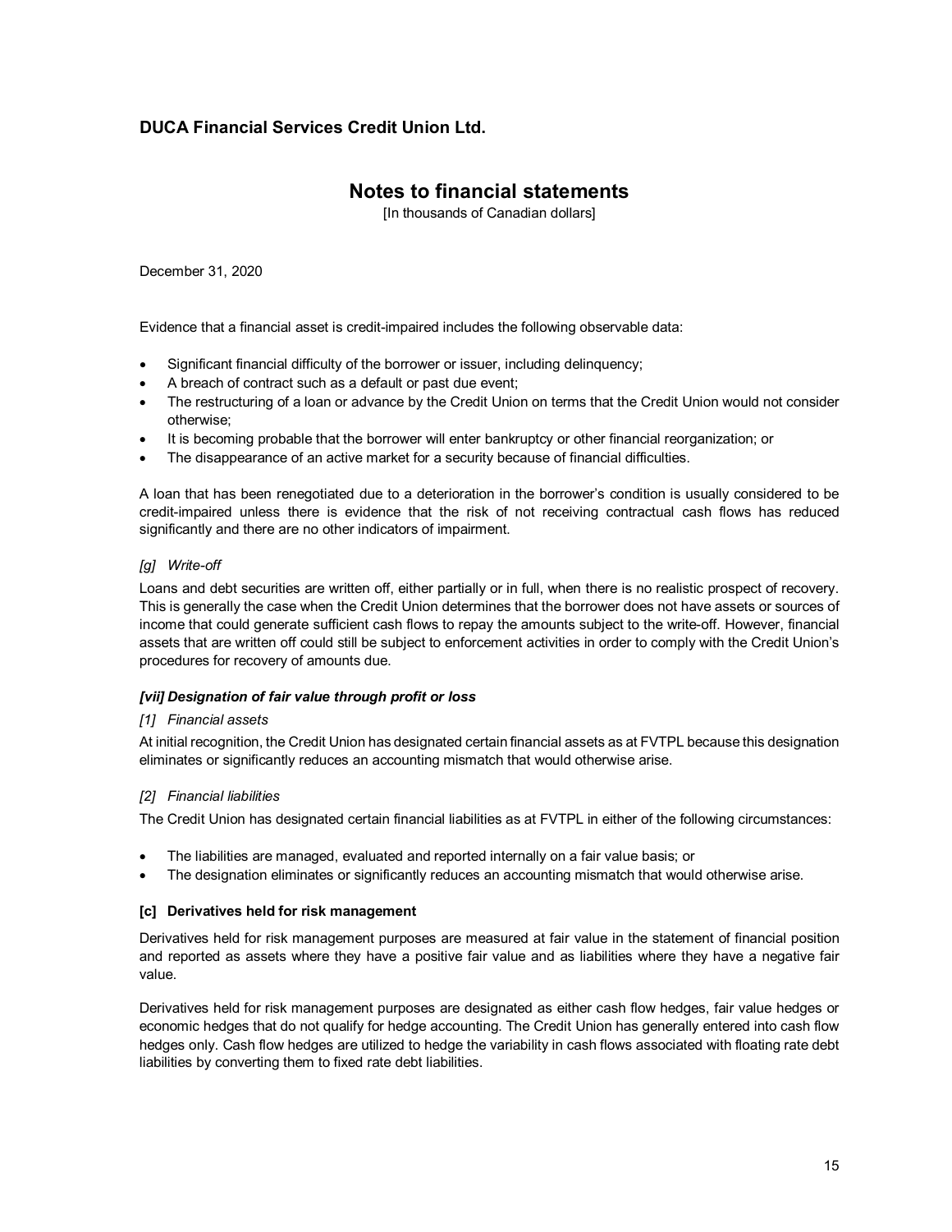Evidence that a financial asset is credit-impaired includes the following observable data:

- Significant financial difficulty of the borrower or issuer, including delinquency;
- A breach of contract such as a default or past due event;
- The restructuring of a loan or advance by the Credit Union on terms that the Credit Union would not consider otherwise;
- It is becoming probable that the borrower will enter bankruptcy or other financial reorganization; or
- The disappearance of an active market for a security because of financial difficulties.

A loan that has been renegotiated due to a deterioration in the borrower's condition is usually considered to be credit-impaired unless there is evidence that the risk of not receiving contractual cash flows has reduced significantly and there are no other indicators of impairment.

*[g] Write-off*

Loans and debt securities are written off, either partially or in full, when there is no realistic prospect of recovery. This is generally the case when the Credit Union determines that the borrower does not have assets or sources of income that could generate sufficient cash flows to repay the amounts subject to the write-off. However, financial assets that are written off could still be subject to enforcement activities in order to comply with the Credit Union's procedures for recovery of amounts due.

***[vii] Designation of fair value through profit or loss***

*[1] Financial assets*

At initial recognition, the Credit Union has designated certain financial assets as at FVTPL because this designation eliminates or significantly reduces an accounting mismatch that would otherwise arise.

*[2] Financial liabilities*

The Credit Union has designated certain financial liabilities as at FVTPL in either of the following circumstances:

- The liabilities are managed, evaluated and reported internally on a fair value basis; or
- The designation eliminates or significantly reduces an accounting mismatch that would otherwise arise.

**[c] Derivatives held for risk management**

Derivatives held for risk management purposes are measured at fair value in the statement of financial position and reported as assets where they have a positive fair value and as liabilities where they have a negative fair value.

Derivatives held for risk management purposes are designated as either cash flow hedges, fair value hedges or economic hedges that do not qualify for hedge accounting. The Credit Union has generally entered into cash flow hedges only. Cash flow hedges are utilized to hedge the variability in cash flows associated with floating rate debt liabilities by converting them to fixed rate debt liabilities.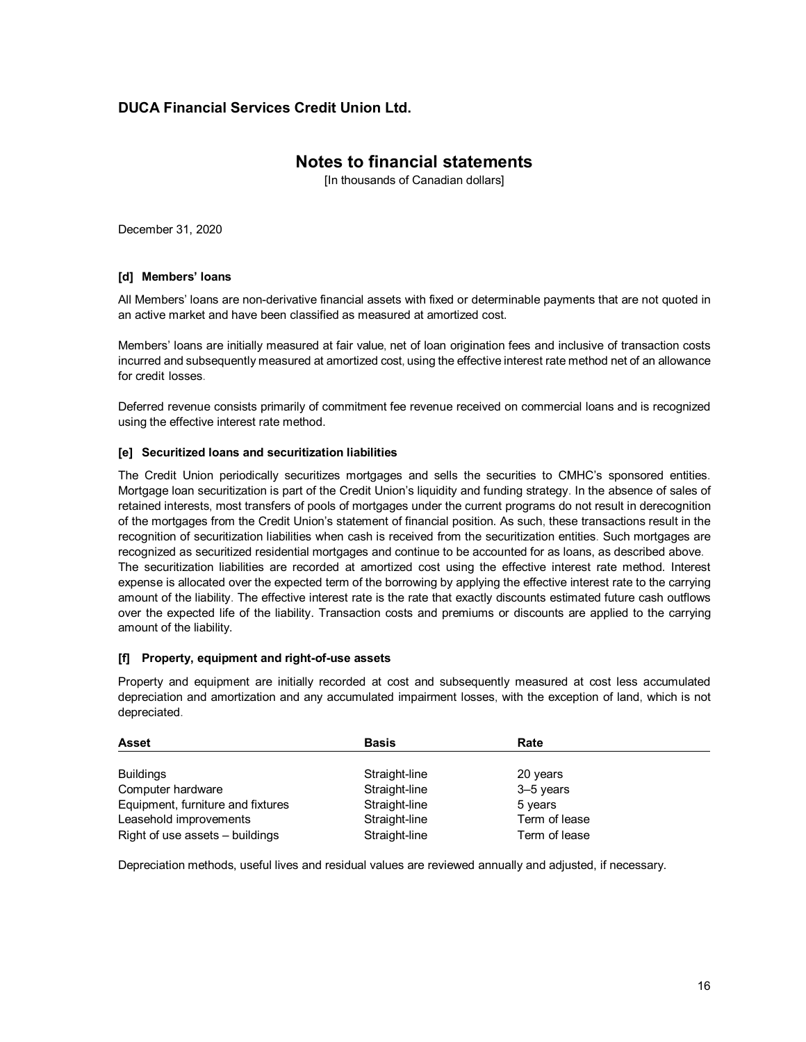**[d] Members' loans**

All Members' loans are non-derivative financial assets with fixed or determinable payments that are not quoted in an active market and have been classified as measured at amortized cost.

Members' loans are initially measured at fair value, net of loan origination fees and inclusive of transaction costs incurred and subsequently measured at amortized cost, using the effective interest rate method net of an allowance for credit losses.

Deferred revenue consists primarily of commitment fee revenue received on commercial loans and is recognized using the effective interest rate method.

**[e] Securitized loans and securitization liabilities**

The Credit Union periodically securitizes mortgages and sells the securities to CMHC's sponsored entities. Mortgage loan securitization is part of the Credit Union's liquidity and funding strategy. In the absence of sales of retained interests, most transfers of pools of mortgages under the current programs do not result in derecognition of the mortgages from the Credit Union's statement of financial position. As such, these transactions result in the recognition of securitization liabilities when cash is received from the securitization entities. Such mortgages are recognized as securitized residential mortgages and continue to be accounted for as loans, as described above. The securitization liabilities are recorded at amortized cost using the effective interest rate method. Interest expense is allocated over the expected term of the borrowing by applying the effective interest rate to the carrying amount of the liability. The effective interest rate is the rate that exactly discounts estimated future cash outflows over the expected life of the liability. Transaction costs and premiums or discounts are applied to the carrying amount of the liability.

**[f] Property, equipment and right-of-use assets**

Property and equipment are initially recorded at cost and subsequently measured at cost less accumulated depreciation and amortization and any accumulated impairment losses, with the exception of land, which is not depreciated.

| Asset | Basis | Rate |
|---|---|---|
| Buildings | Straight-line | 20 years |
| Computer hardware | Straight-line | 3–5 years |
| Equipment, furniture and fixtures | Straight-line | 5 years |
| Leasehold improvements | Straight-line | Term of lease |
| Right of use assets – buildings | Straight-line | Term of lease |

Depreciation methods, useful lives and residual values are reviewed annually and adjusted, if necessary.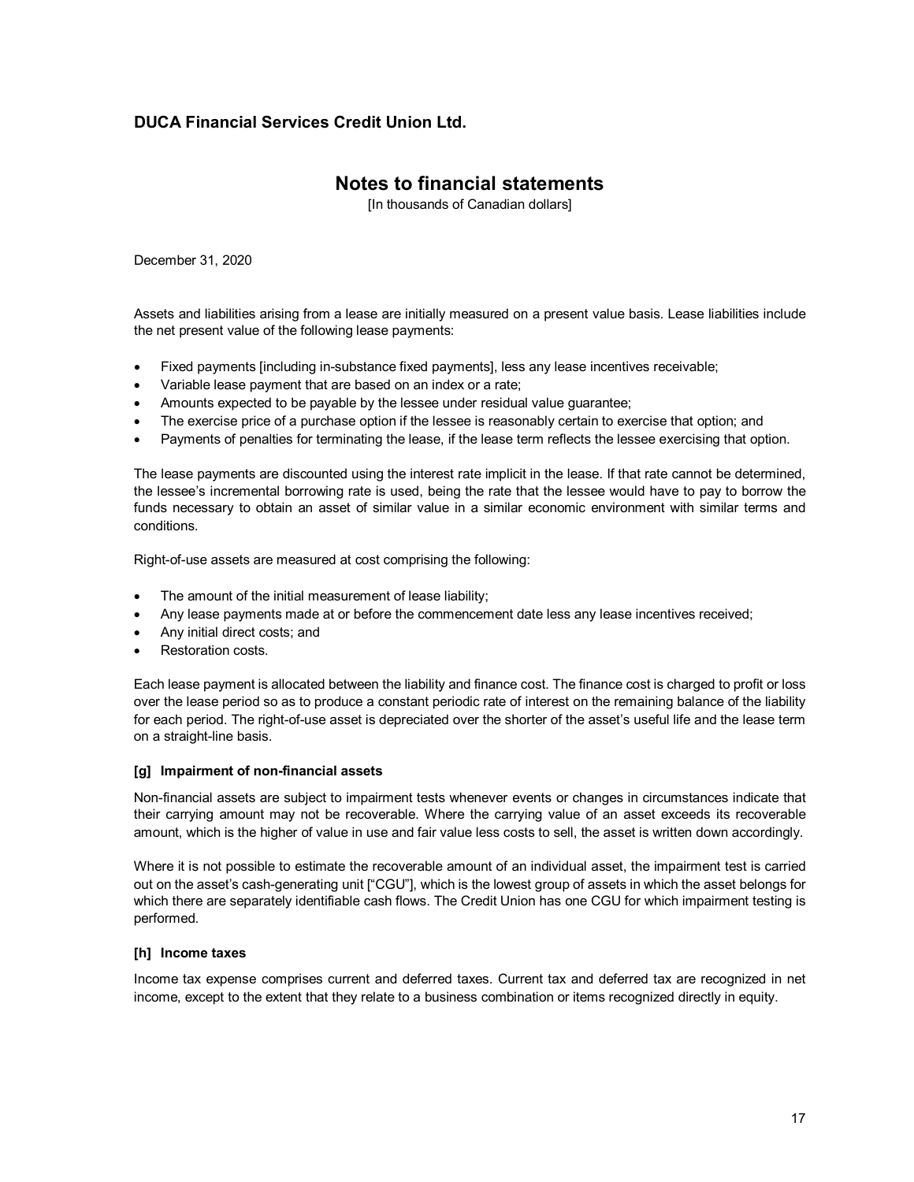Assets and liabilities arising from a lease are initially measured on a present value basis. Lease liabilities include the net present value of the following lease payments:

- Fixed payments [including in-substance fixed payments], less any lease incentives receivable;
- Variable lease payment that are based on an index or a rate;
- Amounts expected to be payable by the lessee under residual value guarantee;
- The exercise price of a purchase option if the lessee is reasonably certain to exercise that option; and
- Payments of penalties for terminating the lease, if the lease term reflects the lessee exercising that option.

The lease payments are discounted using the interest rate implicit in the lease. If that rate cannot be determined, the lessee's incremental borrowing rate is used, being the rate that the lessee would have to pay to borrow the funds necessary to obtain an asset of similar value in a similar economic environment with similar terms and conditions.

Right-of-use assets are measured at cost comprising the following:

- The amount of the initial measurement of lease liability;
- Any lease payments made at or before the commencement date less any lease incentives received;
- Any initial direct costs; and
- Restoration costs.

Each lease payment is allocated between the liability and finance cost. The finance cost is charged to profit or loss over the lease period so as to produce a constant periodic rate of interest on the remaining balance of the liability for each period. The right-of-use asset is depreciated over the shorter of the asset's useful life and the lease term on a straight-line basis.

#### [g] Impairment of non-financial assets

Non-financial assets are subject to impairment tests whenever events or changes in circumstances indicate that their carrying amount may not be recoverable. Where the carrying value of an asset exceeds its recoverable amount, which is the higher of value in use and fair value less costs to sell, the asset is written down accordingly.

Where it is not possible to estimate the recoverable amount of an individual asset, the impairment test is carried out on the asset's cash-generating unit ["CGU"], which is the lowest group of assets in which the asset belongs for which there are separately identifiable cash flows. The Credit Union has one CGU for which impairment testing is performed.

#### [h] Income taxes

Income tax expense comprises current and deferred taxes. Current tax and deferred tax are recognized in net income, except to the extent that they relate to a business combination or items recognized directly in equity.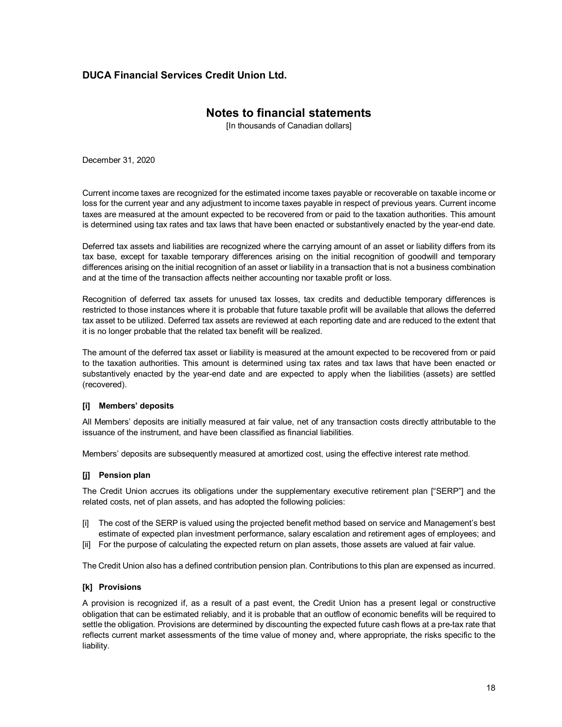Current income taxes are recognized for the estimated income taxes payable or recoverable on taxable income or loss for the current year and any adjustment to income taxes payable in respect of previous years. Current income taxes are measured at the amount expected to be recovered from or paid to the taxation authorities. This amount is determined using tax rates and tax laws that have been enacted or substantively enacted by the year-end date.

Deferred tax assets and liabilities are recognized where the carrying amount of an asset or liability differs from its tax base, except for taxable temporary differences arising on the initial recognition of goodwill and temporary differences arising on the initial recognition of an asset or liability in a transaction that is not a business combination and at the time of the transaction affects neither accounting nor taxable profit or loss.

Recognition of deferred tax assets for unused tax losses, tax credits and deductible temporary differences is restricted to those instances where it is probable that future taxable profit will be available that allows the deferred tax asset to be utilized. Deferred tax assets are reviewed at each reporting date and are reduced to the extent that it is no longer probable that the related tax benefit will be realized.

The amount of the deferred tax asset or liability is measured at the amount expected to be recovered from or paid to the taxation authorities. This amount is determined using tax rates and tax laws that have been enacted or substantively enacted by the year-end date and are expected to apply when the liabilities (assets) are settled (recovered).

### [i] Members' deposits

All Members' deposits are initially measured at fair value, net of any transaction costs directly attributable to the issuance of the instrument, and have been classified as financial liabilities.

Members' deposits are subsequently measured at amortized cost, using the effective interest rate method.

### [j] Pension plan

The Credit Union accrues its obligations under the supplementary executive retirement plan ["SERP"] and the related costs, net of plan assets, and has adopted the following policies:

[i] The cost of the SERP is valued using the projected benefit method based on service and Management's best estimate of expected plan investment performance, salary escalation and retirement ages of employees; and

[ii] For the purpose of calculating the expected return on plan assets, those assets are valued at fair value.

The Credit Union also has a defined contribution pension plan. Contributions to this plan are expensed as incurred.

### [k] Provisions

A provision is recognized if, as a result of a past event, the Credit Union has a present legal or constructive obligation that can be estimated reliably, and it is probable that an outflow of economic benefits will be required to settle the obligation. Provisions are determined by discounting the expected future cash flows at a pre-tax rate that reflects current market assessments of the time value of money and, where appropriate, the risks specific to the liability.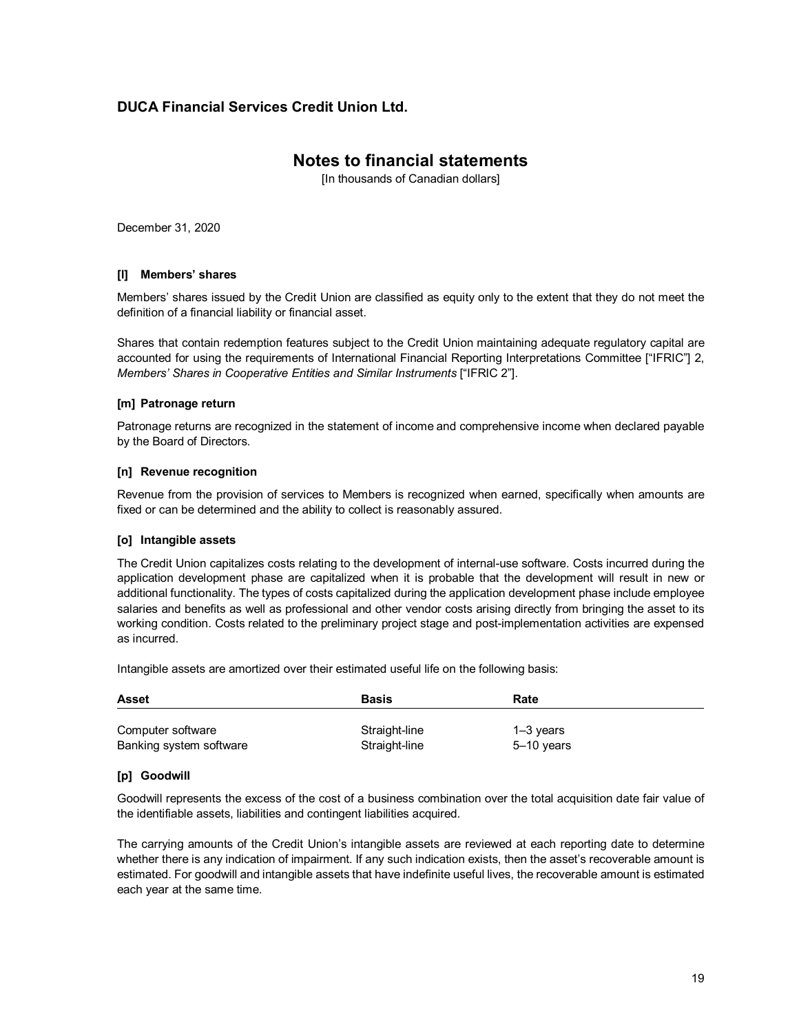DUCA Financial Services Credit Union Ltd.

# Notes to financial statements

[In thousands of Canadian dollars]

December 31, 2020

### [l] Members' shares

Members' shares issued by the Credit Union are classified as equity only to the extent that they do not meet the definition of a financial liability or financial asset.

Shares that contain redemption features subject to the Credit Union maintaining adequate regulatory capital are accounted for using the requirements of International Financial Reporting Interpretations Committee ["IFRIC"] 2, *Members' Shares in Cooperative Entities and Similar Instruments* ["IFRIC 2"].

### [m] Patronage return

Patronage returns are recognized in the statement of income and comprehensive income when declared payable by the Board of Directors.

### [n] Revenue recognition

Revenue from the provision of services to Members is recognized when earned, specifically when amounts are fixed or can be determined and the ability to collect is reasonably assured.

### [o] Intangible assets

The Credit Union capitalizes costs relating to the development of internal-use software. Costs incurred during the application development phase are capitalized when it is probable that the development will result in new or additional functionality. The types of costs capitalized during the application development phase include employee salaries and benefits as well as professional and other vendor costs arising directly from bringing the asset to its working condition. Costs related to the preliminary project stage and post-implementation activities are expensed as incurred.

Intangible assets are amortized over their estimated useful life on the following basis:

| Asset | Basis | Rate |
|---|---|---|
| Computer software | Straight-line | 1–3 years |
| Banking system software | Straight-line | 5–10 years |

### [p] Goodwill

Goodwill represents the excess of the cost of a business combination over the total acquisition date fair value of the identifiable assets, liabilities and contingent liabilities acquired.

The carrying amounts of the Credit Union's intangible assets are reviewed at each reporting date to determine whether there is any indication of impairment. If any such indication exists, then the asset's recoverable amount is estimated. For goodwill and intangible assets that have indefinite useful lives, the recoverable amount is estimated each year at the same time.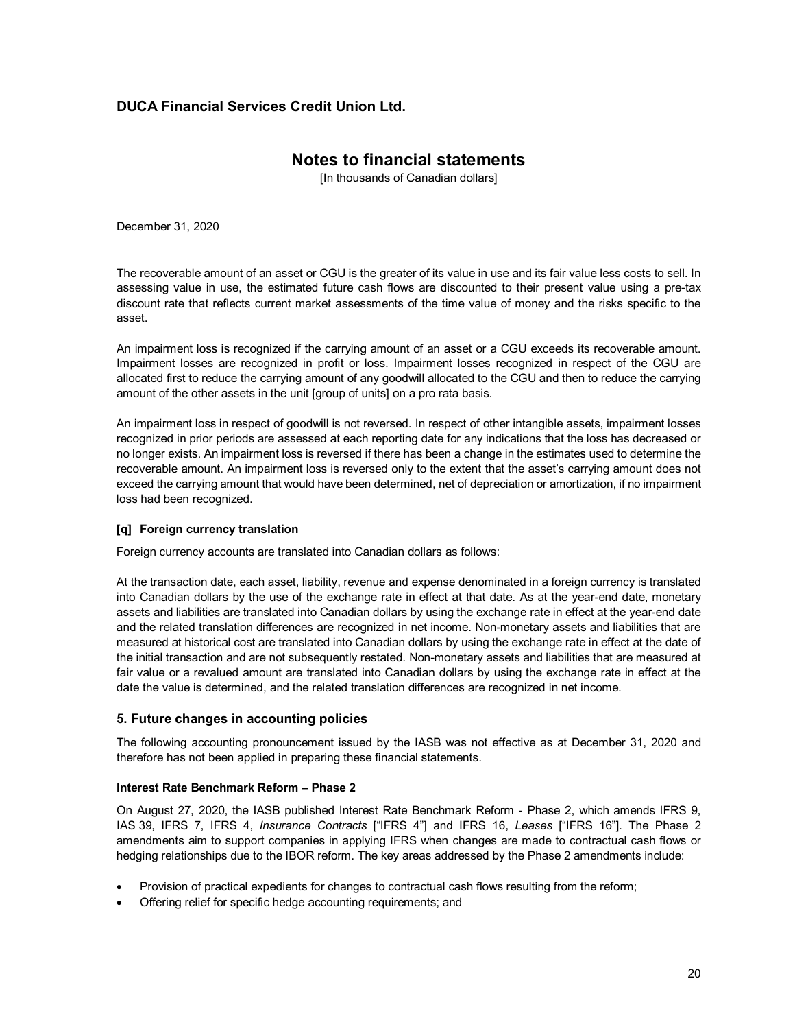The recoverable amount of an asset or CGU is the greater of its value in use and its fair value less costs to sell. In assessing value in use, the estimated future cash flows are discounted to their present value using a pre-tax discount rate that reflects current market assessments of the time value of money and the risks specific to the asset.

An impairment loss is recognized if the carrying amount of an asset or a CGU exceeds its recoverable amount. Impairment losses are recognized in profit or loss. Impairment losses recognized in respect of the CGU are allocated first to reduce the carrying amount of any goodwill allocated to the CGU and then to reduce the carrying amount of the other assets in the unit [group of units] on a pro rata basis.

An impairment loss in respect of goodwill is not reversed. In respect of other intangible assets, impairment losses recognized in prior periods are assessed at each reporting date for any indications that the loss has decreased or no longer exists. An impairment loss is reversed if there has been a change in the estimates used to determine the recoverable amount. An impairment loss is reversed only to the extent that the asset's carrying amount does not exceed the carrying amount that would have been determined, net of depreciation or amortization, if no impairment loss had been recognized.

**[q] Foreign currency translation**

Foreign currency accounts are translated into Canadian dollars as follows:

At the transaction date, each asset, liability, revenue and expense denominated in a foreign currency is translated into Canadian dollars by the use of the exchange rate in effect at that date. As at the year-end date, monetary assets and liabilities are translated into Canadian dollars by using the exchange rate in effect at the year-end date and the related translation differences are recognized in net income. Non-monetary assets and liabilities that are measured at historical cost are translated into Canadian dollars by using the exchange rate in effect at the date of the initial transaction and are not subsequently restated. Non-monetary assets and liabilities that are measured at fair value or a revalued amount are translated into Canadian dollars by using the exchange rate in effect at the date the value is determined, and the related translation differences are recognized in net income.

## 5. Future changes in accounting policies

The following accounting pronouncement issued by the IASB was not effective as at December 31, 2020 and therefore has not been applied in preparing these financial statements.

**Interest Rate Benchmark Reform – Phase 2**

On August 27, 2020, the IASB published Interest Rate Benchmark Reform - Phase 2, which amends IFRS 9, IAS 39, IFRS 7, IFRS 4, *Insurance Contracts* ["IFRS 4"] and IFRS 16, *Leases* ["IFRS 16"]. The Phase 2 amendments aim to support companies in applying IFRS when changes are made to contractual cash flows or hedging relationships due to the IBOR reform. The key areas addressed by the Phase 2 amendments include:

- Provision of practical expedients for changes to contractual cash flows resulting from the reform;
- Offering relief for specific hedge accounting requirements; and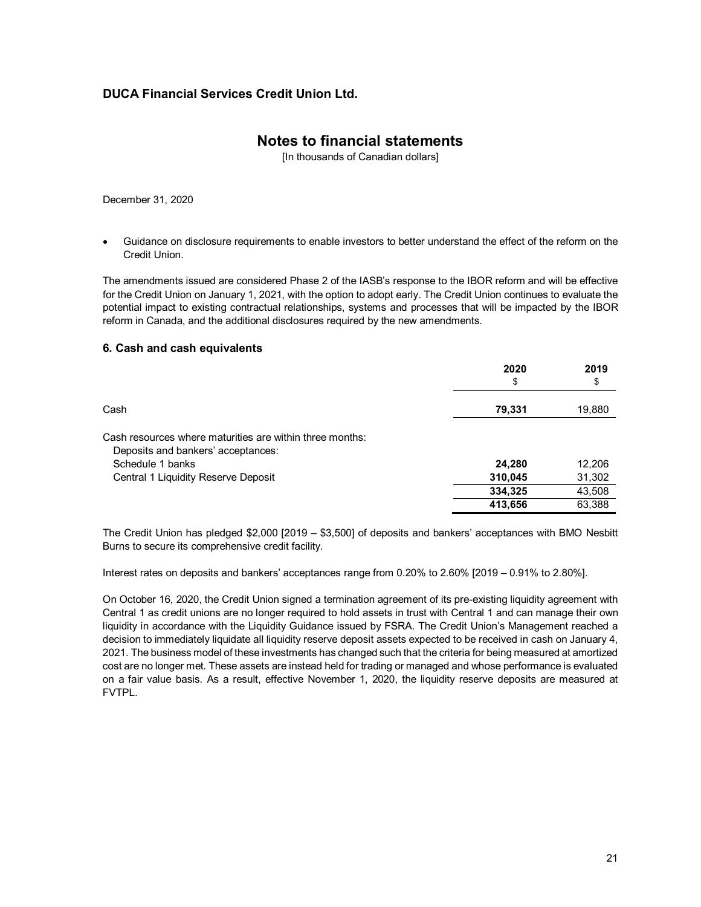- Guidance on disclosure requirements to enable investors to better understand the effect of the reform on the Credit Union.

The amendments issued are considered Phase 2 of the IASB's response to the IBOR reform and will be effective for the Credit Union on January 1, 2021, with the option to adopt early. The Credit Union continues to evaluate the potential impact to existing contractual relationships, systems and processes that will be impacted by the IBOR reform in Canada, and the additional disclosures required by the new amendments.

### 6. Cash and cash equivalents

| | 2020<br>$ | 2019<br>$ |
|---|---|---|
| Cash | **79,331** | 19,880 |
| Cash resources where maturities are within three months: | | |
| Deposits and bankers' acceptances: | | |
| Schedule 1 banks | **24,280** | 12,206 |
| Central 1 Liquidity Reserve Deposit | **310,045** | 31,302 |
| | **334,325** | 43,508 |
| | **413,656** | 63,388 |

The Credit Union has pledged $2,000 [2019 – $3,500] of deposits and bankers' acceptances with BMO Nesbitt Burns to secure its comprehensive credit facility.

Interest rates on deposits and bankers' acceptances range from 0.20% to 2.60% [2019 – 0.91% to 2.80%].

On October 16, 2020, the Credit Union signed a termination agreement of its pre-existing liquidity agreement with Central 1 as credit unions are no longer required to hold assets in trust with Central 1 and can manage their own liquidity in accordance with the Liquidity Guidance issued by FSRA. The Credit Union's Management reached a decision to immediately liquidate all liquidity reserve deposit assets expected to be received in cash on January 4, 2021. The business model of these investments has changed such that the criteria for being measured at amortized cost are no longer met. These assets are instead held for trading or managed and whose performance is evaluated on a fair value basis. As a result, effective November 1, 2020, the liquidity reserve deposits are measured at FVTPL.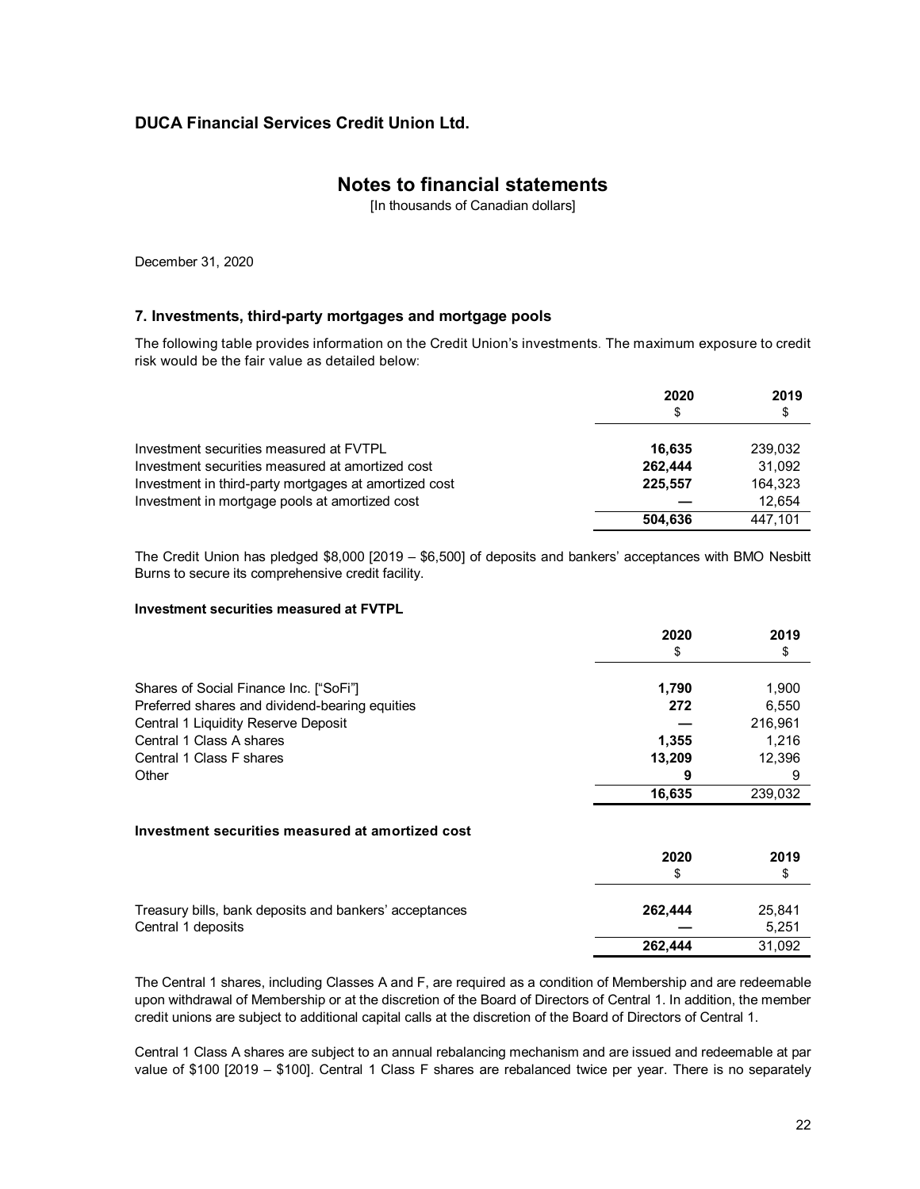# DUCA Financial Services Credit Union Ltd.

## Notes to financial statements

[In thousands of Canadian dollars]

December 31, 2020

### 7. Investments, third-party mortgages and mortgage pools

The following table provides information on the Credit Union's investments. The maximum exposure to credit risk would be the fair value as detailed below:

| | 2020<br>$ | 2019<br>$ |
|---|---|---|
| Investment securities measured at FVTPL | **16,635** | 239,032 |
| Investment securities measured at amortized cost | **262,444** | 31,092 |
| Investment in third-party mortgages at amortized cost | **225,557** | 164,323 |
| Investment in mortgage pools at amortized cost | **—** | 12,654 |
| | **504,636** | 447,101 |

The Credit Union has pledged $8,000 [2019 – $6,500] of deposits and bankers' acceptances with BMO Nesbitt Burns to secure its comprehensive credit facility.

#### Investment securities measured at FVTPL

| | 2020<br>$ | 2019<br>$ |
|---|---|---|
| Shares of Social Finance Inc. ["SoFi"] | **1,790** | 1,900 |
| Preferred shares and dividend-bearing equities | **272** | 6,550 |
| Central 1 Liquidity Reserve Deposit | **—** | 216,961 |
| Central 1 Class A shares | **1,355** | 1,216 |
| Central 1 Class F shares | **13,209** | 12,396 |
| Other | **9** | 9 |
| | **16,635** | 239,032 |

#### Investment securities measured at amortized cost

| | 2020<br>$ | 2019<br>$ |
|---|---|---|
| Treasury bills, bank deposits and bankers' acceptances | **262,444** | 25,841 |
| Central 1 deposits | **—** | 5,251 |
| | **262,444** | 31,092 |

The Central 1 shares, including Classes A and F, are required as a condition of Membership and are redeemable upon withdrawal of Membership or at the discretion of the Board of Directors of Central 1. In addition, the member credit unions are subject to additional capital calls at the discretion of the Board of Directors of Central 1.

Central 1 Class A shares are subject to an annual rebalancing mechanism and are issued and redeemable at par value of $100 [2019 – $100]. Central 1 Class F shares are rebalanced twice per year. There is no separately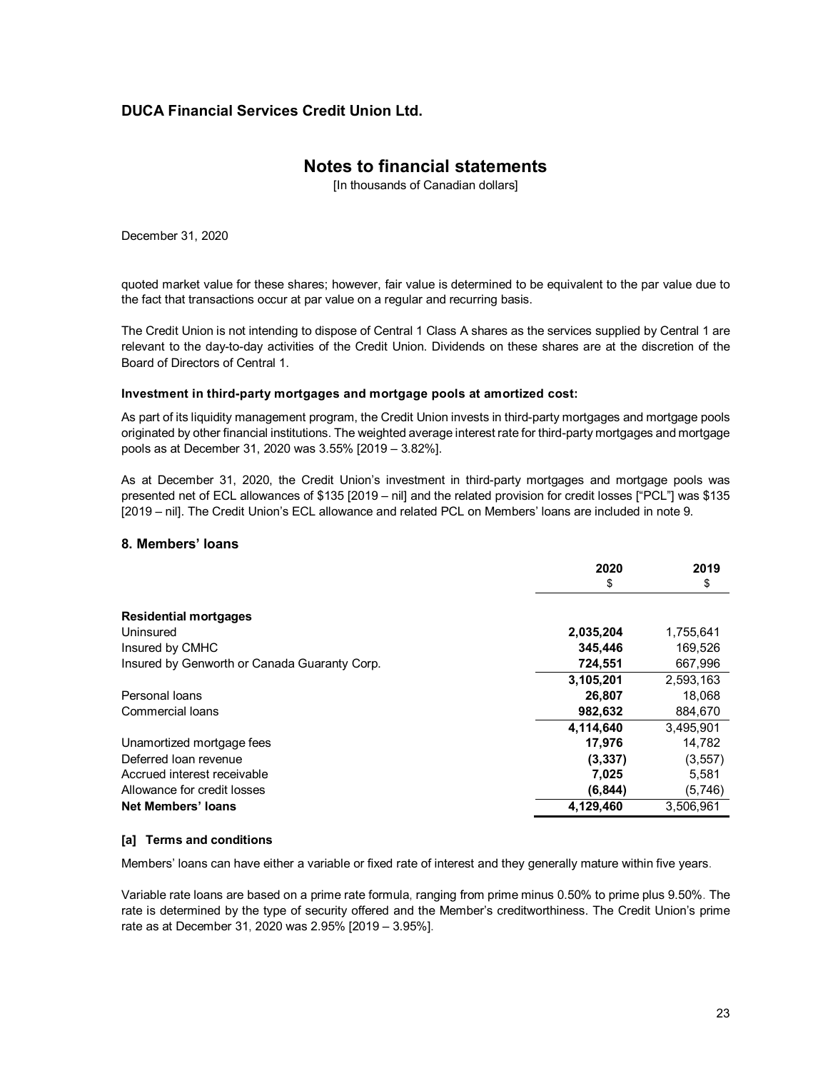quoted market value for these shares; however, fair value is determined to be equivalent to the par value due to the fact that transactions occur at par value on a regular and recurring basis.

The Credit Union is not intending to dispose of Central 1 Class A shares as the services supplied by Central 1 are relevant to the day-to-day activities of the Credit Union. Dividends on these shares are at the discretion of the Board of Directors of Central 1.

**Investment in third-party mortgages and mortgage pools at amortized cost:**

As part of its liquidity management program, the Credit Union invests in third-party mortgages and mortgage pools originated by other financial institutions. The weighted average interest rate for third-party mortgages and mortgage pools as at December 31, 2020 was 3.55% [2019 – 3.82%].

As at December 31, 2020, the Credit Union's investment in third-party mortgages and mortgage pools was presented net of ECL allowances of $135 [2019 – nil] and the related provision for credit losses ["PCL"] was $135 [2019 – nil]. The Credit Union's ECL allowance and related PCL on Members' loans are included in note 9.

## 8. Members' loans

| | 2020<br>$ | 2019<br>$ |
|---|---|---|
| **Residential mortgages** | | |
| Uninsured | **2,035,204** | 1,755,641 |
| Insured by CMHC | **345,446** | 169,526 |
| Insured by Genworth or Canada Guaranty Corp. | **724,551** | 667,996 |
| | **3,105,201** | 2,593,163 |
| Personal loans | **26,807** | 18,068 |
| Commercial loans | **982,632** | 884,670 |
| | **4,114,640** | 3,495,901 |
| Unamortized mortgage fees | **17,976** | 14,782 |
| Deferred loan revenue | **(3,337)** | (3,557) |
| Accrued interest receivable | **7,025** | 5,581 |
| Allowance for credit losses | **(6,844)** | (5,746) |
| **Net Members' loans** | **4,129,460** | 3,506,961 |

### [a] Terms and conditions

Members' loans can have either a variable or fixed rate of interest and they generally mature within five years.

Variable rate loans are based on a prime rate formula, ranging from prime minus 0.50% to prime plus 9.50%. The rate is determined by the type of security offered and the Member's creditworthiness. The Credit Union's prime rate as at December 31, 2020 was 2.95% [2019 – 3.95%].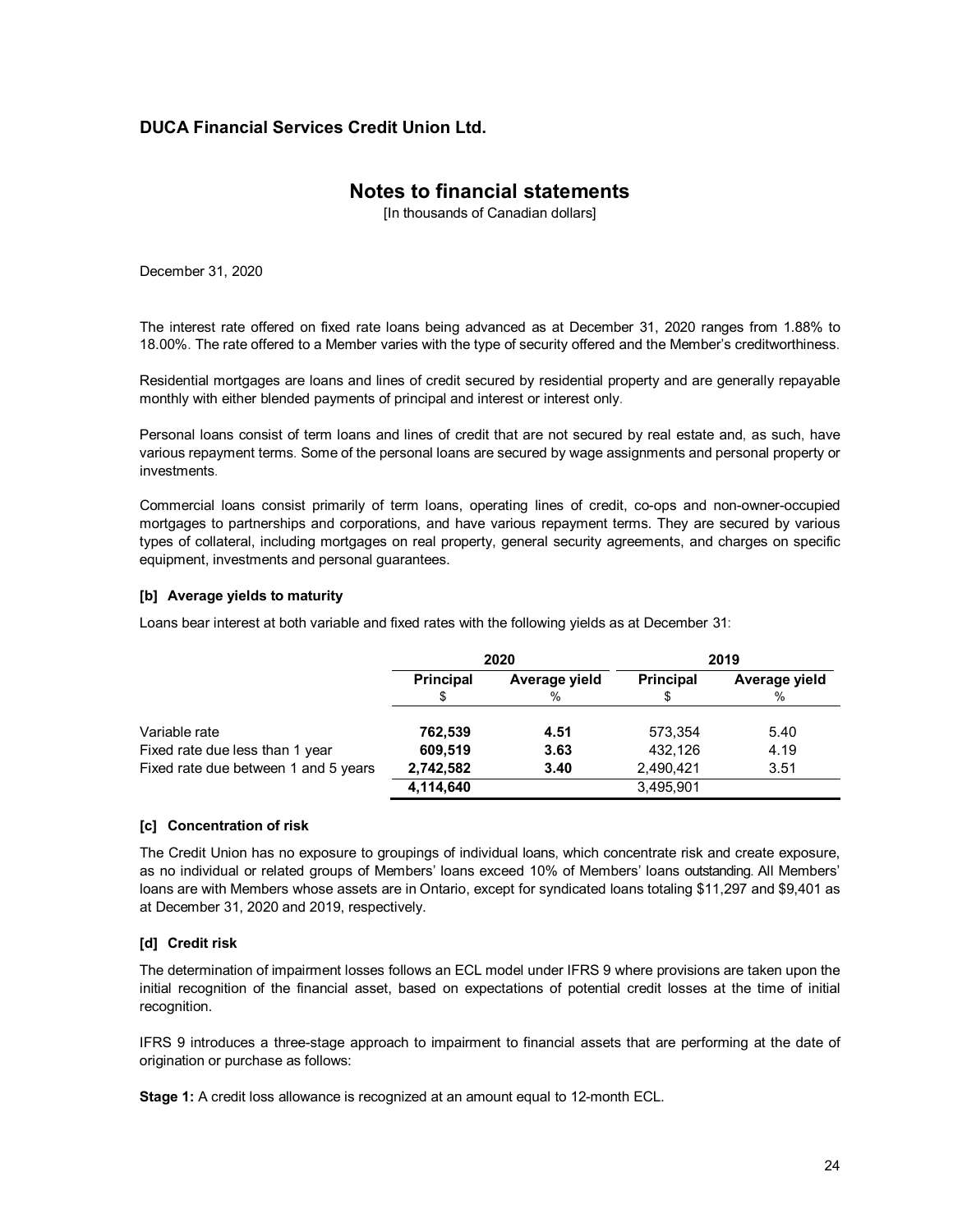The interest rate offered on fixed rate loans being advanced as at December 31, 2020 ranges from 1.88% to 18.00%. The rate offered to a Member varies with the type of security offered and the Member's creditworthiness.

Residential mortgages are loans and lines of credit secured by residential property and are generally repayable monthly with either blended payments of principal and interest or interest only.

Personal loans consist of term loans and lines of credit that are not secured by real estate and, as such, have various repayment terms. Some of the personal loans are secured by wage assignments and personal property or investments.

Commercial loans consist primarily of term loans, operating lines of credit, co-ops and non-owner-occupied mortgages to partnerships and corporations, and have various repayment terms. They are secured by various types of collateral, including mortgages on real property, general security agreements, and charges on specific equipment, investments and personal guarantees.

**[b] Average yields to maturity**

Loans bear interest at both variable and fixed rates with the following yields as at December 31:

| | 2020 | | 2019 | |
|---|---|---|---|---|
| | Principal<br>$ | Average yield<br>% | Principal<br>$ | Average yield<br>% |
| Variable rate | **762,539** | **4.51** | 573,354 | 5.40 |
| Fixed rate due less than 1 year | **609,519** | **3.63** | 432,126 | 4.19 |
| Fixed rate due between 1 and 5 years | **2,742,582** | **3.40** | 2,490,421 | 3.51 |
| | **4,114,640** | | 3,495,901 | |

**[c] Concentration of risk**

The Credit Union has no exposure to groupings of individual loans, which concentrate risk and create exposure, as no individual or related groups of Members' loans exceed 10% of Members' loans outstanding. All Members' loans are with Members whose assets are in Ontario, except for syndicated loans totaling $11,297 and $9,401 as at December 31, 2020 and 2019, respectively.

**[d] Credit risk**

The determination of impairment losses follows an ECL model under IFRS 9 where provisions are taken upon the initial recognition of the financial asset, based on expectations of potential credit losses at the time of initial recognition.

IFRS 9 introduces a three-stage approach to impairment to financial assets that are performing at the date of origination or purchase as follows:

**Stage 1:** A credit loss allowance is recognized at an amount equal to 12-month ECL.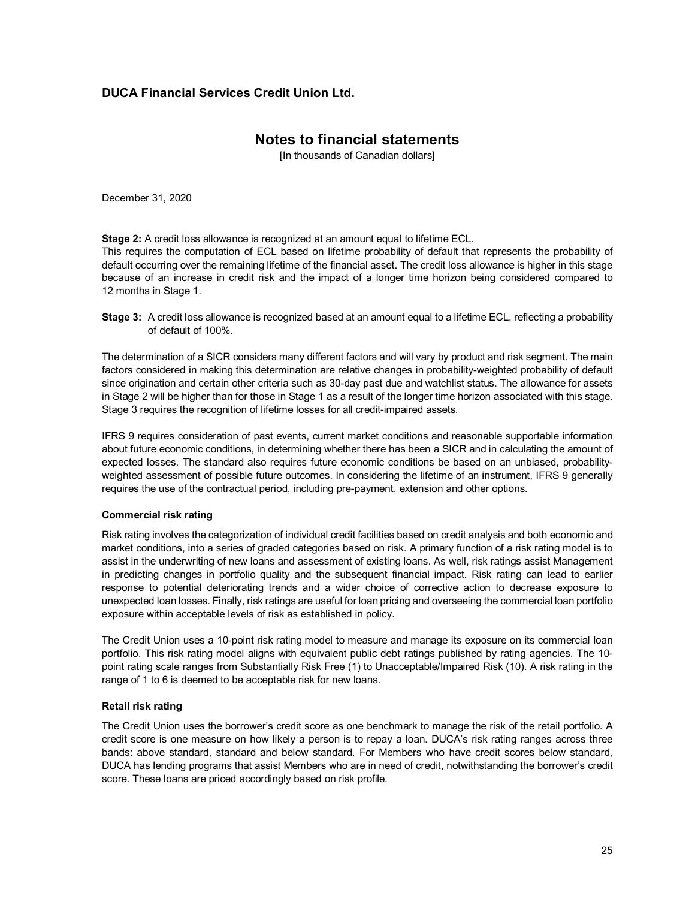**Stage 2:** A credit loss allowance is recognized at an amount equal to lifetime ECL.
This requires the computation of ECL based on lifetime probability of default that represents the probability of default occurring over the remaining lifetime of the financial asset. The credit loss allowance is higher in this stage because of an increase in credit risk and the impact of a longer time horizon being considered compared to 12 months in Stage 1.

**Stage 3:** A credit loss allowance is recognized based at an amount equal to a lifetime ECL, reflecting a probability of default of 100%.

The determination of a SICR considers many different factors and will vary by product and risk segment. The main factors considered in making this determination are relative changes in probability-weighted probability of default since origination and certain other criteria such as 30-day past due and watchlist status. The allowance for assets in Stage 2 will be higher than for those in Stage 1 as a result of the longer time horizon associated with this stage. Stage 3 requires the recognition of lifetime losses for all credit-impaired assets.

IFRS 9 requires consideration of past events, current market conditions and reasonable supportable information about future economic conditions, in determining whether there has been a SICR and in calculating the amount of expected losses. The standard also requires future economic conditions be based on an unbiased, probability-weighted assessment of possible future outcomes. In considering the lifetime of an instrument, IFRS 9 generally requires the use of the contractual period, including pre-payment, extension and other options.

#### Commercial risk rating

Risk rating involves the categorization of individual credit facilities based on credit analysis and both economic and market conditions, into a series of graded categories based on risk. A primary function of a risk rating model is to assist in the underwriting of new loans and assessment of existing loans. As well, risk ratings assist Management in predicting changes in portfolio quality and the subsequent financial impact. Risk rating can lead to earlier response to potential deteriorating trends and a wider choice of corrective action to decrease exposure to unexpected loan losses. Finally, risk ratings are useful for loan pricing and overseeing the commercial loan portfolio exposure within acceptable levels of risk as established in policy.

The Credit Union uses a 10-point risk rating model to measure and manage its exposure on its commercial loan portfolio. This risk rating model aligns with equivalent public debt ratings published by rating agencies. The 10-point rating scale ranges from Substantially Risk Free (1) to Unacceptable/Impaired Risk (10). A risk rating in the range of 1 to 6 is deemed to be acceptable risk for new loans.

#### Retail risk rating

The Credit Union uses the borrower's credit score as one benchmark to manage the risk of the retail portfolio. A credit score is one measure on how likely a person is to repay a loan. DUCA's risk rating ranges across three bands: above standard, standard and below standard. For Members who have credit scores below standard, DUCA has lending programs that assist Members who are in need of credit, notwithstanding the borrower's credit score. These loans are priced accordingly based on risk profile.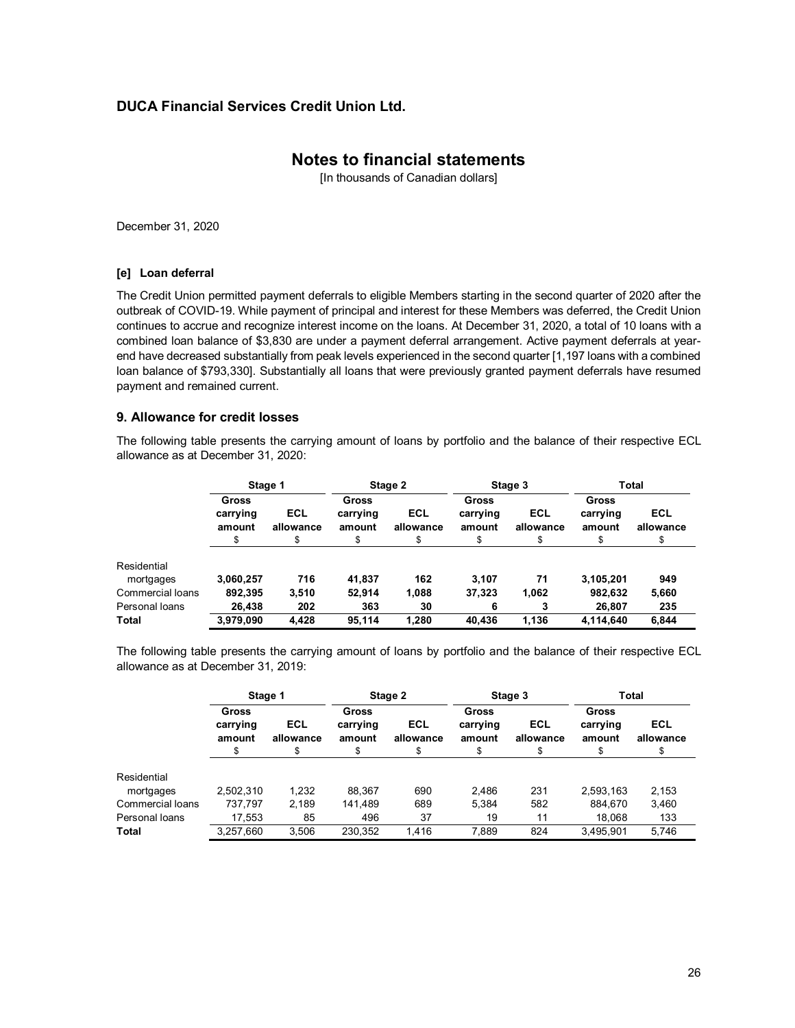DUCA Financial Services Credit Union Ltd.

# Notes to financial statements

[In thousands of Canadian dollars]

December 31, 2020

**[e] Loan deferral**

The Credit Union permitted payment deferrals to eligible Members starting in the second quarter of 2020 after the outbreak of COVID-19. While payment of principal and interest for these Members was deferred, the Credit Union continues to accrue and recognize interest income on the loans. At December 31, 2020, a total of 10 loans with a combined loan balance of $3,830 are under a payment deferral arrangement. Active payment deferrals at year-end have decreased substantially from peak levels experienced in the second quarter [1,197 loans with a combined loan balance of $793,330]. Substantially all loans that were previously granted payment deferrals have resumed payment and remained current.

## 9. Allowance for credit losses

The following table presents the carrying amount of loans by portfolio and the balance of their respective ECL allowance as at December 31, 2020:

| | Stage 1 | | Stage 2 | | Stage 3 | | Total | |
|---|---|---|---|---|---|---|---|---|
| | Gross carrying amount $ | ECL allowance $ | Gross carrying amount $ | ECL allowance $ | Gross carrying amount $ | ECL allowance $ | Gross carrying amount $ | ECL allowance $ |
| Residential mortgages | **3,060,257** | **716** | **41,837** | **162** | **3,107** | **71** | **3,105,201** | **949** |
| Commercial loans | **892,395** | **3,510** | **52,914** | **1,088** | **37,323** | **1,062** | **982,632** | **5,660** |
| Personal loans | **26,438** | **202** | **363** | **30** | **6** | **3** | **26,807** | **235** |
| **Total** | **3,979,090** | **4,428** | **95,114** | **1,280** | **40,436** | **1,136** | **4,114,640** | **6,844** |

The following table presents the carrying amount of loans by portfolio and the balance of their respective ECL allowance as at December 31, 2019:

| | Stage 1 | | Stage 2 | | Stage 3 | | Total | |
|---|---|---|---|---|---|---|---|---|
| | Gross carrying amount $ | ECL allowance $ | Gross carrying amount $ | ECL allowance $ | Gross carrying amount $ | ECL allowance $ | Gross carrying amount $ | ECL allowance $ |
| Residential mortgages | 2,502,310 | 1,232 | 88,367 | 690 | 2,486 | 231 | 2,593,163 | 2,153 |
| Commercial loans | 737,797 | 2,189 | 141,489 | 689 | 5,384 | 582 | 884,670 | 3,460 |
| Personal loans | 17,553 | 85 | 496 | 37 | 19 | 11 | 18,068 | 133 |
| **Total** | 3,257,660 | 3,506 | 230,352 | 1,416 | 7,889 | 824 | 3,495,901 | 5,746 |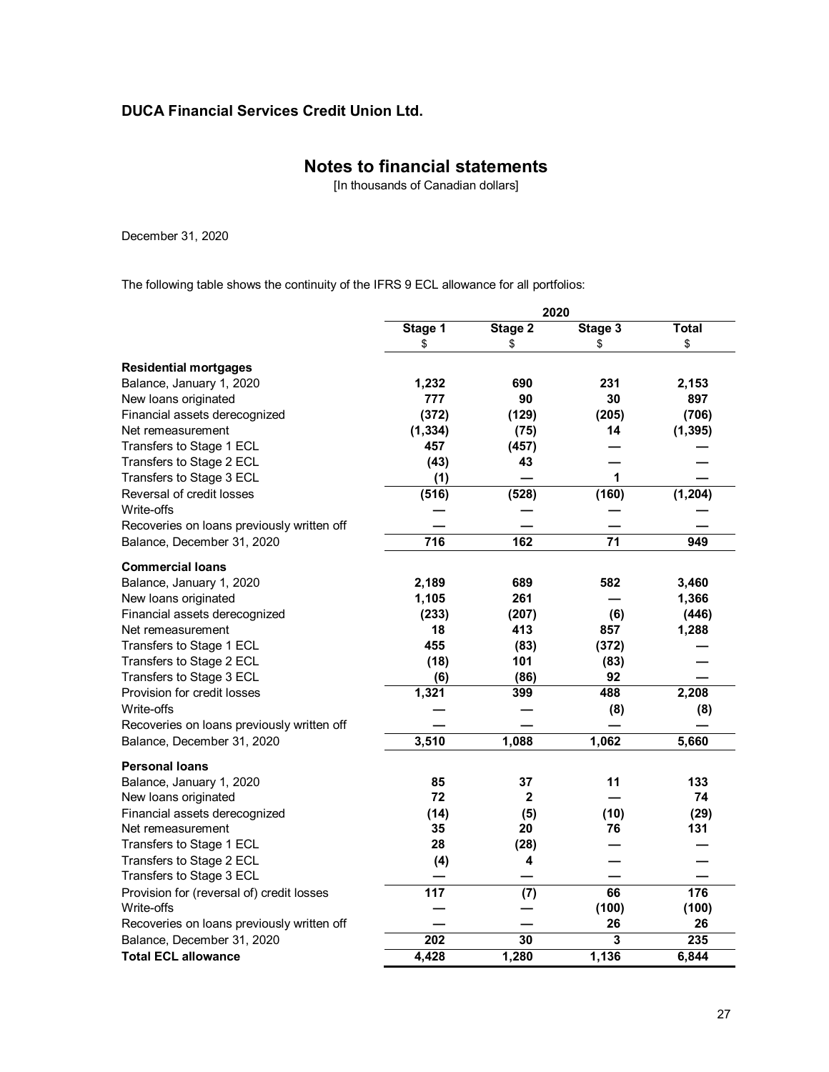DUCA Financial Services Credit Union Ltd.

# Notes to financial statements

[In thousands of Canadian dollars]

December 31, 2020

The following table shows the continuity of the IFRS 9 ECL allowance for all portfolios:

| | 2020 | | | |
|---|---|---|---|---|
| | Stage 1 | Stage 2 | Stage 3 | Total |
| | $ | $ | $ | $ |
| **Residential mortgages** | | | | |
| Balance, January 1, 2020 | **1,232** | **690** | **231** | **2,153** |
| New loans originated | **777** | **90** | **30** | **897** |
| Financial assets derecognized | **(372)** | **(129)** | **(205)** | **(706)** |
| Net remeasurement | **(1,334)** | **(75)** | **14** | **(1,395)** |
| Transfers to Stage 1 ECL | **457** | **(457)** | **—** | **—** |
| Transfers to Stage 2 ECL | **(43)** | **43** | **—** | **—** |
| Transfers to Stage 3 ECL | **(1)** | **—** | **1** | **—** |
| Reversal of credit losses | **(516)** | **(528)** | **(160)** | **(1,204)** |
| Write-offs | **—** | **—** | **—** | **—** |
| Recoveries on loans previously written off | **—** | **—** | **—** | **—** |
| Balance, December 31, 2020 | **716** | **162** | **71** | **949** |
| **Commercial loans** | | | | |
| Balance, January 1, 2020 | **2,189** | **689** | **582** | **3,460** |
| New loans originated | **1,105** | **261** | **—** | **1,366** |
| Financial assets derecognized | **(233)** | **(207)** | **(6)** | **(446)** |
| Net remeasurement | **18** | **413** | **857** | **1,288** |
| Transfers to Stage 1 ECL | **455** | **(83)** | **(372)** | **—** |
| Transfers to Stage 2 ECL | **(18)** | **101** | **(83)** | **—** |
| Transfers to Stage 3 ECL | **(6)** | **(86)** | **92** | **—** |
| Provision for credit losses | **1,321** | **399** | **488** | **2,208** |
| Write-offs | **—** | **—** | **(8)** | **(8)** |
| Recoveries on loans previously written off | **—** | **—** | **—** | **—** |
| Balance, December 31, 2020 | **3,510** | **1,088** | **1,062** | **5,660** |
| **Personal loans** | | | | |
| Balance, January 1, 2020 | **85** | **37** | **11** | **133** |
| New loans originated | **72** | **2** | **—** | **74** |
| Financial assets derecognized | **(14)** | **(5)** | **(10)** | **(29)** |
| Net remeasurement | **35** | **20** | **76** | **131** |
| Transfers to Stage 1 ECL | **28** | **(28)** | **—** | **—** |
| Transfers to Stage 2 ECL | **(4)** | **4** | **—** | **—** |
| Transfers to Stage 3 ECL | **—** | **—** | **—** | **—** |
| Provision for (reversal of) credit losses | **117** | **(7)** | **66** | **176** |
| Write-offs | **—** | **—** | **(100)** | **(100)** |
| Recoveries on loans previously written off | **—** | **—** | **26** | **26** |
| Balance, December 31, 2020 | **202** | **30** | **3** | **235** |
| **Total ECL allowance** | **4,428** | **1,280** | **1,136** | **6,844** |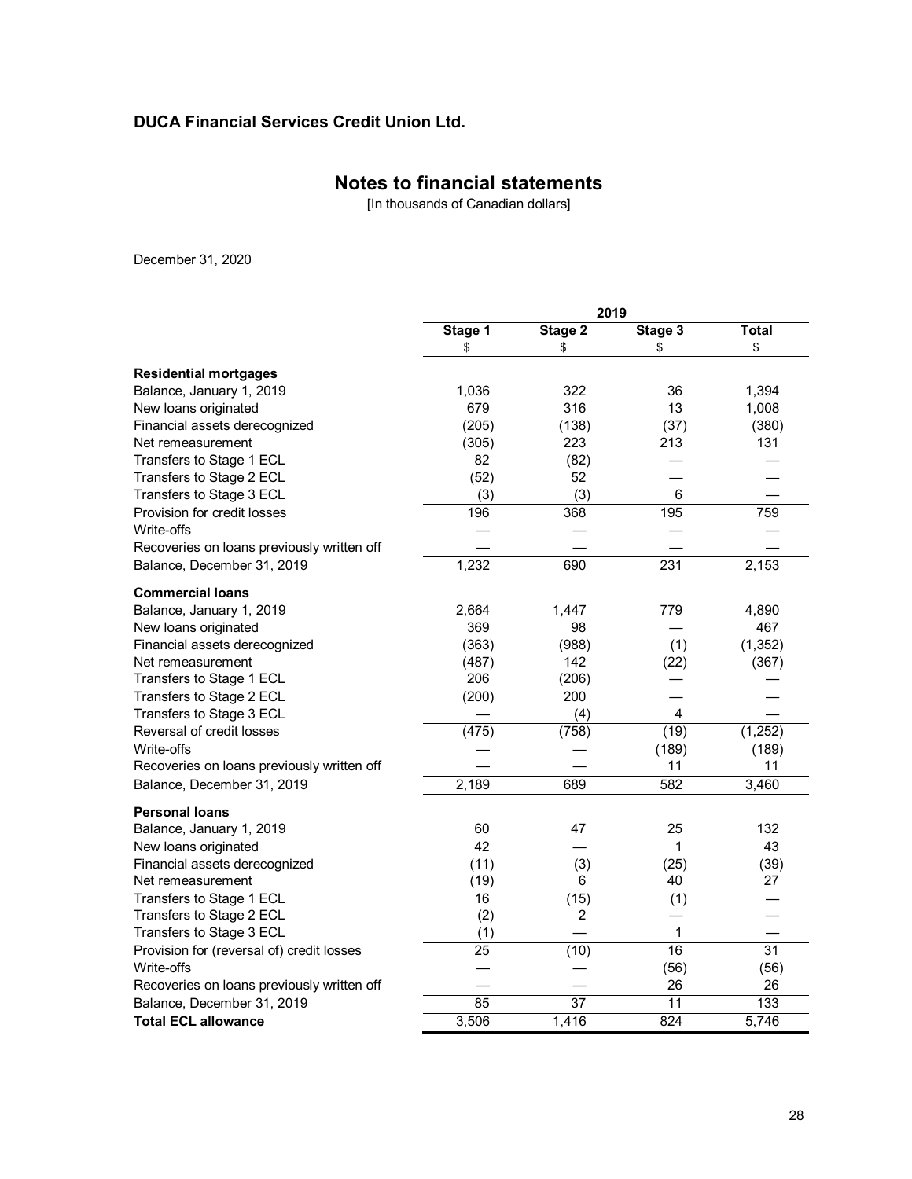# DUCA Financial Services Credit Union Ltd.

## Notes to financial statements

[In thousands of Canadian dollars]

December 31, 2020

| | 2019 | | | |
|---|---|---|---|---|
| | Stage 1 | Stage 2 | Stage 3 | Total |
| | $ | $ | $ | $ |
| **Residential mortgages** | | | | |
| Balance, January 1, 2019 | 1,036 | 322 | 36 | 1,394 |
| New loans originated | 679 | 316 | 13 | 1,008 |
| Financial assets derecognized | (205) | (138) | (37) | (380) |
| Net remeasurement | (305) | 223 | 213 | 131 |
| Transfers to Stage 1 ECL | 82 | (82) | — | — |
| Transfers to Stage 2 ECL | (52) | 52 | — | — |
| Transfers to Stage 3 ECL | (3) | (3) | 6 | — |
| Provision for credit losses | 196 | 368 | 195 | 759 |
| Write-offs | — | — | — | — |
| Recoveries on loans previously written off | — | — | — | — |
| Balance, December 31, 2019 | 1,232 | 690 | 231 | 2,153 |
| **Commercial loans** | | | | |
| Balance, January 1, 2019 | 2,664 | 1,447 | 779 | 4,890 |
| New loans originated | 369 | 98 | — | 467 |
| Financial assets derecognized | (363) | (988) | (1) | (1,352) |
| Net remeasurement | (487) | 142 | (22) | (367) |
| Transfers to Stage 1 ECL | 206 | (206) | — | — |
| Transfers to Stage 2 ECL | (200) | 200 | — | — |
| Transfers to Stage 3 ECL | — | (4) | 4 | — |
| Reversal of credit losses | (475) | (758) | (19) | (1,252) |
| Write-offs | — | — | (189) | (189) |
| Recoveries on loans previously written off | — | — | 11 | 11 |
| Balance, December 31, 2019 | 2,189 | 689 | 582 | 3,460 |
| **Personal loans** | | | | |
| Balance, January 1, 2019 | 60 | 47 | 25 | 132 |
| New loans originated | 42 | — | 1 | 43 |
| Financial assets derecognized | (11) | (3) | (25) | (39) |
| Net remeasurement | (19) | 6 | 40 | 27 |
| Transfers to Stage 1 ECL | 16 | (15) | (1) | — |
| Transfers to Stage 2 ECL | (2) | 2 | — | — |
| Transfers to Stage 3 ECL | (1) | — | 1 | — |
| Provision for (reversal of) credit losses | 25 | (10) | 16 | 31 |
| Write-offs | — | — | (56) | (56) |
| Recoveries on loans previously written off | — | — | 26 | 26 |
| Balance, December 31, 2019 | 85 | 37 | 11 | 133 |
| **Total ECL allowance** | 3,506 | 1,416 | 824 | 5,746 |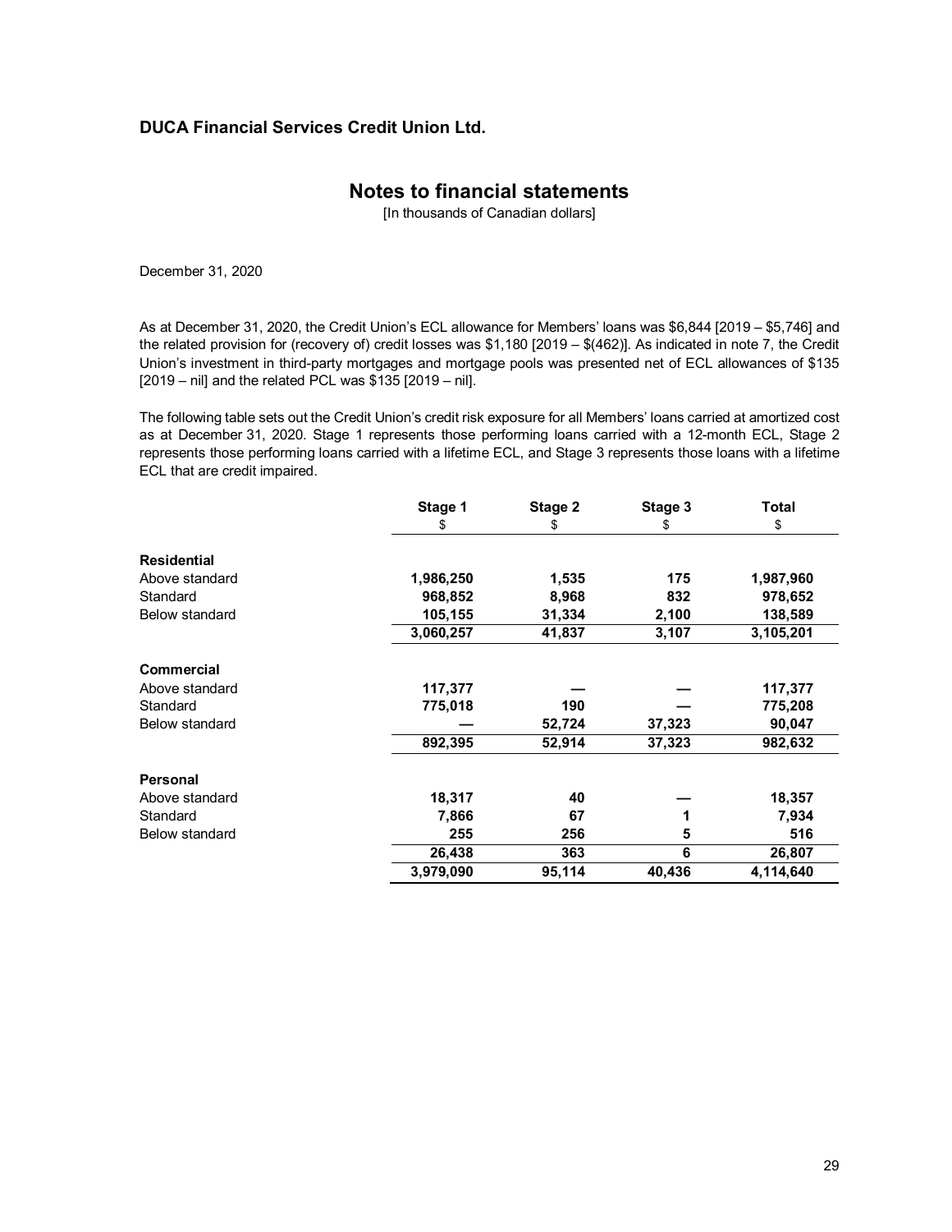As at December 31, 2020, the Credit Union's ECL allowance for Members' loans was $6,844 [2019 – $5,746] and the related provision for (recovery of) credit losses was $1,180 [2019 – $(462)]. As indicated in note 7, the Credit Union's investment in third-party mortgages and mortgage pools was presented net of ECL allowances of $135 [2019 – nil] and the related PCL was $135 [2019 – nil].

The following table sets out the Credit Union's credit risk exposure for all Members' loans carried at amortized cost as at December 31, 2020. Stage 1 represents those performing loans carried with a 12-month ECL, Stage 2 represents those performing loans carried with a lifetime ECL, and Stage 3 represents those loans with a lifetime ECL that are credit impaired.

| | Stage 1 | Stage 2 | Stage 3 | Total |
|---|---|---|---|---|
| | $ | $ | $ | $ |
| **Residential** | | | | |
| Above standard | **1,986,250** | **1,535** | **175** | **1,987,960** |
| Standard | **968,852** | **8,968** | **832** | **978,652** |
| Below standard | **105,155** | **31,334** | **2,100** | **138,589** |
| | **3,060,257** | **41,837** | **3,107** | **3,105,201** |
| **Commercial** | | | | |
| Above standard | **117,377** | **—** | **—** | **117,377** |
| Standard | **775,018** | **190** | **—** | **775,208** |
| Below standard | **—** | **52,724** | **37,323** | **90,047** |
| | **892,395** | **52,914** | **37,323** | **982,632** |
| **Personal** | | | | |
| Above standard | **18,317** | **40** | **—** | **18,357** |
| Standard | **7,866** | **67** | **1** | **7,934** |
| Below standard | **255** | **256** | **5** | **516** |
| | **26,438** | **363** | **6** | **26,807** |
| | **3,979,090** | **95,114** | **40,436** | **4,114,640** |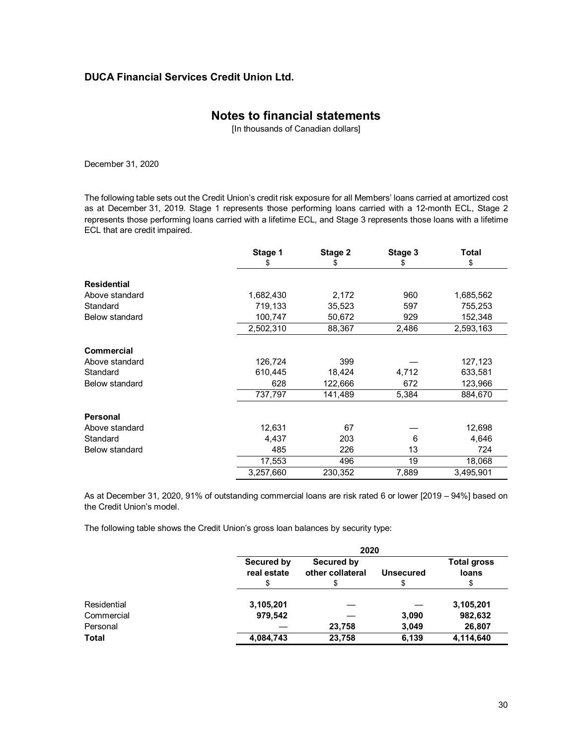**DUCA Financial Services Credit Union Ltd.**

# Notes to financial statements

[In thousands of Canadian dollars]

December 31, 2020

The following table sets out the Credit Union's credit risk exposure for all Members' loans carried at amortized cost as at December 31, 2019. Stage 1 represents those performing loans carried with a 12-month ECL, Stage 2 represents those performing loans carried with a lifetime ECL, and Stage 3 represents those loans with a lifetime ECL that are credit impaired.

| | Stage 1<br>$ | Stage 2<br>$ | Stage 3<br>$ | Total<br>$ |
|---|---|---|---|---|
| **Residential** | | | | |
| Above standard | 1,682,430 | 2,172 | 960 | 1,685,562 |
| Standard | 719,133 | 35,523 | 597 | 755,253 |
| Below standard | 100,747 | 50,672 | 929 | 152,348 |
| | 2,502,310 | 88,367 | 2,486 | 2,593,163 |
| **Commercial** | | | | |
| Above standard | 126,724 | 399 | — | 127,123 |
| Standard | 610,445 | 18,424 | 4,712 | 633,581 |
| Below standard | 628 | 122,666 | 672 | 123,966 |
| | 737,797 | 141,489 | 5,384 | 884,670 |
| **Personal** | | | | |
| Above standard | 12,631 | 67 | — | 12,698 |
| Standard | 4,437 | 203 | 6 | 4,646 |
| Below standard | 485 | 226 | 13 | 724 |
| | 17,553 | 496 | 19 | 18,068 |
| | 3,257,660 | 230,352 | 7,889 | 3,495,901 |

As at December 31, 2020, 91% of outstanding commercial loans are risk rated 6 or lower [2019 – 94%] based on the Credit Union's model.

The following table shows the Credit Union's gross loan balances by security type:

| | 2020 | | | |
|---|---|---|---|---|
| | Secured by real estate<br>$ | Secured by other collateral<br>$ | Unsecured<br>$ | Total gross loans<br>$ |
| Residential | **3,105,201** | **—** | **—** | **3,105,201** |
| Commercial | **979,542** | **—** | **3,090** | **982,632** |
| Personal | **—** | **23,758** | **3,049** | **26,807** |
| **Total** | **4,084,743** | **23,758** | **6,139** | **4,114,640** |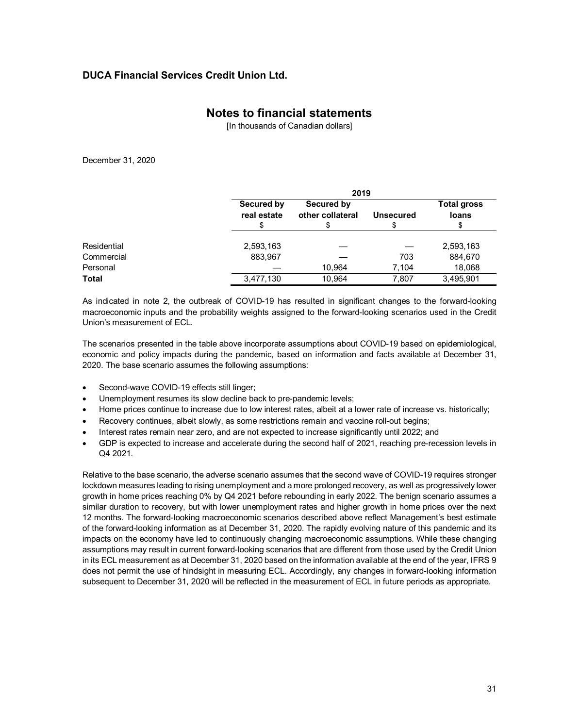## DUCA Financial Services Credit Union Ltd.

# Notes to financial statements

[In thousands of Canadian dollars]

December 31, 2020

| | 2019 | | | |
|---|---|---|---|---|
| | Secured by real estate<br>$ | Secured by other collateral<br>$ | Unsecured<br>$ | Total gross loans<br>$ |
| Residential | 2,593,163 | — | — | 2,593,163 |
| Commercial | 883,967 | — | 703 | 884,670 |
| Personal | — | 10,964 | 7,104 | 18,068 |
| **Total** | 3,477,130 | 10,964 | 7,807 | 3,495,901 |

As indicated in note 2, the outbreak of COVID-19 has resulted in significant changes to the forward-looking macroeconomic inputs and the probability weights assigned to the forward-looking scenarios used in the Credit Union's measurement of ECL.

The scenarios presented in the table above incorporate assumptions about COVID-19 based on epidemiological, economic and policy impacts during the pandemic, based on information and facts available at December 31, 2020. The base scenario assumes the following assumptions:

- Second-wave COVID-19 effects still linger;
- Unemployment resumes its slow decline back to pre-pandemic levels;
- Home prices continue to increase due to low interest rates, albeit at a lower rate of increase vs. historically;
- Recovery continues, albeit slowly, as some restrictions remain and vaccine roll-out begins;
- Interest rates remain near zero, and are not expected to increase significantly until 2022; and
- GDP is expected to increase and accelerate during the second half of 2021, reaching pre-recession levels in Q4 2021.

Relative to the base scenario, the adverse scenario assumes that the second wave of COVID-19 requires stronger lockdown measures leading to rising unemployment and a more prolonged recovery, as well as progressively lower growth in home prices reaching 0% by Q4 2021 before rebounding in early 2022. The benign scenario assumes a similar duration to recovery, but with lower unemployment rates and higher growth in home prices over the next 12 months. The forward-looking macroeconomic scenarios described above reflect Management's best estimate of the forward-looking information as at December 31, 2020. The rapidly evolving nature of this pandemic and its impacts on the economy have led to continuously changing macroeconomic assumptions. While these changing assumptions may result in current forward-looking scenarios that are different from those used by the Credit Union in its ECL measurement as at December 31, 2020 based on the information available at the end of the year, IFRS 9 does not permit the use of hindsight in measuring ECL. Accordingly, any changes in forward-looking information subsequent to December 31, 2020 will be reflected in the measurement of ECL in future periods as appropriate.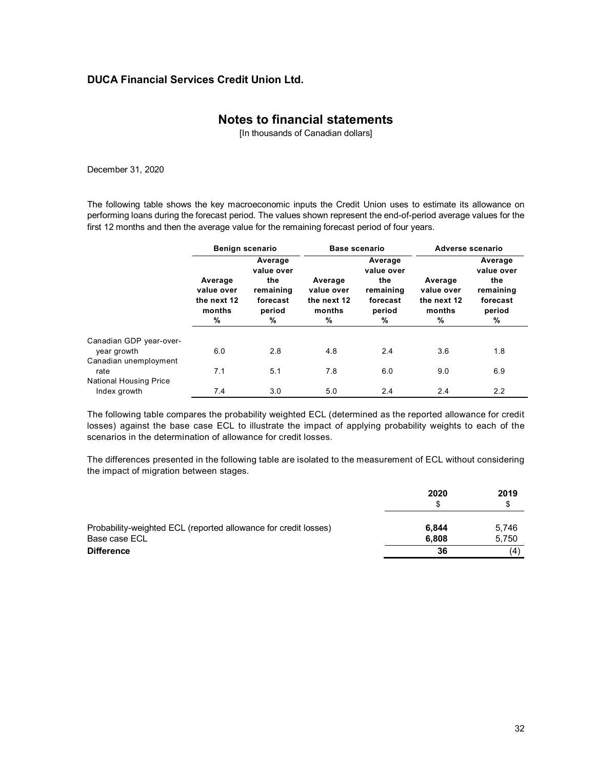**DUCA Financial Services Credit Union Ltd.**

## Notes to financial statements

[In thousands of Canadian dollars]

December 31, 2020

The following table shows the key macroeconomic inputs the Credit Union uses to estimate its allowance on performing loans during the forecast period. The values shown represent the end-of-period average values for the first 12 months and then the average value for the remaining forecast period of four years.

| | Benign scenario | | Base scenario | | Adverse scenario | |
|---|---|---|---|---|---|---|
| | Average value over the next 12 months % | Average value over the remaining forecast period % | Average value over the next 12 months % | Average value over the remaining forecast period % | Average value over the next 12 months % | Average value over the remaining forecast period % |
| Canadian GDP year-over-year growth | 6.0 | 2.8 | 4.8 | 2.4 | 3.6 | 1.8 |
| Canadian unemployment rate | 7.1 | 5.1 | 7.8 | 6.0 | 9.0 | 6.9 |
| National Housing Price Index growth | 7.4 | 3.0 | 5.0 | 2.4 | 2.4 | 2.2 |

The following table compares the probability weighted ECL (determined as the reported allowance for credit losses) against the base case ECL to illustrate the impact of applying probability weights to each of the scenarios in the determination of allowance for credit losses.

The differences presented in the following table are isolated to the measurement of ECL without considering the impact of migration between stages.

| | 2020 $ | 2019 $ |
|---|---|---|
| Probability-weighted ECL (reported allowance for credit losses) | **6,844** | 5,746 |
| Base case ECL | **6,808** | 5,750 |
| **Difference** | **36** | (4) |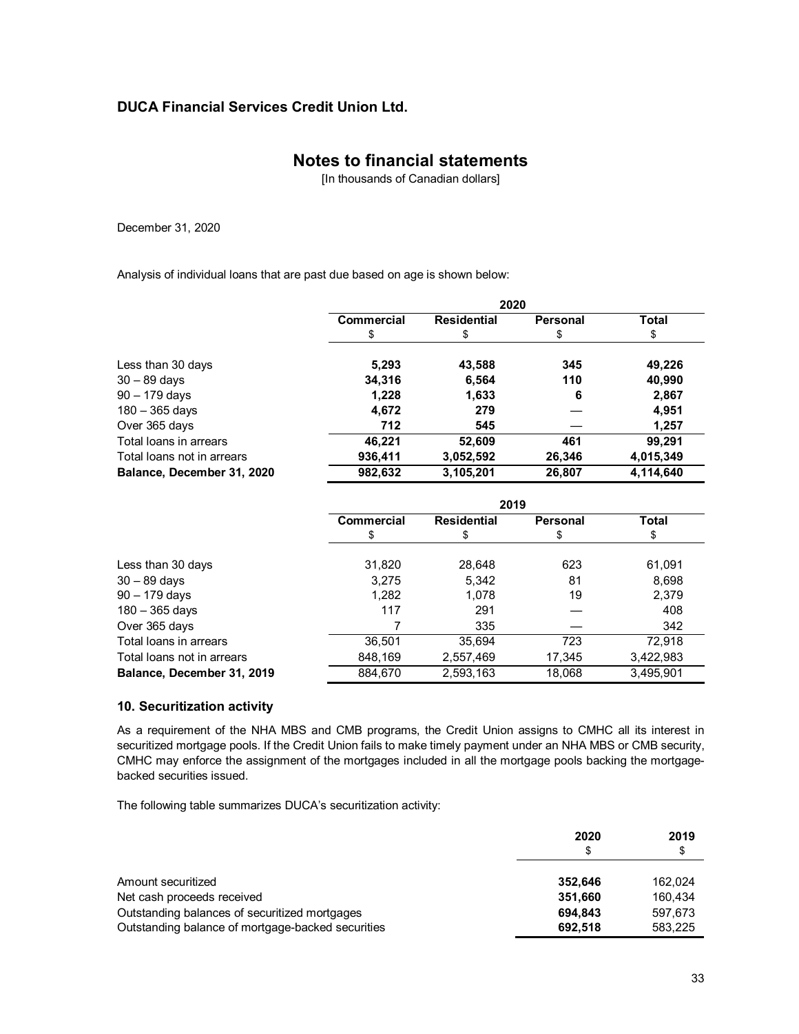**DUCA Financial Services Credit Union Ltd.**

# Notes to financial statements

[In thousands of Canadian dollars]

December 31, 2020

Analysis of individual loans that are past due based on age is shown below:

| | 2020 | | | |
|---|---|---|---|---|
| | **Commercial** | **Residential** | **Personal** | **Total** |
| | $ | $ | $ | $ |
| Less than 30 days | **5,293** | **43,588** | **345** | **49,226** |
| 30 – 89 days | **34,316** | **6,564** | **110** | **40,990** |
| 90 – 179 days | **1,228** | **1,633** | **6** | **2,867** |
| 180 – 365 days | **4,672** | **279** | **—** | **4,951** |
| Over 365 days | **712** | **545** | **—** | **1,257** |
| Total loans in arrears | **46,221** | **52,609** | **461** | **99,291** |
| Total loans not in arrears | **936,411** | **3,052,592** | **26,346** | **4,015,349** |
| **Balance, December 31, 2020** | **982,632** | **3,105,201** | **26,807** | **4,114,640** |

| | 2019 | | | |
|---|---|---|---|---|
| | **Commercial** | **Residential** | **Personal** | **Total** |
| | $ | $ | $ | $ |
| Less than 30 days | 31,820 | 28,648 | 623 | 61,091 |
| 30 – 89 days | 3,275 | 5,342 | 81 | 8,698 |
| 90 – 179 days | 1,282 | 1,078 | 19 | 2,379 |
| 180 – 365 days | 117 | 291 | — | 408 |
| Over 365 days | 7 | 335 | — | 342 |
| Total loans in arrears | 36,501 | 35,694 | 723 | 72,918 |
| Total loans not in arrears | 848,169 | 2,557,469 | 17,345 | 3,422,983 |
| **Balance, December 31, 2019** | 884,670 | 2,593,163 | 18,068 | 3,495,901 |

## 10. Securitization activity

As a requirement of the NHA MBS and CMB programs, the Credit Union assigns to CMHC all its interest in securitized mortgage pools. If the Credit Union fails to make timely payment under an NHA MBS or CMB security, CMHC may enforce the assignment of the mortgages included in all the mortgage pools backing the mortgage-backed securities issued.

The following table summarizes DUCA's securitization activity:

| | **2020** | **2019** |
|---|---|---|
| | $ | $ |
| Amount securitized | **352,646** | 162,024 |
| Net cash proceeds received | **351,660** | 160,434 |
| Outstanding balances of securitized mortgages | **694,843** | 597,673 |
| Outstanding balance of mortgage-backed securities | **692,518** | 583,225 |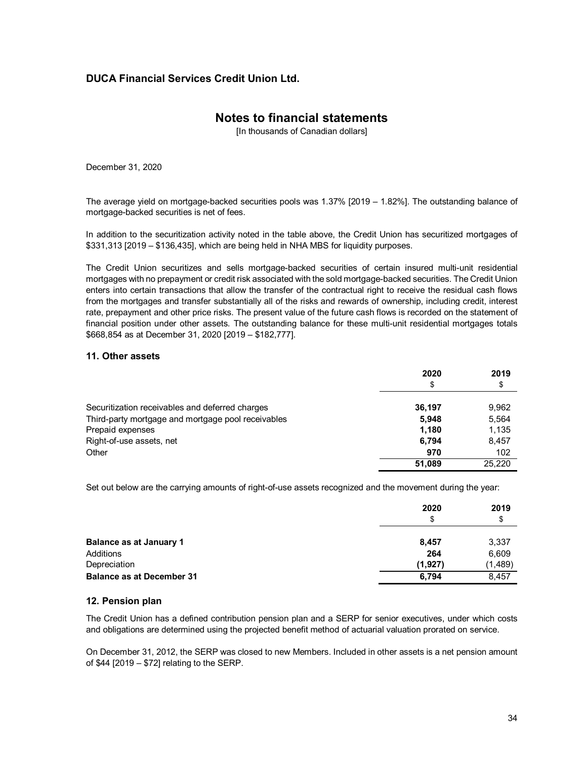The average yield on mortgage-backed securities pools was 1.37% [2019 – 1.82%]. The outstanding balance of mortgage-backed securities is net of fees.

In addition to the securitization activity noted in the table above, the Credit Union has securitized mortgages of $331,313 [2019 – $136,435], which are being held in NHA MBS for liquidity purposes.

The Credit Union securitizes and sells mortgage-backed securities of certain insured multi-unit residential mortgages with no prepayment or credit risk associated with the sold mortgage-backed securities. The Credit Union enters into certain transactions that allow the transfer of the contractual right to receive the residual cash flows from the mortgages and transfer substantially all of the risks and rewards of ownership, including credit, interest rate, prepayment and other price risks. The present value of the future cash flows is recorded on the statement of financial position under other assets. The outstanding balance for these multi-unit residential mortgages totals $668,854 as at December 31, 2020 [2019 – $182,777].

## 11. Other assets

| | 2020 | 2019 |
|---|---|---|
| | $ | $ |
| Securitization receivables and deferred charges | **36,197** | 9,962 |
| Third-party mortgage and mortgage pool receivables | **5,948** | 5,564 |
| Prepaid expenses | **1,180** | 1,135 |
| Right-of-use assets, net | **6,794** | 8,457 |
| Other | **970** | 102 |
| | **51,089** | 25,220 |

Set out below are the carrying amounts of right-of-use assets recognized and the movement during the year:

| | 2020 | 2019 |
|---|---|---|
| | $ | $ |
| **Balance as at January 1** | **8,457** | 3,337 |
| Additions | **264** | 6,609 |
| Depreciation | **(1,927)** | (1,489) |
| **Balance as at December 31** | **6,794** | 8,457 |

## 12. Pension plan

The Credit Union has a defined contribution pension plan and a SERP for senior executives, under which costs and obligations are determined using the projected benefit method of actuarial valuation prorated on service.

On December 31, 2012, the SERP was closed to new Members. Included in other assets is a net pension amount of $44 [2019 – $72] relating to the SERP.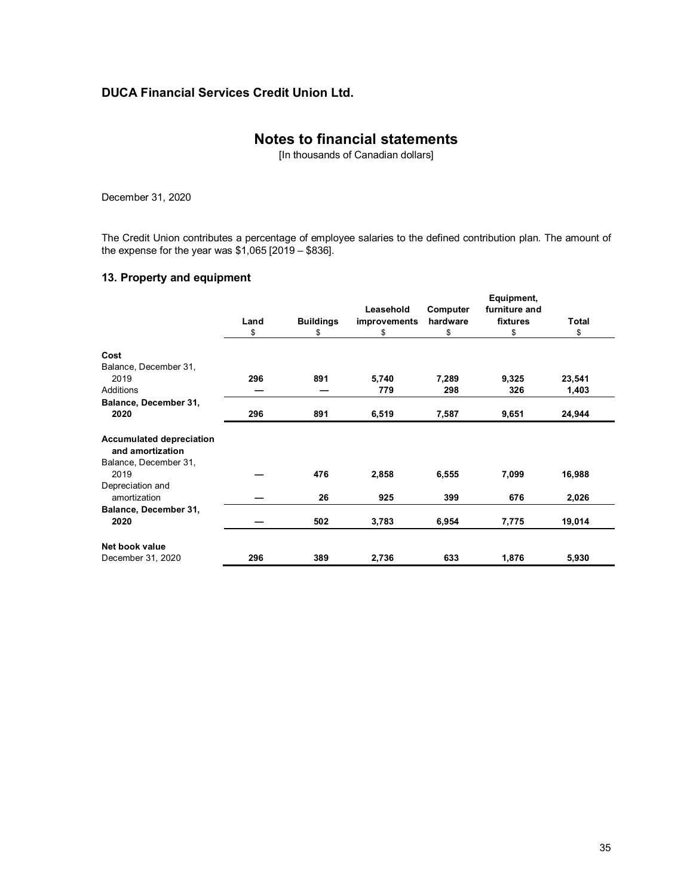December 31, 2020

The Credit Union contributes a percentage of employee salaries to the defined contribution plan. The amount of the expense for the year was $1,065 [2019 – $836].

## 13. Property and equipment

| | Land<br>$ | Buildings<br>$ | Leasehold improvements<br>$ | Computer hardware<br>$ | Equipment, furniture and fixtures<br>$ | Total<br>$ |
|---|---|---|---|---|---|---|
| **Cost** | | | | | | |
| Balance, December 31, 2019 | **296** | **891** | **5,740** | **7,289** | **9,325** | **23,541** |
| Additions | **—** | **—** | **779** | **298** | **326** | **1,403** |
| **Balance, December 31, 2020** | **296** | **891** | **6,519** | **7,587** | **9,651** | **24,944** |
| **Accumulated depreciation and amortization** | | | | | | |
| Balance, December 31, 2019 | **—** | **476** | **2,858** | **6,555** | **7,099** | **16,988** |
| Depreciation and amortization | **—** | **26** | **925** | **399** | **676** | **2,026** |
| **Balance, December 31, 2020** | **—** | **502** | **3,783** | **6,954** | **7,775** | **19,014** |
| **Net book value** | | | | | | |
| December 31, 2020 | **296** | **389** | **2,736** | **633** | **1,876** | **5,930** |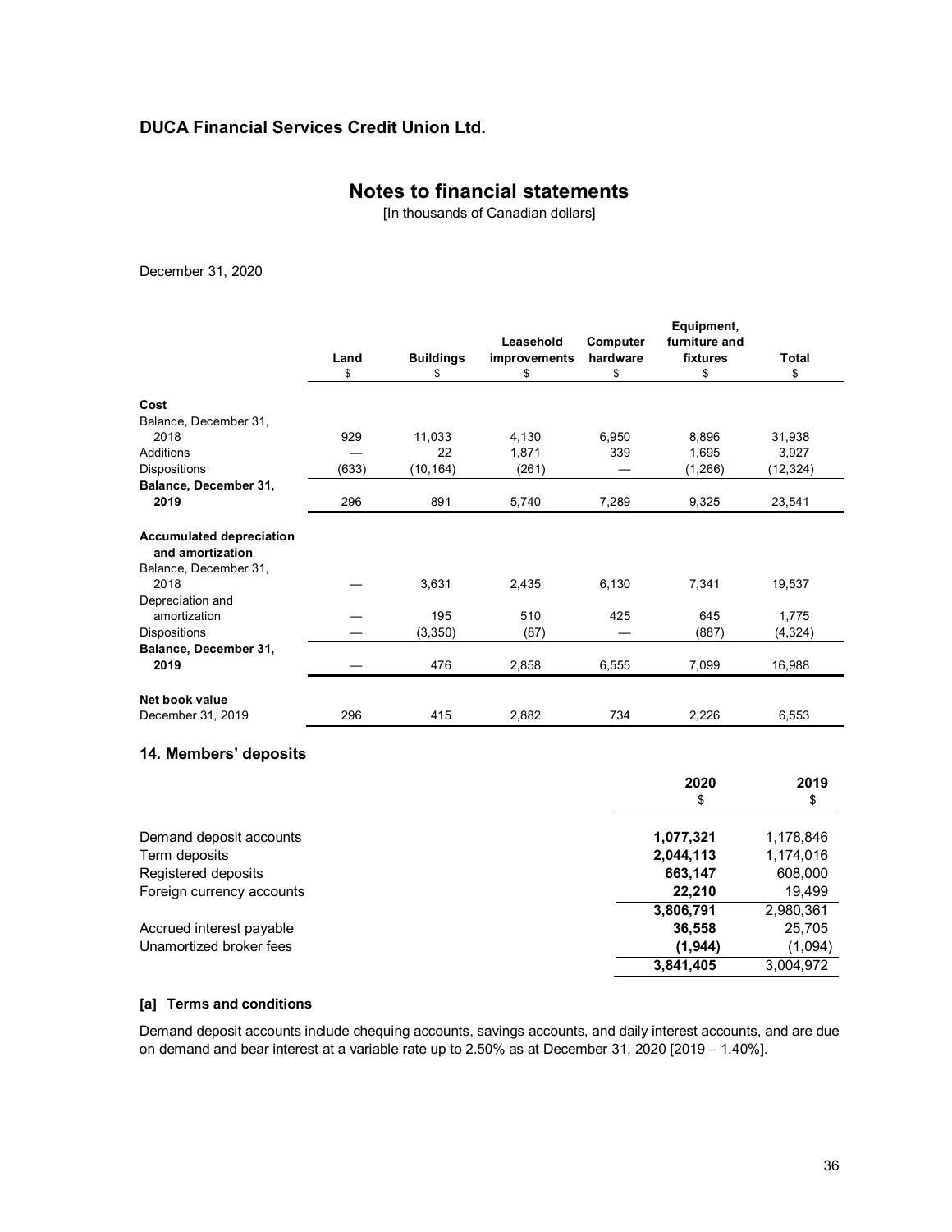## DUCA Financial Services Credit Union Ltd.

# Notes to financial statements

[In thousands of Canadian dollars]

December 31, 2020

| | Land | Buildings | Leasehold improvements | Computer hardware | Equipment, furniture and fixtures | Total |
|---|---|---|---|---|---|---|
| | $ | $ | $ | $ | $ | $ |
| **Cost** | | | | | | |
| Balance, December 31, 2018 | 929 | 11,033 | 4,130 | 6,950 | 8,896 | 31,938 |
| Additions | — | 22 | 1,871 | 339 | 1,695 | 3,927 |
| Dispositions | (633) | (10,164) | (261) | — | (1,266) | (12,324) |
| **Balance, December 31, 2019** | 296 | 891 | 5,740 | 7,289 | 9,325 | 23,541 |
| **Accumulated depreciation and amortization** | | | | | | |
| Balance, December 31, 2018 | — | 3,631 | 2,435 | 6,130 | 7,341 | 19,537 |
| Depreciation and amortization | — | 195 | 510 | 425 | 645 | 1,775 |
| Dispositions | — | (3,350) | (87) | — | (887) | (4,324) |
| **Balance, December 31, 2019** | — | 476 | 2,858 | 6,555 | 7,099 | 16,988 |
| **Net book value** | | | | | | |
| December 31, 2019 | 296 | 415 | 2,882 | 734 | 2,226 | 6,553 |

## 14. Members' deposits

| | 2020 | 2019 |
|---|---|---|
| | $ | $ |
| Demand deposit accounts | **1,077,321** | 1,178,846 |
| Term deposits | **2,044,113** | 1,174,016 |
| Registered deposits | **663,147** | 608,000 |
| Foreign currency accounts | **22,210** | 19,499 |
| | **3,806,791** | 2,980,361 |
| Accrued interest payable | **36,558** | 25,705 |
| Unamortized broker fees | **(1,944)** | (1,094) |
| | **3,841,405** | 3,004,972 |

### [a] Terms and conditions

Demand deposit accounts include chequing accounts, savings accounts, and daily interest accounts, and are due on demand and bear interest at a variable rate up to 2.50% as at December 31, 2020 [2019 – 1.40%].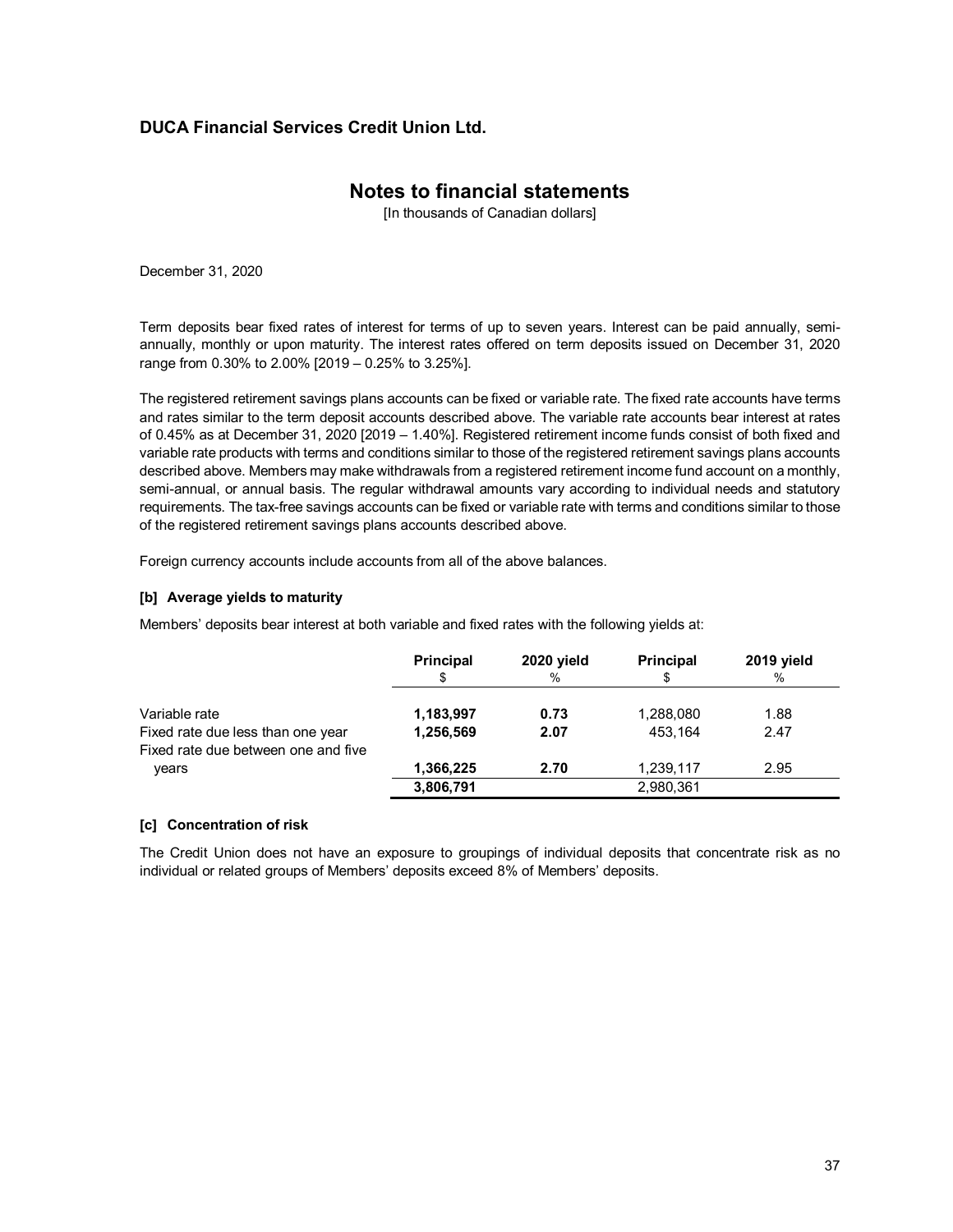Term deposits bear fixed rates of interest for terms of up to seven years. Interest can be paid annually, semi-annually, monthly or upon maturity. The interest rates offered on term deposits issued on December 31, 2020 range from 0.30% to 2.00% [2019 – 0.25% to 3.25%].

The registered retirement savings plans accounts can be fixed or variable rate. The fixed rate accounts have terms and rates similar to the term deposit accounts described above. The variable rate accounts bear interest at rates of 0.45% as at December 31, 2020 [2019 – 1.40%]. Registered retirement income funds consist of both fixed and variable rate products with terms and conditions similar to those of the registered retirement savings plans accounts described above. Members may make withdrawals from a registered retirement income fund account on a monthly, semi-annual, or annual basis. The regular withdrawal amounts vary according to individual needs and statutory requirements. The tax-free savings accounts can be fixed or variable rate with terms and conditions similar to those of the registered retirement savings plans accounts described above.

Foreign currency accounts include accounts from all of the above balances.

### [b] Average yields to maturity

Members' deposits bear interest at both variable and fixed rates with the following yields at:

| | **Principal** | **2020 yield** | **Principal** | **2019 yield** |
|---|---|---|---|---|
| | $ | % | $ | % |
| Variable rate | **1,183,997** | **0.73** | 1,288,080 | 1.88 |
| Fixed rate due less than one year | **1,256,569** | **2.07** | 453,164 | 2.47 |
| Fixed rate due between one and five years | **1,366,225** | **2.70** | 1,239,117 | 2.95 |
| | **3,806,791** | | 2,980,361 | |

### [c] Concentration of risk

The Credit Union does not have an exposure to groupings of individual deposits that concentrate risk as no individual or related groups of Members' deposits exceed 8% of Members' deposits.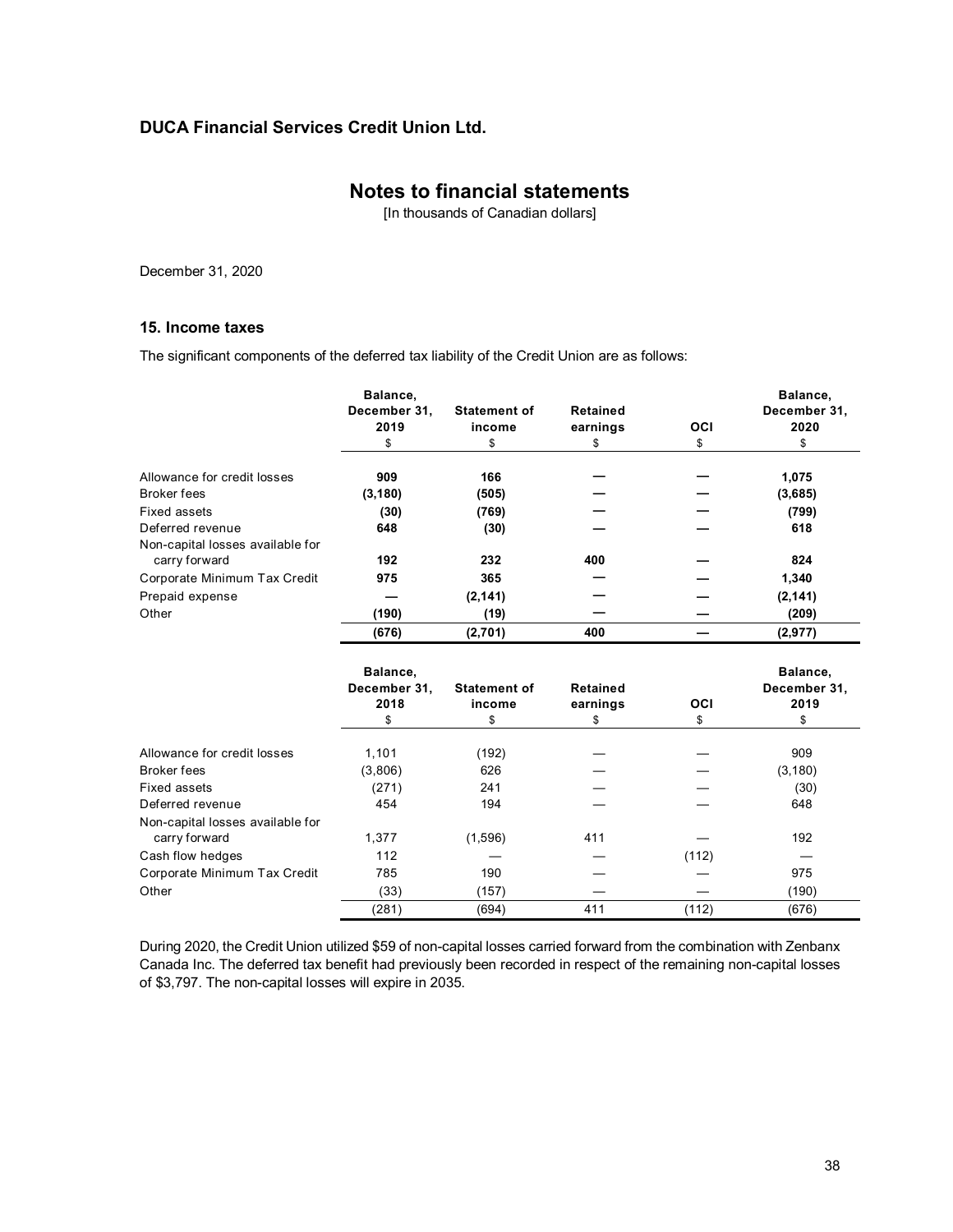**DUCA Financial Services Credit Union Ltd.**

# Notes to financial statements

[In thousands of Canadian dollars]

December 31, 2020

## 15. Income taxes

The significant components of the deferred tax liability of the Credit Union are as follows:

| | Balance, December 31, 2019 | Statement of income | Retained earnings | OCI | Balance, December 31, 2020 |
|---|---|---|---|---|---|
| | $ | $ | $ | $ | $ |
| Allowance for credit losses | **909** | **166** | **—** | **—** | **1,075** |
| Broker fees | **(3,180)** | **(505)** | **—** | **—** | **(3,685)** |
| Fixed assets | **(30)** | **(769)** | **—** | **—** | **(799)** |
| Deferred revenue | **648** | **(30)** | **—** | **—** | **618** |
| Non-capital losses available for carry forward | **192** | **232** | **400** | **—** | **824** |
| Corporate Minimum Tax Credit | **975** | **365** | **—** | **—** | **1,340** |
| Prepaid expense | **—** | **(2,141)** | **—** | **—** | **(2,141)** |
| Other | **(190)** | **(19)** | **—** | **—** | **(209)** |
| | **(676)** | **(2,701)** | **400** | **—** | **(2,977)** |

| | Balance, December 31, 2018 | Statement of income | Retained earnings | OCI | Balance, December 31, 2019 |
|---|---|---|---|---|---|
| | $ | $ | $ | $ | $ |
| Allowance for credit losses | 1,101 | (192) | — | — | 909 |
| Broker fees | (3,806) | 626 | — | — | (3,180) |
| Fixed assets | (271) | 241 | — | — | (30) |
| Deferred revenue | 454 | 194 | — | — | 648 |
| Non-capital losses available for carry forward | 1,377 | (1,596) | 411 | — | 192 |
| Cash flow hedges | 112 | — | — | (112) | — |
| Corporate Minimum Tax Credit | 785 | 190 | — | — | 975 |
| Other | (33) | (157) | — | — | (190) |
| | (281) | (694) | 411 | (112) | (676) |

During 2020, the Credit Union utilized $59 of non-capital losses carried forward from the combination with Zenbanx Canada Inc. The deferred tax benefit had previously been recorded in respect of the remaining non-capital losses of $3,797. The non-capital losses will expire in 2035.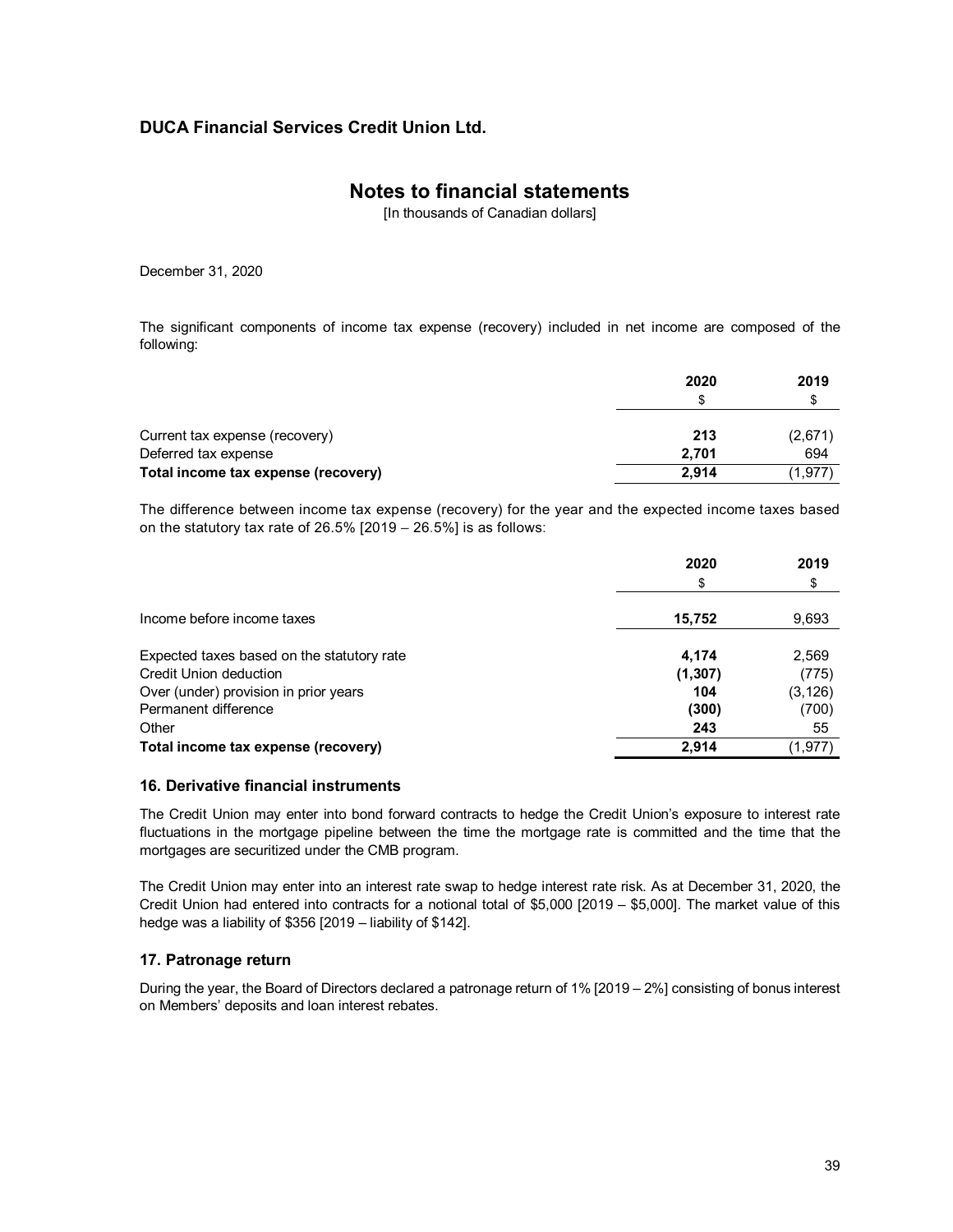**DUCA Financial Services Credit Union Ltd.**

# Notes to financial statements

[In thousands of Canadian dollars]

December 31, 2020

The significant components of income tax expense (recovery) included in net income are composed of the following:

| | 2020 | 2019 |
|---|---|---|
| | $ | $ |
| Current tax expense (recovery) | **213** | (2,671) |
| Deferred tax expense | **2,701** | 694 |
| **Total income tax expense (recovery)** | **2,914** | (1,977) |

The difference between income tax expense (recovery) for the year and the expected income taxes based on the statutory tax rate of 26.5% [2019 – 26.5%] is as follows:

| | 2020 | 2019 |
|---|---|---|
| | $ | $ |
| Income before income taxes | **15,752** | 9,693 |
| Expected taxes based on the statutory rate | **4,174** | 2,569 |
| Credit Union deduction | **(1,307)** | (775) |
| Over (under) provision in prior years | **104** | (3,126) |
| Permanent difference | **(300)** | (700) |
| Other | **243** | 55 |
| **Total income tax expense (recovery)** | **2,914** | (1,977) |

## 16. Derivative financial instruments

The Credit Union may enter into bond forward contracts to hedge the Credit Union's exposure to interest rate fluctuations in the mortgage pipeline between the time the mortgage rate is committed and the time that the mortgages are securitized under the CMB program.

The Credit Union may enter into an interest rate swap to hedge interest rate risk. As at December 31, 2020, the Credit Union had entered into contracts for a notional total of $5,000 [2019 – $5,000]. The market value of this hedge was a liability of $356 [2019 – liability of $142].

## 17. Patronage return

During the year, the Board of Directors declared a patronage return of 1% [2019 – 2%] consisting of bonus interest on Members' deposits and loan interest rebates.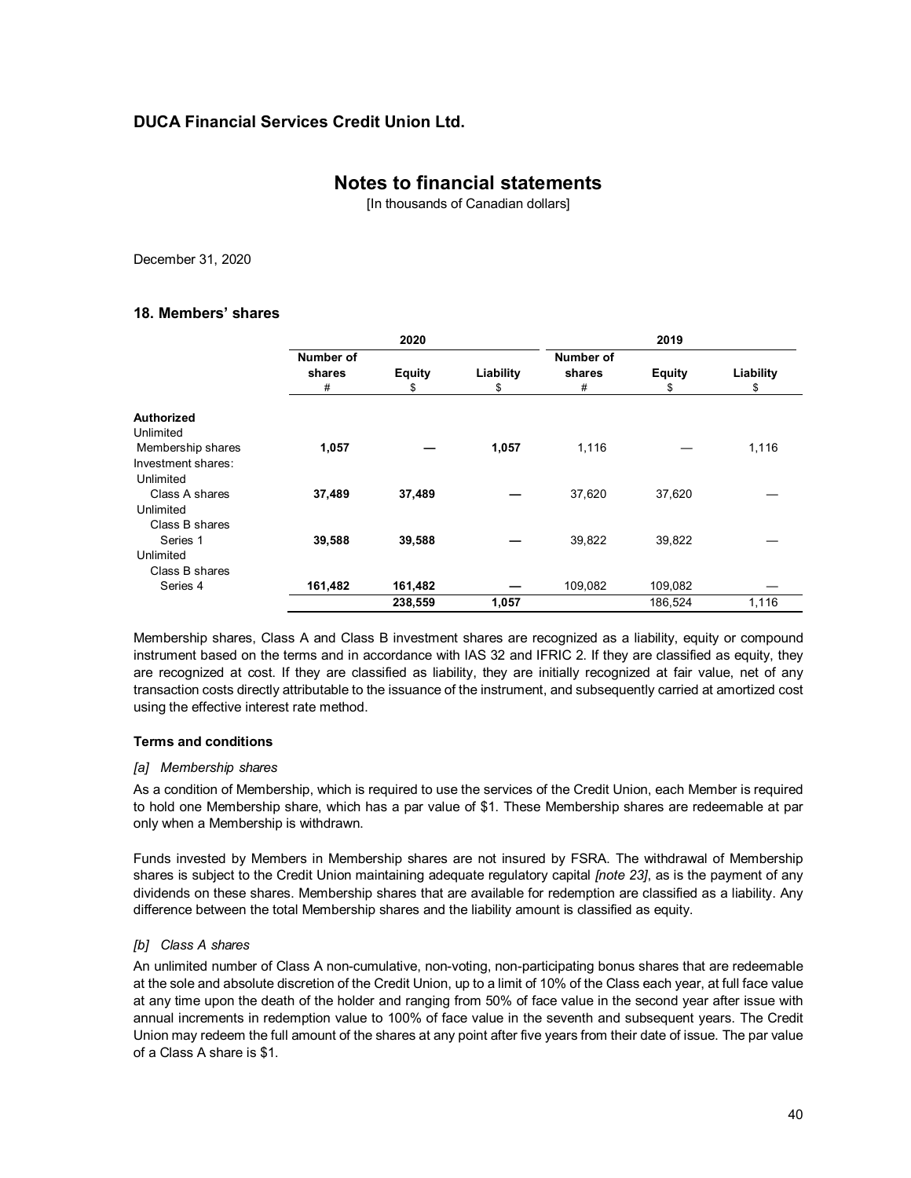DUCA Financial Services Credit Union Ltd.

# Notes to financial statements

[In thousands of Canadian dollars]

December 31, 2020

## 18. Members' shares

| | 2020 | | | 2019 | | |
|---|---|---|---|---|---|---|
| | Number of shares<br>#| Equity<br>$ | Liability<br>$ | Number of shares<br>#| Equity<br>$ | Liability<br>$ |
| **Authorized** | | | | | | |
| Unlimited | | | | | | |
| Membership shares | **1,057** | **—** | **1,057** | 1,116 | — | 1,116 |
| Investment shares: | | | | | | |
| Unlimited | | | | | | |
| Class A shares | **37,489** | **37,489** | **—** | 37,620 | 37,620 | — |
| Unlimited | | | | | | |
| Class B shares Series 1 | **39,588** | **39,588** | **—** | 39,822 | 39,822 | — |
| Unlimited | | | | | | |
| Class B shares Series 4 | **161,482** | **161,482** | **—** | 109,082 | 109,082 | — |
| | | **238,559** | **1,057** | | 186,524 | 1,116 |

Membership shares, Class A and Class B investment shares are recognized as a liability, equity or compound instrument based on the terms and in accordance with IAS 32 and IFRIC 2. If they are classified as equity, they are recognized at cost. If they are classified as liability, they are initially recognized at fair value, net of any transaction costs directly attributable to the issuance of the instrument, and subsequently carried at amortized cost using the effective interest rate method.

**Terms and conditions**

*[a] Membership shares*

As a condition of Membership, which is required to use the services of the Credit Union, each Member is required to hold one Membership share, which has a par value of $1. These Membership shares are redeemable at par only when a Membership is withdrawn.

Funds invested by Members in Membership shares are not insured by FSRA. The withdrawal of Membership shares is subject to the Credit Union maintaining adequate regulatory capital *[note 23]*, as is the payment of any dividends on these shares. Membership shares that are available for redemption are classified as a liability. Any difference between the total Membership shares and the liability amount is classified as equity.

*[b] Class A shares*

An unlimited number of Class A non-cumulative, non-voting, non-participating bonus shares that are redeemable at the sole and absolute discretion of the Credit Union, up to a limit of 10% of the Class each year, at full face value at any time upon the death of the holder and ranging from 50% of face value in the second year after issue with annual increments in redemption value to 100% of face value in the seventh and subsequent years. The Credit Union may redeem the full amount of the shares at any point after five years from their date of issue. The par value of a Class A share is $1.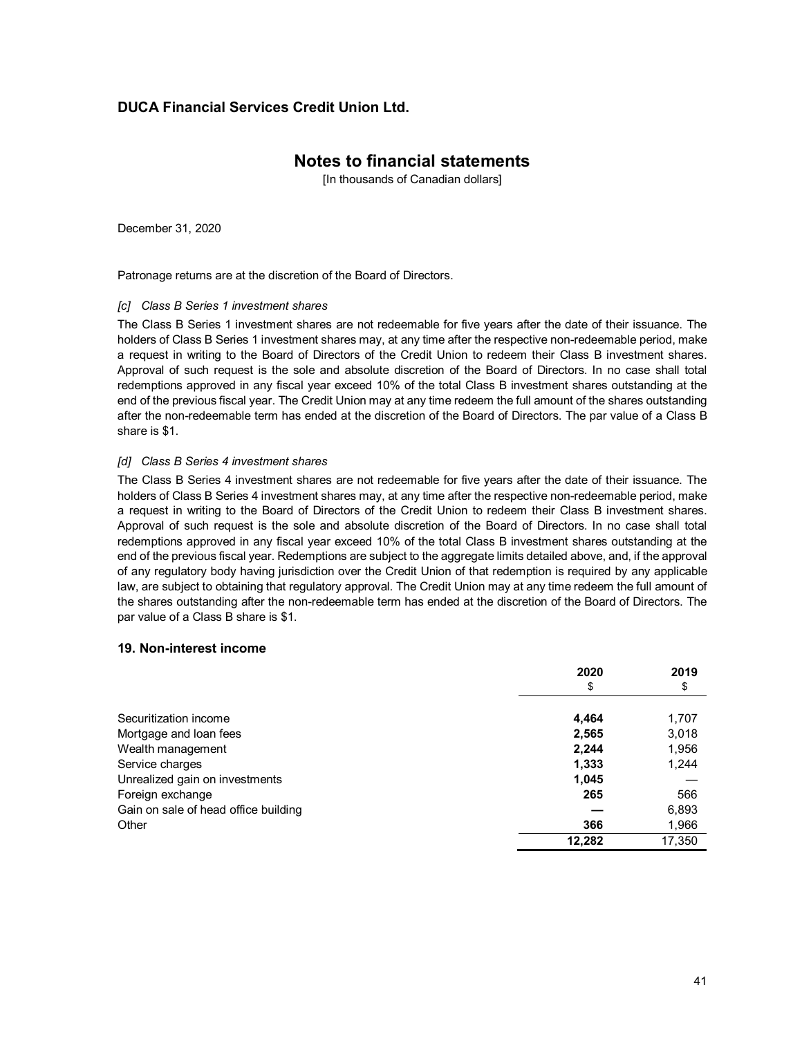# DUCA Financial Services Credit Union Ltd.

## Notes to financial statements

[In thousands of Canadian dollars]

December 31, 2020

Patronage returns are at the discretion of the Board of Directors.

*[c] Class B Series 1 investment shares*

The Class B Series 1 investment shares are not redeemable for five years after the date of their issuance. The holders of Class B Series 1 investment shares may, at any time after the respective non-redeemable period, make a request in writing to the Board of Directors of the Credit Union to redeem their Class B investment shares. Approval of such request is the sole and absolute discretion of the Board of Directors. In no case shall total redemptions approved in any fiscal year exceed 10% of the total Class B investment shares outstanding at the end of the previous fiscal year. The Credit Union may at any time redeem the full amount of the shares outstanding after the non-redeemable term has ended at the discretion of the Board of Directors. The par value of a Class B share is $1.

*[d] Class B Series 4 investment shares*

The Class B Series 4 investment shares are not redeemable for five years after the date of their issuance. The holders of Class B Series 4 investment shares may, at any time after the respective non-redeemable period, make a request in writing to the Board of Directors of the Credit Union to redeem their Class B investment shares. Approval of such request is the sole and absolute discretion of the Board of Directors. In no case shall total redemptions approved in any fiscal year exceed 10% of the total Class B investment shares outstanding at the end of the previous fiscal year. Redemptions are subject to the aggregate limits detailed above, and, if the approval of any regulatory body having jurisdiction over the Credit Union of that redemption is required by any applicable law, are subject to obtaining that regulatory approval. The Credit Union may at any time redeem the full amount of the shares outstanding after the non-redeemable term has ended at the discretion of the Board of Directors. The par value of a Class B share is $1.

### 19. Non-interest income

| | 2020<br>$ | 2019<br>$ |
|---|---|---|
| Securitization income | **4,464** | 1,707 |
| Mortgage and loan fees | **2,565** | 3,018 |
| Wealth management | **2,244** | 1,956 |
| Service charges | **1,333** | 1,244 |
| Unrealized gain on investments | **1,045** | — |
| Foreign exchange | **265** | 566 |
| Gain on sale of head office building | **—** | 6,893 |
| Other | **366** | 1,966 |
| | **12,282** | 17,350 |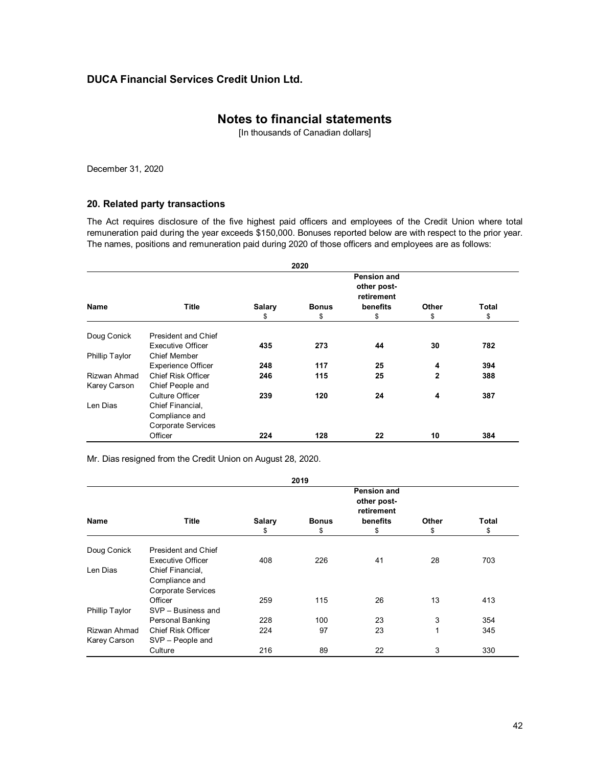DUCA Financial Services Credit Union Ltd.

# Notes to financial statements

[In thousands of Canadian dollars]

December 31, 2020

## 20. Related party transactions

The Act requires disclosure of the five highest paid officers and employees of the Credit Union where total remuneration paid during the year exceeds $150,000. Bonuses reported below are with respect to the prior year. The names, positions and remuneration paid during 2020 of those officers and employees are as follows:

| 2020 | | | | | | |
|---|---|---|---|---|---|---|
| **Name** | **Title** | **Salary** $ | **Bonus** $ | **Pension and other post-retirement benefits** $ | **Other** $ | **Total** $ |
| Doug Conick | President and Chief Executive Officer | **435** | **273** | **44** | **30** | **782** |
| Phillip Taylor | Chief Member Experience Officer | **248** | **117** | **25** | **4** | **394** |
| Rizwan Ahmad | Chief Risk Officer | **246** | **115** | **25** | **2** | **388** |
| Karey Carson | Chief People and Culture Officer | **239** | **120** | **24** | **4** | **387** |
| Len Dias | Chief Financial, Compliance and Corporate Services Officer | **224** | **128** | **22** | **10** | **384** |

Mr. Dias resigned from the Credit Union on August 28, 2020.

| 2019 | | | | | | |
|---|---|---|---|---|---|---|
| **Name** | **Title** | **Salary** $ | **Bonus** $ | **Pension and other post-retirement benefits** $ | **Other** $ | **Total** $ |
| Doug Conick | President and Chief Executive Officer | 408 | 226 | 41 | 28 | 703 |
| Len Dias | Chief Financial, Compliance and Corporate Services Officer | 259 | 115 | 26 | 13 | 413 |
| Phillip Taylor | SVP – Business and Personal Banking | 228 | 100 | 23 | 3 | 354 |
| Rizwan Ahmad | Chief Risk Officer | 224 | 97 | 23 | 1 | 345 |
| Karey Carson | SVP – People and Culture | 216 | 89 | 22 | 3 | 330 |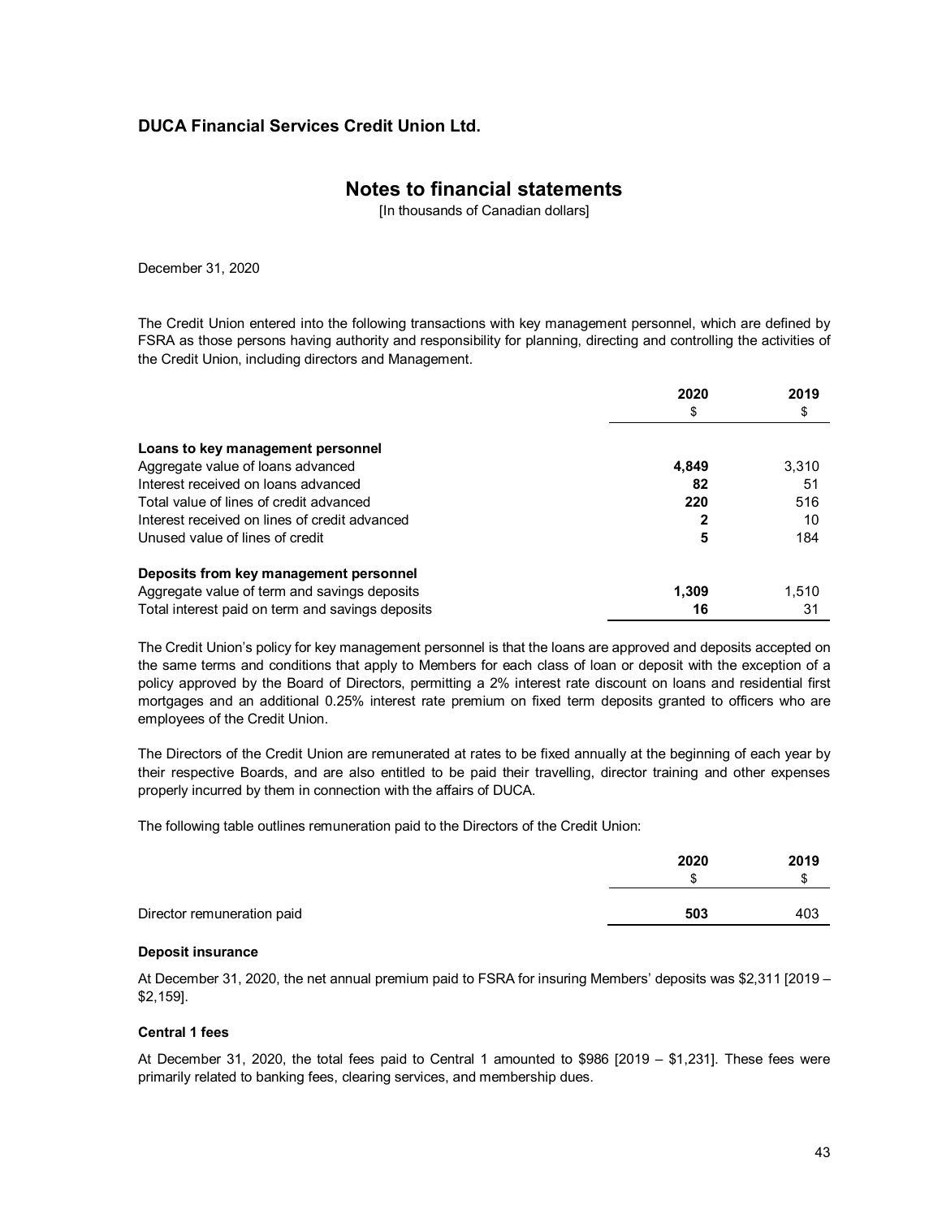**DUCA Financial Services Credit Union Ltd.**

# Notes to financial statements

[In thousands of Canadian dollars]

December 31, 2020

The Credit Union entered into the following transactions with key management personnel, which are defined by FSRA as those persons having authority and responsibility for planning, directing and controlling the activities of the Credit Union, including directors and Management.

| | 2020 | 2019 |
|---|---|---|
| | $ | $ |
| **Loans to key management personnel** | | |
| Aggregate value of loans advanced | **4,849** | 3,310 |
| Interest received on loans advanced | **82** | 51 |
| Total value of lines of credit advanced | **220** | 516 |
| Interest received on lines of credit advanced | **2** | 10 |
| Unused value of lines of credit | **5** | 184 |
| **Deposits from key management personnel** | | |
| Aggregate value of term and savings deposits | **1,309** | 1,510 |
| Total interest paid on term and savings deposits | **16** | 31 |

The Credit Union's policy for key management personnel is that the loans are approved and deposits accepted on the same terms and conditions that apply to Members for each class of loan or deposit with the exception of a policy approved by the Board of Directors, permitting a 2% interest rate discount on loans and residential first mortgages and an additional 0.25% interest rate premium on fixed term deposits granted to officers who are employees of the Credit Union.

The Directors of the Credit Union are remunerated at rates to be fixed annually at the beginning of each year by their respective Boards, and are also entitled to be paid their travelling, director training and other expenses properly incurred by them in connection with the affairs of DUCA.

The following table outlines remuneration paid to the Directors of the Credit Union:

| | 2020 | 2019 |
|---|---|---|
| | $ | $ |
| Director remuneration paid | **503** | 403 |

**Deposit insurance**

At December 31, 2020, the net annual premium paid to FSRA for insuring Members' deposits was $2,311 [2019 – $2,159].

**Central 1 fees**

At December 31, 2020, the total fees paid to Central 1 amounted to $986 [2019 – $1,231]. These fees were primarily related to banking fees, clearing services, and membership dues.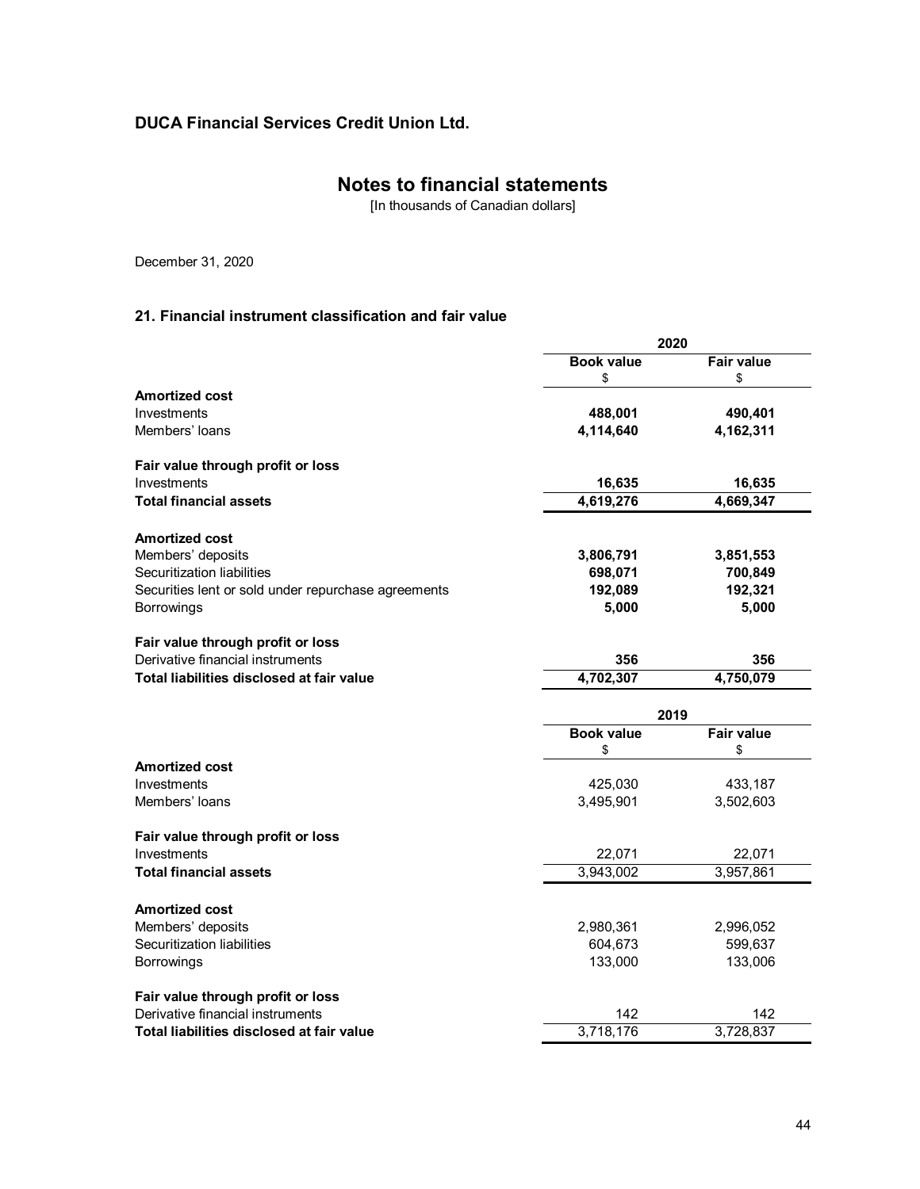## DUCA Financial Services Credit Union Ltd.

# Notes to financial statements

[In thousands of Canadian dollars]

December 31, 2020

### 21. Financial instrument classification and fair value

| | 2020 | |
|---|---|---|
| | **Book value** | **Fair value** |
| | $ | $ |
| **Amortized cost** | | |
| Investments | **488,001** | **490,401** |
| Members' loans | **4,114,640** | **4,162,311** |
| **Fair value through profit or loss** | | |
| Investments | **16,635** | **16,635** |
| **Total financial assets** | **4,619,276** | **4,669,347** |
| **Amortized cost** | | |
| Members' deposits | **3,806,791** | **3,851,553** |
| Securitization liabilities | **698,071** | **700,849** |
| Securities lent or sold under repurchase agreements | **192,089** | **192,321** |
| Borrowings | **5,000** | **5,000** |
| **Fair value through profit or loss** | | |
| Derivative financial instruments | **356** | **356** |
| **Total liabilities disclosed at fair value** | **4,702,307** | **4,750,079** |

| | 2019 | |
|---|---|---|
| | **Book value** | **Fair value** |
| | $ | $ |
| **Amortized cost** | | |
| Investments | 425,030 | 433,187 |
| Members' loans | 3,495,901 | 3,502,603 |
| **Fair value through profit or loss** | | |
| Investments | 22,071 | 22,071 |
| **Total financial assets** | 3,943,002 | 3,957,861 |
| **Amortized cost** | | |
| Members' deposits | 2,980,361 | 2,996,052 |
| Securitization liabilities | 604,673 | 599,637 |
| Borrowings | 133,000 | 133,006 |
| **Fair value through profit or loss** | | |
| Derivative financial instruments | 142 | 142 |
| **Total liabilities disclosed at fair value** | 3,718,176 | 3,728,837 |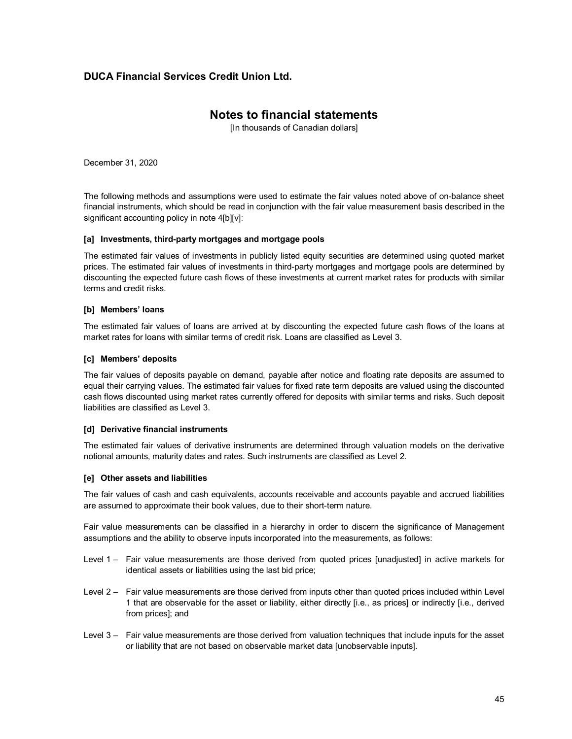**DUCA Financial Services Credit Union Ltd.**

# Notes to financial statements

[In thousands of Canadian dollars]

December 31, 2020

The following methods and assumptions were used to estimate the fair values noted above of on-balance sheet financial instruments, which should be read in conjunction with the fair value measurement basis described in the significant accounting policy in note 4[b][v]:

**[a] Investments, third-party mortgages and mortgage pools**

The estimated fair values of investments in publicly listed equity securities are determined using quoted market prices. The estimated fair values of investments in third-party mortgages and mortgage pools are determined by discounting the expected future cash flows of these investments at current market rates for products with similar terms and credit risks.

**[b] Members' loans**

The estimated fair values of loans are arrived at by discounting the expected future cash flows of the loans at market rates for loans with similar terms of credit risk. Loans are classified as Level 3.

**[c] Members' deposits**

The fair values of deposits payable on demand, payable after notice and floating rate deposits are assumed to equal their carrying values. The estimated fair values for fixed rate term deposits are valued using the discounted cash flows discounted using market rates currently offered for deposits with similar terms and risks. Such deposit liabilities are classified as Level 3.

**[d] Derivative financial instruments**

The estimated fair values of derivative instruments are determined through valuation models on the derivative notional amounts, maturity dates and rates. Such instruments are classified as Level 2.

**[e] Other assets and liabilities**

The fair values of cash and cash equivalents, accounts receivable and accounts payable and accrued liabilities are assumed to approximate their book values, due to their short-term nature.

Fair value measurements can be classified in a hierarchy in order to discern the significance of Management assumptions and the ability to observe inputs incorporated into the measurements, as follows:

- Level 1 – Fair value measurements are those derived from quoted prices [unadjusted] in active markets for identical assets or liabilities using the last bid price;
- Level 2 – Fair value measurements are those derived from inputs other than quoted prices included within Level 1 that are observable for the asset or liability, either directly [i.e., as prices] or indirectly [i.e., derived from prices]; and
- Level 3 – Fair value measurements are those derived from valuation techniques that include inputs for the asset or liability that are not based on observable market data [unobservable inputs].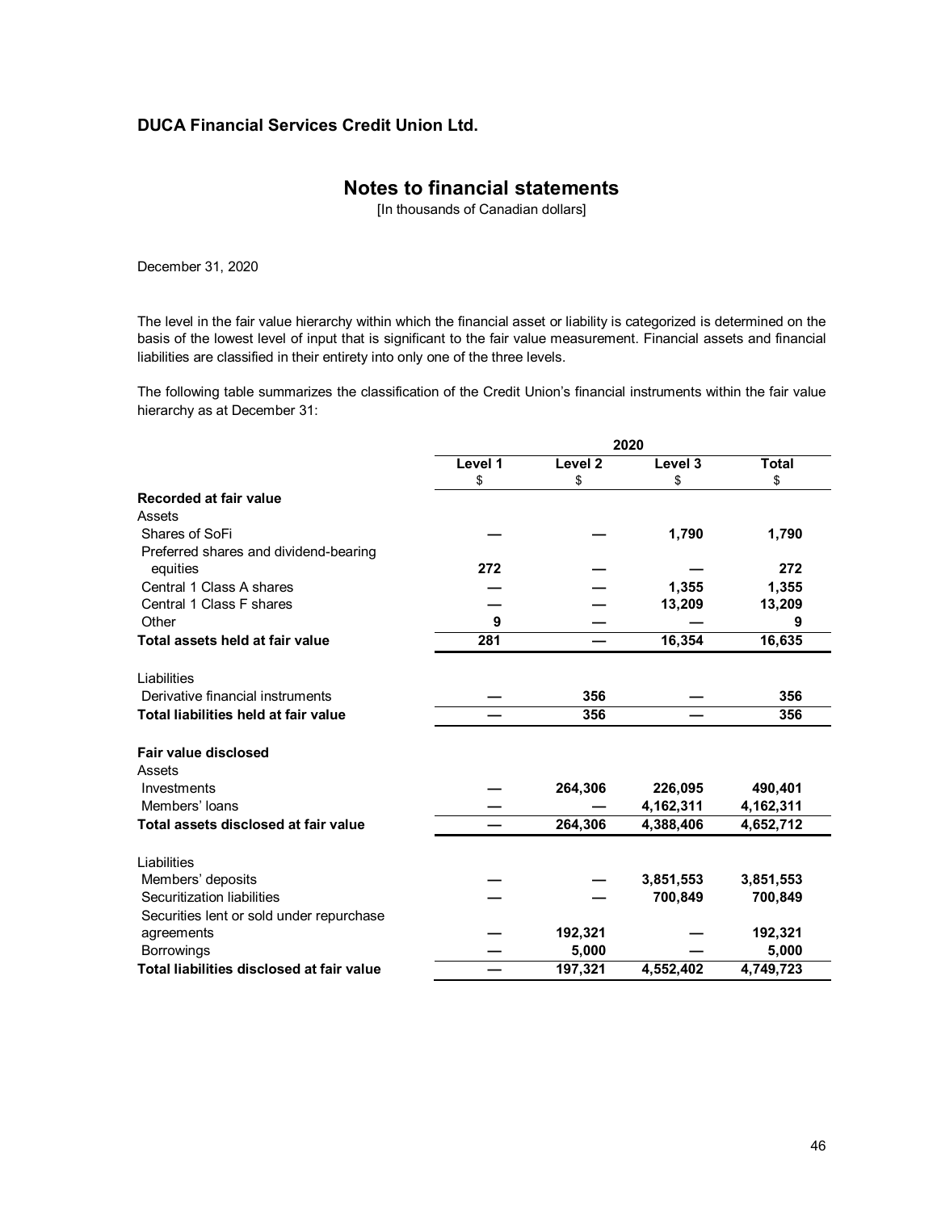DUCA Financial Services Credit Union Ltd.

# Notes to financial statements

[In thousands of Canadian dollars]

December 31, 2020

The level in the fair value hierarchy within which the financial asset or liability is categorized is determined on the basis of the lowest level of input that is significant to the fair value measurement. Financial assets and financial liabilities are classified in their entirety into only one of the three levels.

The following table summarizes the classification of the Credit Union's financial instruments within the fair value hierarchy as at December 31:

| | 2020 | | | |
|---|---|---|---|---|
| | Level 1 | Level 2 | Level 3 | Total |
| | $ | $ | $ | $ |
| **Recorded at fair value** | | | | |
| Assets | | | | |
| Shares of SoFi | — | — | **1,790** | **1,790** |
| Preferred shares and dividend-bearing equities | **272** | — | — | **272** |
| Central 1 Class A shares | — | — | **1,355** | **1,355** |
| Central 1 Class F shares | — | — | **13,209** | **13,209** |
| Other | **9** | — | — | **9** |
| **Total assets held at fair value** | **281** | — | **16,354** | **16,635** |
| | | | | |
| Liabilities | | | | |
| Derivative financial instruments | — | **356** | — | **356** |
| **Total liabilities held at fair value** | — | **356** | — | **356** |
| | | | | |
| **Fair value disclosed** | | | | |
| Assets | | | | |
| Investments | — | **264,306** | **226,095** | **490,401** |
| Members' loans | — | — | **4,162,311** | **4,162,311** |
| **Total assets disclosed at fair value** | — | **264,306** | **4,388,406** | **4,652,712** |
| | | | | |
| Liabilities | | | | |
| Members' deposits | — | — | **3,851,553** | **3,851,553** |
| Securitization liabilities | — | — | **700,849** | **700,849** |
| Securities lent or sold under repurchase agreements | — | **192,321** | — | **192,321** |
| Borrowings | — | **5,000** | — | **5,000** |
| **Total liabilities disclosed at fair value** | — | **197,321** | **4,552,402** | **4,749,723** |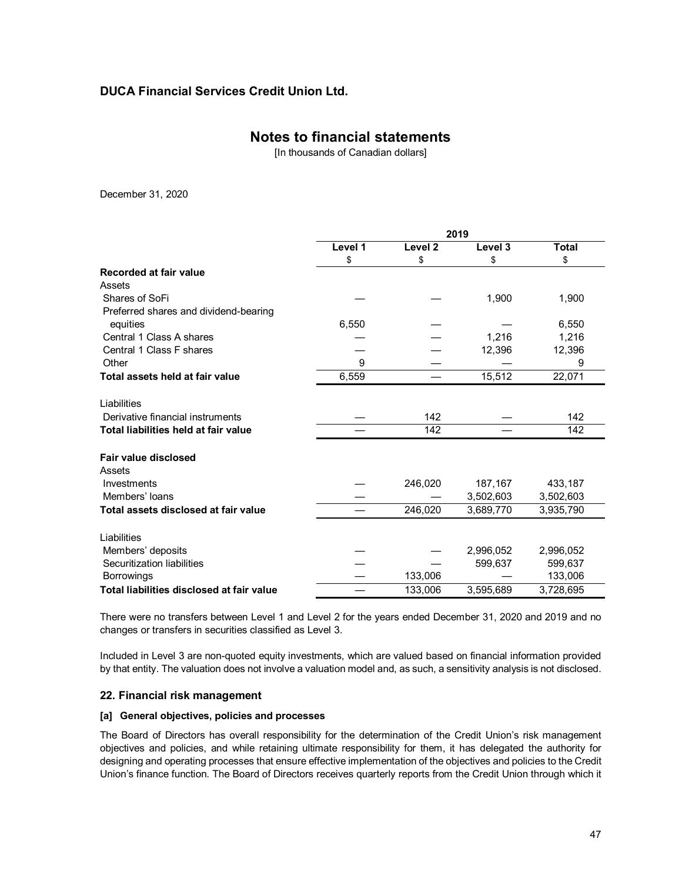## DUCA Financial Services Credit Union Ltd.

# Notes to financial statements

[In thousands of Canadian dollars]

December 31, 2020

| | 2019 | | | |
|---|---|---|---|---|
| | Level 1 | Level 2 | Level 3 | Total |
| | $ | $ | $ | $ |
| **Recorded at fair value** | | | | |
| Assets | | | | |
| Shares of SoFi | — | — | 1,900 | 1,900 |
| Preferred shares and dividend-bearing equities | 6,550 | — | — | 6,550 |
| Central 1 Class A shares | — | — | 1,216 | 1,216 |
| Central 1 Class F shares | — | — | 12,396 | 12,396 |
| Other | 9 | — | — | 9 |
| **Total assets held at fair value** | 6,559 | — | 15,512 | 22,071 |
| Liabilities | | | | |
| Derivative financial instruments | — | 142 | — | 142 |
| **Total liabilities held at fair value** | — | 142 | — | 142 |
| **Fair value disclosed** | | | | |
| Assets | | | | |
| Investments | — | 246,020 | 187,167 | 433,187 |
| Members' loans | — | — | 3,502,603 | 3,502,603 |
| **Total assets disclosed at fair value** | — | 246,020 | 3,689,770 | 3,935,790 |
| Liabilities | | | | |
| Members' deposits | — | — | 2,996,052 | 2,996,052 |
| Securitization liabilities | — | — | 599,637 | 599,637 |
| Borrowings | — | 133,006 | — | 133,006 |
| **Total liabilities disclosed at fair value** | — | 133,006 | 3,595,689 | 3,728,695 |

There were no transfers between Level 1 and Level 2 for the years ended December 31, 2020 and 2019 and no changes or transfers in securities classified as Level 3.

Included in Level 3 are non-quoted equity investments, which are valued based on financial information provided by that entity. The valuation does not involve a valuation model and, as such, a sensitivity analysis is not disclosed.

### 22. Financial risk management

#### [a] General objectives, policies and processes

The Board of Directors has overall responsibility for the determination of the Credit Union's risk management objectives and policies, and while retaining ultimate responsibility for them, it has delegated the authority for designing and operating processes that ensure effective implementation of the objectives and policies to the Credit Union's finance function. The Board of Directors receives quarterly reports from the Credit Union through which it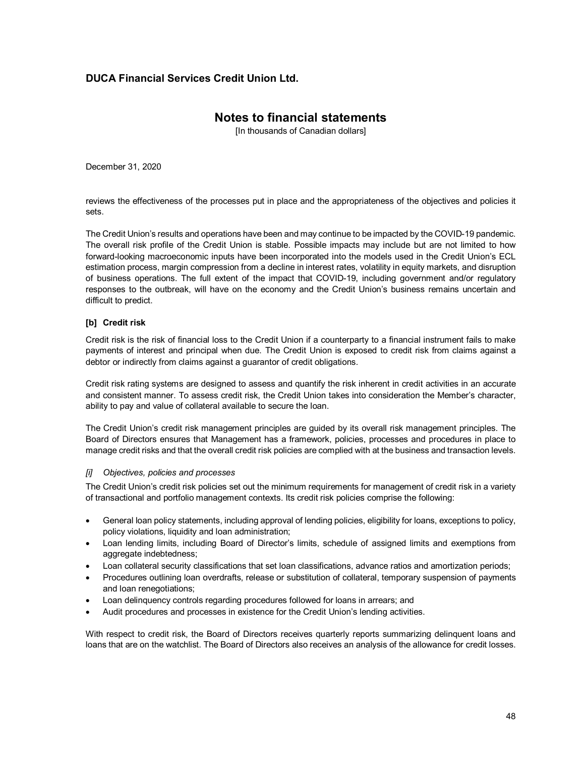reviews the effectiveness of the processes put in place and the appropriateness of the objectives and policies it sets.

The Credit Union's results and operations have been and may continue to be impacted by the COVID-19 pandemic. The overall risk profile of the Credit Union is stable. Possible impacts may include but are not limited to how forward-looking macroeconomic inputs have been incorporated into the models used in the Credit Union's ECL estimation process, margin compression from a decline in interest rates, volatility in equity markets, and disruption of business operations. The full extent of the impact that COVID-19, including government and/or regulatory responses to the outbreak, will have on the economy and the Credit Union's business remains uncertain and difficult to predict.

### [b] Credit risk

Credit risk is the risk of financial loss to the Credit Union if a counterparty to a financial instrument fails to make payments of interest and principal when due. The Credit Union is exposed to credit risk from claims against a debtor or indirectly from claims against a guarantor of credit obligations.

Credit risk rating systems are designed to assess and quantify the risk inherent in credit activities in an accurate and consistent manner. To assess credit risk, the Credit Union takes into consideration the Member's character, ability to pay and value of collateral available to secure the loan.

The Credit Union's credit risk management principles are guided by its overall risk management principles. The Board of Directors ensures that Management has a framework, policies, processes and procedures in place to manage credit risks and that the overall credit risk policies are complied with at the business and transaction levels.

*[i] Objectives, policies and processes*

The Credit Union's credit risk policies set out the minimum requirements for management of credit risk in a variety of transactional and portfolio management contexts. Its credit risk policies comprise the following:

- General loan policy statements, including approval of lending policies, eligibility for loans, exceptions to policy, policy violations, liquidity and loan administration;
- Loan lending limits, including Board of Director's limits, schedule of assigned limits and exemptions from aggregate indebtedness;
- Loan collateral security classifications that set loan classifications, advance ratios and amortization periods;
- Procedures outlining loan overdrafts, release or substitution of collateral, temporary suspension of payments and loan renegotiations;
- Loan delinquency controls regarding procedures followed for loans in arrears; and
- Audit procedures and processes in existence for the Credit Union's lending activities.

With respect to credit risk, the Board of Directors receives quarterly reports summarizing delinquent loans and loans that are on the watchlist. The Board of Directors also receives an analysis of the allowance for credit losses.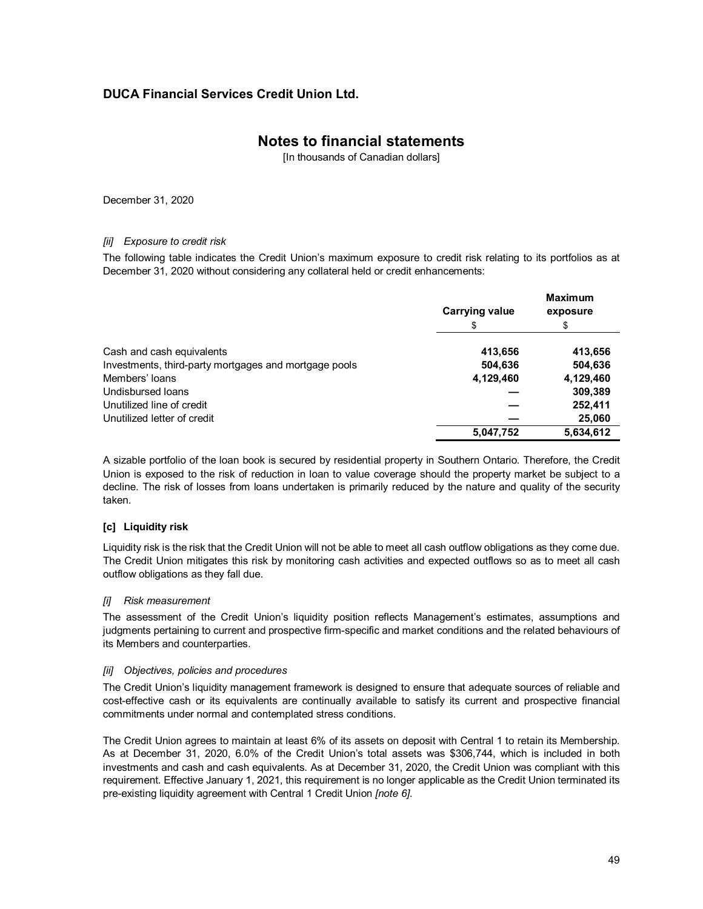## DUCA Financial Services Credit Union Ltd.

# Notes to financial statements

[In thousands of Canadian dollars]

December 31, 2020

*[ii] Exposure to credit risk*

The following table indicates the Credit Union's maximum exposure to credit risk relating to its portfolios as at December 31, 2020 without considering any collateral held or credit enhancements:

| | Carrying value | Maximum exposure |
|---|---|---|
| | $ | $ |
| Cash and cash equivalents | 413,656 | 413,656 |
| Investments, third-party mortgages and mortgage pools | 504,636 | 504,636 |
| Members' loans | 4,129,460 | 4,129,460 |
| Undisbursed loans | — | 309,389 |
| Unutilized line of credit | — | 252,411 |
| Unutilized letter of credit | — | 25,060 |
| | 5,047,752 | 5,634,612 |

A sizable portfolio of the loan book is secured by residential property in Southern Ontario. Therefore, the Credit Union is exposed to the risk of reduction in loan to value coverage should the property market be subject to a decline. The risk of losses from loans undertaken is primarily reduced by the nature and quality of the security taken.

**[c] Liquidity risk**

Liquidity risk is the risk that the Credit Union will not be able to meet all cash outflow obligations as they come due. The Credit Union mitigates this risk by monitoring cash activities and expected outflows so as to meet all cash outflow obligations as they fall due.

*[i] Risk measurement*

The assessment of the Credit Union's liquidity position reflects Management's estimates, assumptions and judgments pertaining to current and prospective firm-specific and market conditions and the related behaviours of its Members and counterparties.

*[ii] Objectives, policies and procedures*

The Credit Union's liquidity management framework is designed to ensure that adequate sources of reliable and cost-effective cash or its equivalents are continually available to satisfy its current and prospective financial commitments under normal and contemplated stress conditions.

The Credit Union agrees to maintain at least 6% of its assets on deposit with Central 1 to retain its Membership. As at December 31, 2020, 6.0% of the Credit Union's total assets was $306,744, which is included in both investments and cash and cash equivalents. As at December 31, 2020, the Credit Union was compliant with this requirement. Effective January 1, 2021, this requirement is no longer applicable as the Credit Union terminated its pre-existing liquidity agreement with Central 1 Credit Union *[note 6]*.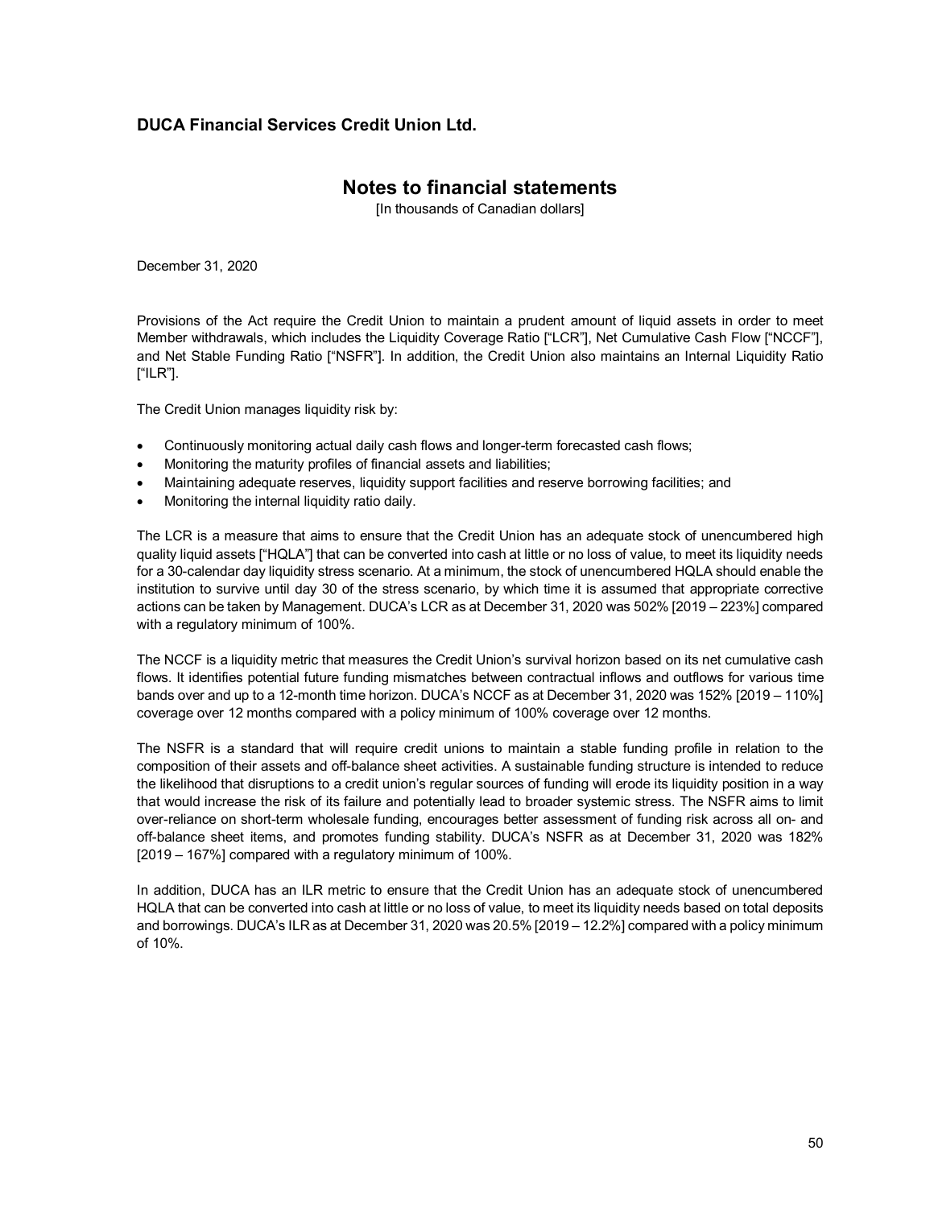Provisions of the Act require the Credit Union to maintain a prudent amount of liquid assets in order to meet Member withdrawals, which includes the Liquidity Coverage Ratio ["LCR"], Net Cumulative Cash Flow ["NCCF"], and Net Stable Funding Ratio ["NSFR"]. In addition, the Credit Union also maintains an Internal Liquidity Ratio ["ILR"].

The Credit Union manages liquidity risk by:

- Continuously monitoring actual daily cash flows and longer-term forecasted cash flows;
- Monitoring the maturity profiles of financial assets and liabilities;
- Maintaining adequate reserves, liquidity support facilities and reserve borrowing facilities; and
- Monitoring the internal liquidity ratio daily.

The LCR is a measure that aims to ensure that the Credit Union has an adequate stock of unencumbered high quality liquid assets ["HQLA"] that can be converted into cash at little or no loss of value, to meet its liquidity needs for a 30-calendar day liquidity stress scenario. At a minimum, the stock of unencumbered HQLA should enable the institution to survive until day 30 of the stress scenario, by which time it is assumed that appropriate corrective actions can be taken by Management. DUCA's LCR as at December 31, 2020 was 502% [2019 – 223%] compared with a regulatory minimum of 100%.

The NCCF is a liquidity metric that measures the Credit Union's survival horizon based on its net cumulative cash flows. It identifies potential future funding mismatches between contractual inflows and outflows for various time bands over and up to a 12-month time horizon. DUCA's NCCF as at December 31, 2020 was 152% [2019 – 110%] coverage over 12 months compared with a policy minimum of 100% coverage over 12 months.

The NSFR is a standard that will require credit unions to maintain a stable funding profile in relation to the composition of their assets and off-balance sheet activities. A sustainable funding structure is intended to reduce the likelihood that disruptions to a credit union's regular sources of funding will erode its liquidity position in a way that would increase the risk of its failure and potentially lead to broader systemic stress. The NSFR aims to limit over-reliance on short-term wholesale funding, encourages better assessment of funding risk across all on- and off-balance sheet items, and promotes funding stability. DUCA's NSFR as at December 31, 2020 was 182% [2019 – 167%] compared with a regulatory minimum of 100%.

In addition, DUCA has an ILR metric to ensure that the Credit Union has an adequate stock of unencumbered HQLA that can be converted into cash at little or no loss of value, to meet its liquidity needs based on total deposits and borrowings. DUCA's ILR as at December 31, 2020 was 20.5% [2019 – 12.2%] compared with a policy minimum of 10%.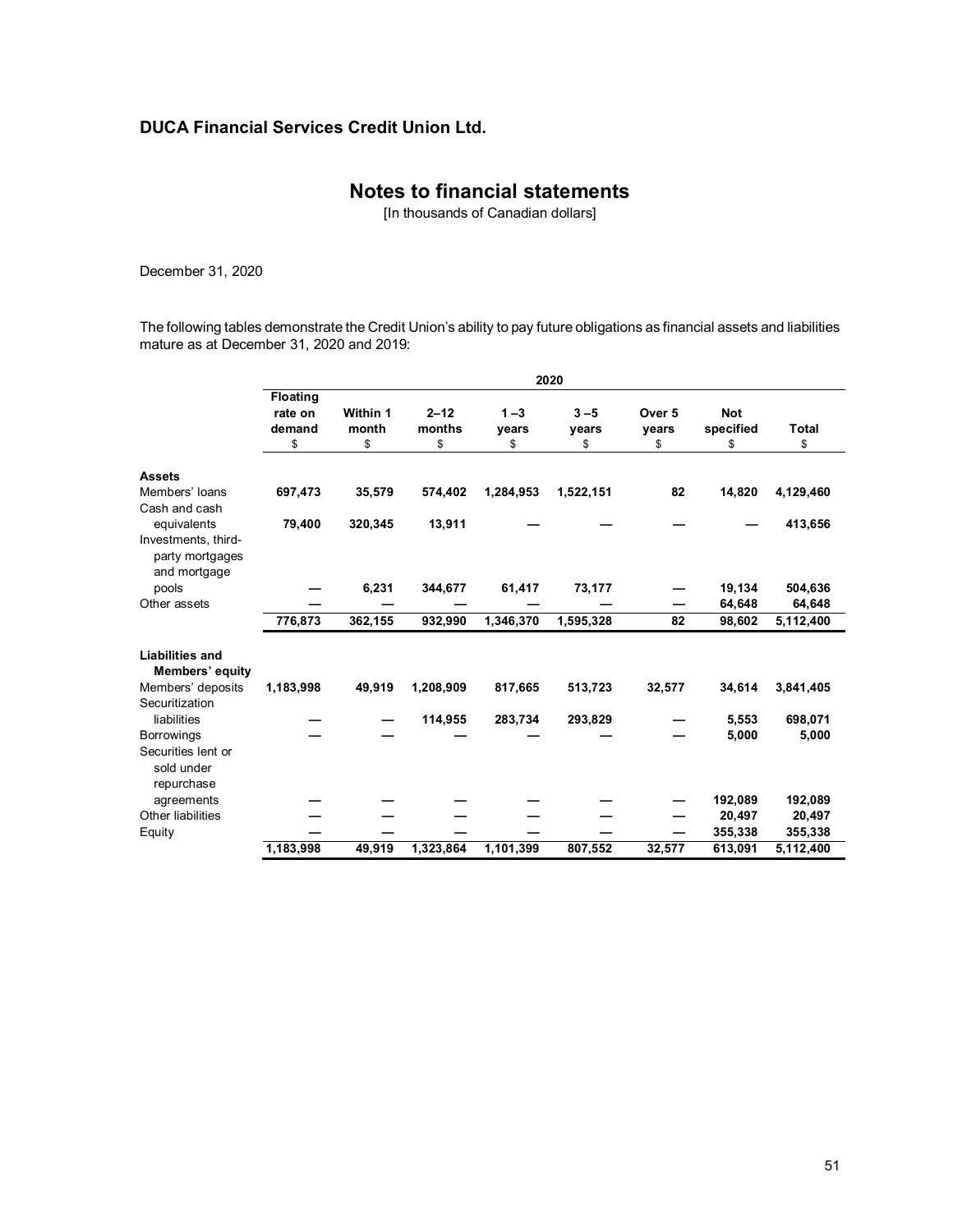# DUCA Financial Services Credit Union Ltd.

## Notes to financial statements

[In thousands of Canadian dollars]

December 31, 2020

The following tables demonstrate the Credit Union's ability to pay future obligations as financial assets and liabilities mature as at December 31, 2020 and 2019:

| | 2020 | | | | | | | |
|---|---|---|---|---|---|---|---|---|
| | Floating rate on demand<br>$ | Within 1 month<br>$ | 2–12 months<br>$ | 1 –3 years<br>$ | 3 –5 years<br>$ | Over 5 years<br>$ | Not specified<br>$ | Total<br>$ |
| **Assets** | | | | | | | | |
| Members' loans | **697,473** | **35,579** | **574,402** | **1,284,953** | **1,522,151** | **82** | **14,820** | **4,129,460** |
| Cash and cash equivalents | **79,400** | **320,345** | **13,911** | **—** | **—** | **—** | **—** | **413,656** |
| Investments, third-party mortgages and mortgage pools | **—** | **6,231** | **344,677** | **61,417** | **73,177** | **—** | **19,134** | **504,636** |
| Other assets | **—** | **—** | **—** | **—** | **—** | **—** | **64,648** | **64,648** |
| | **776,873** | **362,155** | **932,990** | **1,346,370** | **1,595,328** | **82** | **98,602** | **5,112,400** |
| **Liabilities and Members' equity** | | | | | | | | |
| Members' deposits | **1,183,998** | **49,919** | **1,208,909** | **817,665** | **513,723** | **32,577** | **34,614** | **3,841,405** |
| Securitization liabilities | **—** | **—** | **114,955** | **283,734** | **293,829** | **—** | **5,553** | **698,071** |
| Borrowings | **—** | **—** | **—** | **—** | **—** | **—** | **5,000** | **5,000** |
| Securities lent or sold under repurchase agreements | **—** | **—** | **—** | **—** | **—** | **—** | **192,089** | **192,089** |
| Other liabilities | **—** | **—** | **—** | **—** | **—** | **—** | **20,497** | **20,497** |
| Equity | **—** | **—** | **—** | **—** | **—** | **—** | **355,338** | **355,338** |
| | **1,183,998** | **49,919** | **1,323,864** | **1,101,399** | **807,552** | **32,577** | **613,091** | **5,112,400** |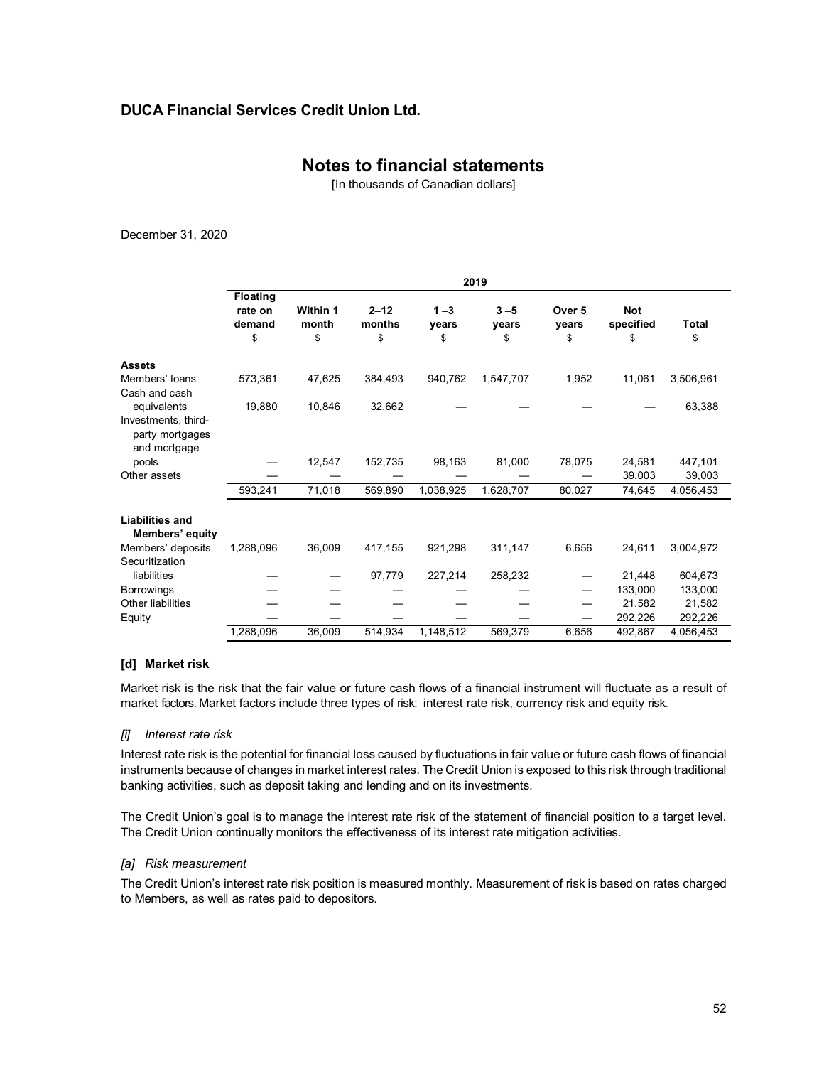# DUCA Financial Services Credit Union Ltd.

## Notes to financial statements

[In thousands of Canadian dollars]

December 31, 2020

| | 2019 | | | | | | | |
|---|---|---|---|---|---|---|---|---|
| | Floating rate on demand<br>$ | Within 1 month<br>$ | 2–12 months<br>$ | 1 –3 years<br>$ | 3 –5 years<br>$ | Over 5 years<br>$ | Not specified<br>$ | Total<br>$ |
| **Assets** | | | | | | | | |
| Members' loans | 573,361 | 47,625 | 384,493 | 940,762 | 1,547,707 | 1,952 | 11,061 | 3,506,961 |
| Cash and cash equivalents | 19,880 | 10,846 | 32,662 | — | — | — | — | 63,388 |
| Investments, third-party mortgages and mortgage pools | — | 12,547 | 152,735 | 98,163 | 81,000 | 78,075 | 24,581 | 447,101 |
| Other assets | — | — | — | — | — | — | 39,003 | 39,003 |
| | 593,241 | 71,018 | 569,890 | 1,038,925 | 1,628,707 | 80,027 | 74,645 | 4,056,453 |
| **Liabilities and Members' equity** | | | | | | | | |
| Members' deposits | 1,288,096 | 36,009 | 417,155 | 921,298 | 311,147 | 6,656 | 24,611 | 3,004,972 |
| Securitization liabilities | — | — | 97,779 | 227,214 | 258,232 | — | 21,448 | 604,673 |
| Borrowings | — | — | — | — | — | — | 133,000 | 133,000 |
| Other liabilities | — | — | — | — | — | — | 21,582 | 21,582 |
| Equity | — | — | — | — | — | — | 292,226 | 292,226 |
| | 1,288,096 | 36,009 | 514,934 | 1,148,512 | 569,379 | 6,656 | 492,867 | 4,056,453 |

### [d] Market risk

Market risk is the risk that the fair value or future cash flows of a financial instrument will fluctuate as a result of market factors. Market factors include three types of risk: interest rate risk, currency risk and equity risk.

#### *[i] Interest rate risk*

Interest rate risk is the potential for financial loss caused by fluctuations in fair value or future cash flows of financial instruments because of changes in market interest rates. The Credit Union is exposed to this risk through traditional banking activities, such as deposit taking and lending and on its investments.

The Credit Union's goal is to manage the interest rate risk of the statement of financial position to a target level. The Credit Union continually monitors the effectiveness of its interest rate mitigation activities.

#### *[a] Risk measurement*

The Credit Union's interest rate risk position is measured monthly. Measurement of risk is based on rates charged to Members, as well as rates paid to depositors.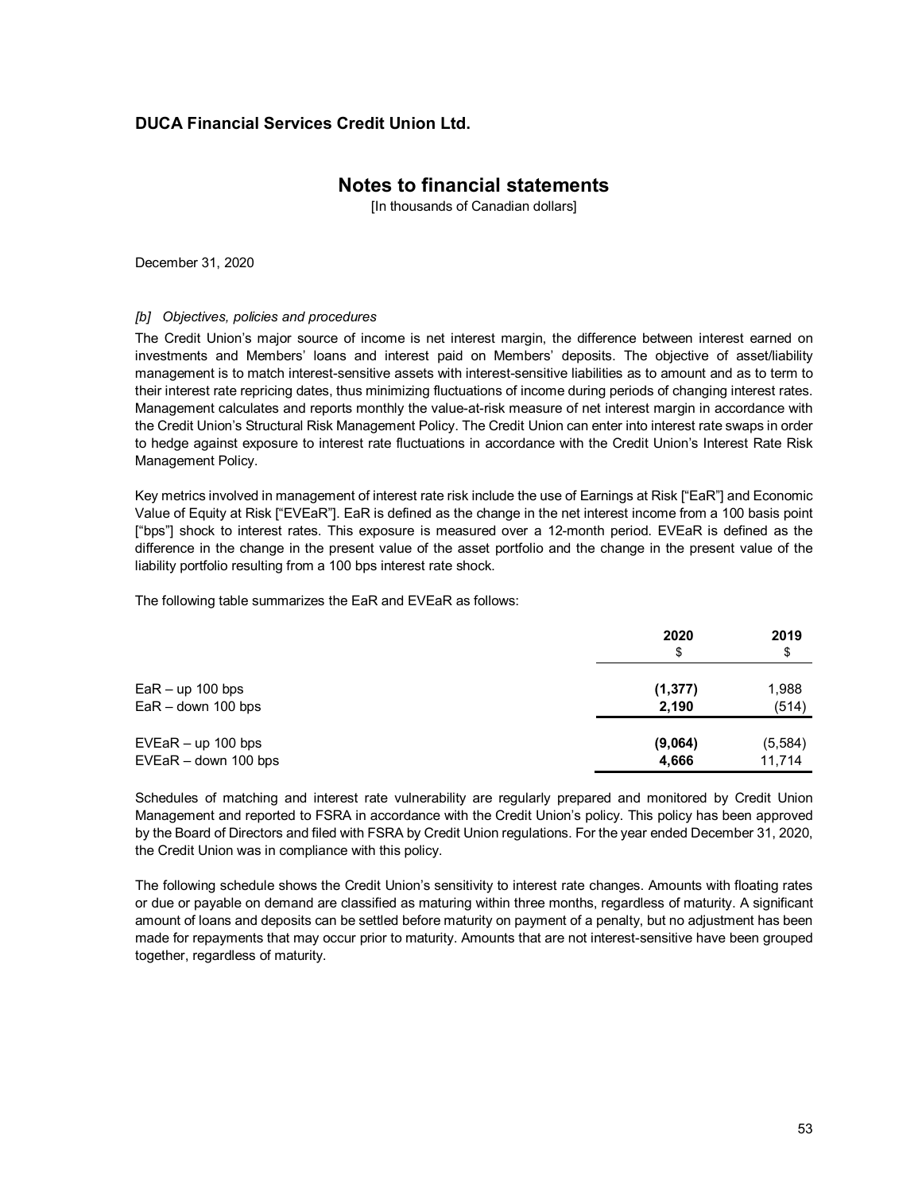**DUCA Financial Services Credit Union Ltd.**

# Notes to financial statements

[In thousands of Canadian dollars]

December 31, 2020

*[b] Objectives, policies and procedures*

The Credit Union's major source of income is net interest margin, the difference between interest earned on investments and Members' loans and interest paid on Members' deposits. The objective of asset/liability management is to match interest-sensitive assets with interest-sensitive liabilities as to amount and as to term to their interest rate repricing dates, thus minimizing fluctuations of income during periods of changing interest rates. Management calculates and reports monthly the value-at-risk measure of net interest margin in accordance with the Credit Union's Structural Risk Management Policy. The Credit Union can enter into interest rate swaps in order to hedge against exposure to interest rate fluctuations in accordance with the Credit Union's Interest Rate Risk Management Policy.

Key metrics involved in management of interest rate risk include the use of Earnings at Risk ["EaR"] and Economic Value of Equity at Risk ["EVEaR"]. EaR is defined as the change in the net interest income from a 100 basis point ["bps"] shock to interest rates. This exposure is measured over a 12-month period. EVEaR is defined as the difference in the change in the present value of the asset portfolio and the change in the present value of the liability portfolio resulting from a 100 bps interest rate shock.

The following table summarizes the EaR and EVEaR as follows:

| | 2020<br>$ | 2019<br>$ |
|---|---|---|
| EaR – up 100 bps | **(1,377)** | 1,988 |
| EaR – down 100 bps | **2,190** | (514) |
| EVEaR – up 100 bps | **(9,064)** | (5,584) |
| EVEaR – down 100 bps | **4,666** | 11,714 |

Schedules of matching and interest rate vulnerability are regularly prepared and monitored by Credit Union Management and reported to FSRA in accordance with the Credit Union's policy. This policy has been approved by the Board of Directors and filed with FSRA by Credit Union regulations. For the year ended December 31, 2020, the Credit Union was in compliance with this policy.

The following schedule shows the Credit Union's sensitivity to interest rate changes. Amounts with floating rates or due or payable on demand are classified as maturing within three months, regardless of maturity. A significant amount of loans and deposits can be settled before maturity on payment of a penalty, but no adjustment has been made for repayments that may occur prior to maturity. Amounts that are not interest-sensitive have been grouped together, regardless of maturity.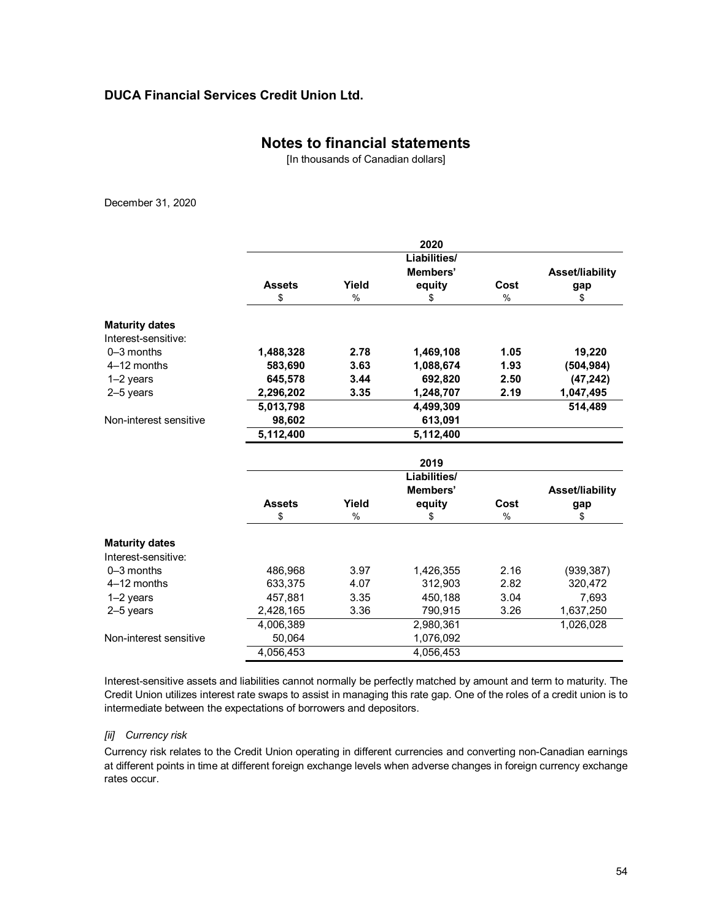**DUCA Financial Services Credit Union Ltd.**

# Notes to financial statements

[In thousands of Canadian dollars]

December 31, 2020

| | 2020 | | | | |
|---|---|---|---|---|---|
| | **Assets** | **Yield** | **Liabilities/ Members' equity** | **Cost** | **Asset/liability gap** |
| | $ | % | $ | % | $ |
| **Maturity dates** | | | | | |
| Interest-sensitive: | | | | | |
| 0–3 months | **1,488,328** | **2.78** | **1,469,108** | **1.05** | **19,220** |
| 4–12 months | **583,690** | **3.63** | **1,088,674** | **1.93** | **(504,984)** |
| 1–2 years | **645,578** | **3.44** | **692,820** | **2.50** | **(47,242)** |
| 2–5 years | **2,296,202** | **3.35** | **1,248,707** | **2.19** | **1,047,495** |
| | **5,013,798** | | **4,499,309** | | **514,489** |
| Non-interest sensitive | **98,602** | | **613,091** | | |
| | **5,112,400** | | **5,112,400** | | |

| | 2019 | | | | |
|---|---|---|---|---|---|
| | **Assets** | **Yield** | **Liabilities/ Members' equity** | **Cost** | **Asset/liability gap** |
| | $ | % | $ | % | $ |
| **Maturity dates** | | | | | |
| Interest-sensitive: | | | | | |
| 0–3 months | 486,968 | 3.97 | 1,426,355 | 2.16 | (939,387) |
| 4–12 months | 633,375 | 4.07 | 312,903 | 2.82 | 320,472 |
| 1–2 years | 457,881 | 3.35 | 450,188 | 3.04 | 7,693 |
| 2–5 years | 2,428,165 | 3.36 | 790,915 | 3.26 | 1,637,250 |
| | 4,006,389 | | 2,980,361 | | 1,026,028 |
| Non-interest sensitive | 50,064 | | 1,076,092 | | |
| | 4,056,453 | | 4,056,453 | | |

Interest-sensitive assets and liabilities cannot normally be perfectly matched by amount and term to maturity. The Credit Union utilizes interest rate swaps to assist in managing this rate gap. One of the roles of a credit union is to intermediate between the expectations of borrowers and depositors.

*[ii] Currency risk*

Currency risk relates to the Credit Union operating in different currencies and converting non-Canadian earnings at different points in time at different foreign exchange levels when adverse changes in foreign currency exchange rates occur.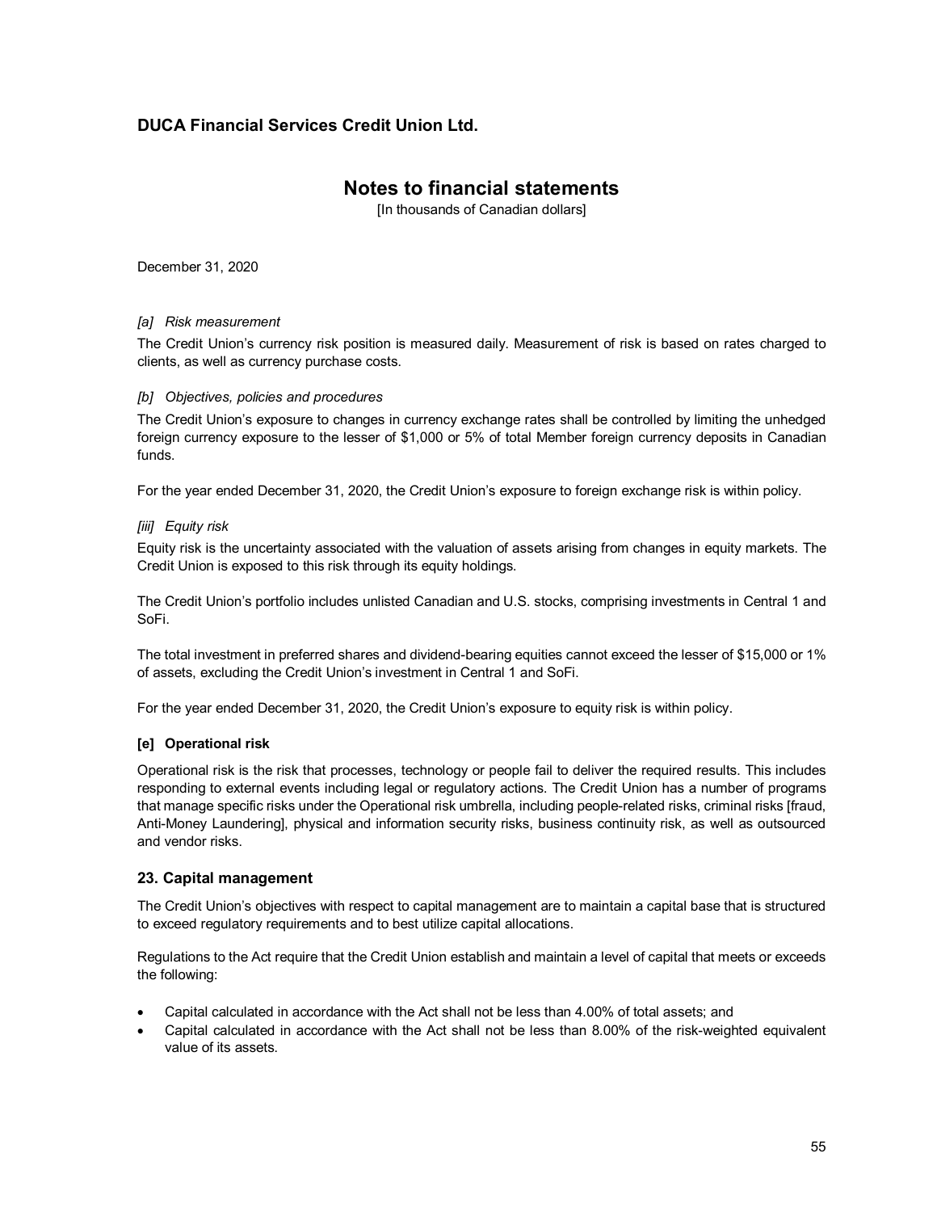# DUCA Financial Services Credit Union Ltd.

## Notes to financial statements

[In thousands of Canadian dollars]

December 31, 2020

*[a] Risk measurement*

The Credit Union's currency risk position is measured daily. Measurement of risk is based on rates charged to clients, as well as currency purchase costs.

*[b] Objectives, policies and procedures*

The Credit Union's exposure to changes in currency exchange rates shall be controlled by limiting the unhedged foreign currency exposure to the lesser of $1,000 or 5% of total Member foreign currency deposits in Canadian funds.

For the year ended December 31, 2020, the Credit Union's exposure to foreign exchange risk is within policy.

*[iii] Equity risk*

Equity risk is the uncertainty associated with the valuation of assets arising from changes in equity markets. The Credit Union is exposed to this risk through its equity holdings.

The Credit Union's portfolio includes unlisted Canadian and U.S. stocks, comprising investments in Central 1 and SoFi.

The total investment in preferred shares and dividend-bearing equities cannot exceed the lesser of $15,000 or 1% of assets, excluding the Credit Union's investment in Central 1 and SoFi.

For the year ended December 31, 2020, the Credit Union's exposure to equity risk is within policy.

**[e] Operational risk**

Operational risk is the risk that processes, technology or people fail to deliver the required results. This includes responding to external events including legal or regulatory actions. The Credit Union has a number of programs that manage specific risks under the Operational risk umbrella, including people-related risks, criminal risks [fraud, Anti-Money Laundering], physical and information security risks, business continuity risk, as well as outsourced and vendor risks.

### 23. Capital management

The Credit Union's objectives with respect to capital management are to maintain a capital base that is structured to exceed regulatory requirements and to best utilize capital allocations.

Regulations to the Act require that the Credit Union establish and maintain a level of capital that meets or exceeds the following:

- Capital calculated in accordance with the Act shall not be less than 4.00% of total assets; and
- Capital calculated in accordance with the Act shall not be less than 8.00% of the risk-weighted equivalent value of its assets.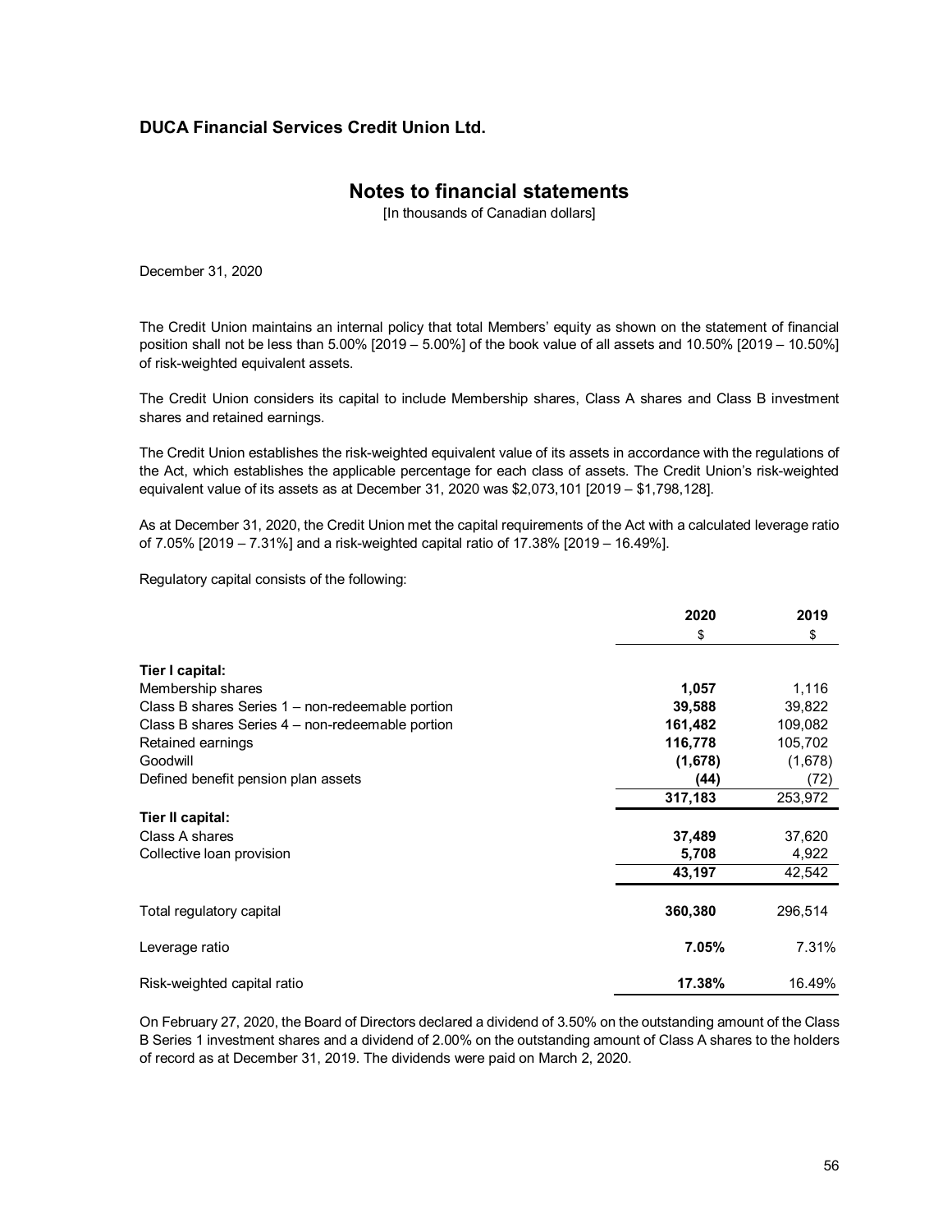# DUCA Financial Services Credit Union Ltd.

## Notes to financial statements

[In thousands of Canadian dollars]

December 31, 2020

The Credit Union maintains an internal policy that total Members' equity as shown on the statement of financial position shall not be less than 5.00% [2019 – 5.00%] of the book value of all assets and 10.50% [2019 – 10.50%] of risk-weighted equivalent assets.

The Credit Union considers its capital to include Membership shares, Class A shares and Class B investment shares and retained earnings.

The Credit Union establishes the risk-weighted equivalent value of its assets in accordance with the regulations of the Act, which establishes the applicable percentage for each class of assets. The Credit Union's risk-weighted equivalent value of its assets as at December 31, 2020 was $2,073,101 [2019 – $1,798,128].

As at December 31, 2020, the Credit Union met the capital requirements of the Act with a calculated leverage ratio of 7.05% [2019 – 7.31%] and a risk-weighted capital ratio of 17.38% [2019 – 16.49%].

Regulatory capital consists of the following:

| | 2020 | 2019 |
|---|---|---|
| | $ | $ |
| **Tier I capital:** | | |
| Membership shares | **1,057** | 1,116 |
| Class B shares Series 1 – non-redeemable portion | **39,588** | 39,822 |
| Class B shares Series 4 – non-redeemable portion | **161,482** | 109,082 |
| Retained earnings | **116,778** | 105,702 |
| Goodwill | **(1,678)** | (1,678) |
| Defined benefit pension plan assets | **(44)** | (72) |
| | **317,183** | 253,972 |
| **Tier II capital:** | | |
| Class A shares | **37,489** | 37,620 |
| Collective loan provision | **5,708** | 4,922 |
| | **43,197** | 42,542 |
| Total regulatory capital | **360,380** | 296,514 |
| Leverage ratio | **7.05%** | 7.31% |
| Risk-weighted capital ratio | **17.38%** | 16.49% |

On February 27, 2020, the Board of Directors declared a dividend of 3.50% on the outstanding amount of the Class B Series 1 investment shares and a dividend of 2.00% on the outstanding amount of Class A shares to the holders of record as at December 31, 2019. The dividends were paid on March 2, 2020.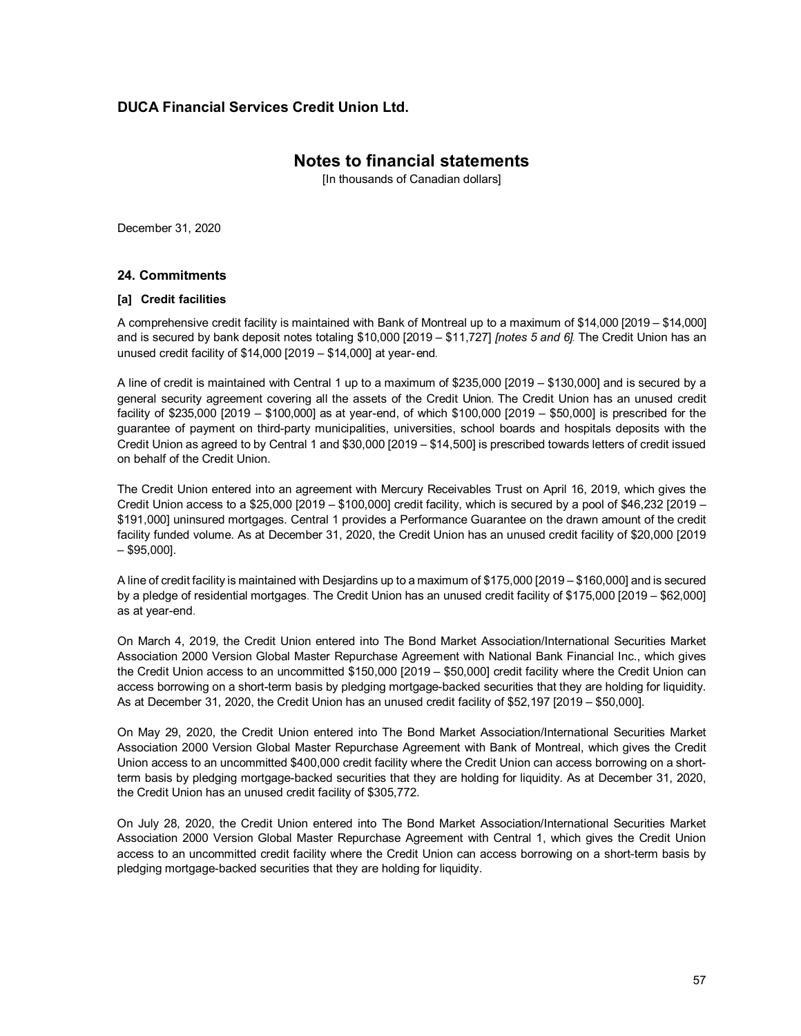# DUCA Financial Services Credit Union Ltd.

## Notes to financial statements

[In thousands of Canadian dollars]

December 31, 2020

### 24. Commitments

#### [a] Credit facilities

A comprehensive credit facility is maintained with Bank of Montreal up to a maximum of $14,000 [2019 – $14,000] and is secured by bank deposit notes totaling $10,000 [2019 – $11,727] *[notes 5 and 6]*. The Credit Union has an unused credit facility of $14,000 [2019 – $14,000] at year-end.

A line of credit is maintained with Central 1 up to a maximum of $235,000 [2019 – $130,000] and is secured by a general security agreement covering all the assets of the Credit Union. The Credit Union has an unused credit facility of $235,000 [2019 – $100,000] as at year-end, of which $100,000 [2019 – $50,000] is prescribed for the guarantee of payment on third-party municipalities, universities, school boards and hospitals deposits with the Credit Union as agreed to by Central 1 and $30,000 [2019 – $14,500] is prescribed towards letters of credit issued on behalf of the Credit Union.

The Credit Union entered into an agreement with Mercury Receivables Trust on April 16, 2019, which gives the Credit Union access to a $25,000 [2019 – $100,000] credit facility, which is secured by a pool of $46,232 [2019 – $191,000] uninsured mortgages. Central 1 provides a Performance Guarantee on the drawn amount of the credit facility funded volume. As at December 31, 2020, the Credit Union has an unused credit facility of $20,000 [2019 – $95,000].

A line of credit facility is maintained with Desjardins up to a maximum of $175,000 [2019 – $160,000] and is secured by a pledge of residential mortgages. The Credit Union has an unused credit facility of $175,000 [2019 – $62,000] as at year-end.

On March 4, 2019, the Credit Union entered into The Bond Market Association/International Securities Market Association 2000 Version Global Master Repurchase Agreement with National Bank Financial Inc., which gives the Credit Union access to an uncommitted $150,000 [2019 – $50,000] credit facility where the Credit Union can access borrowing on a short-term basis by pledging mortgage-backed securities that they are holding for liquidity. As at December 31, 2020, the Credit Union has an unused credit facility of $52,197 [2019 – $50,000].

On May 29, 2020, the Credit Union entered into The Bond Market Association/International Securities Market Association 2000 Version Global Master Repurchase Agreement with Bank of Montreal, which gives the Credit Union access to an uncommitted $400,000 credit facility where the Credit Union can access borrowing on a short-term basis by pledging mortgage-backed securities that they are holding for liquidity. As at December 31, 2020, the Credit Union has an unused credit facility of $305,772.

On July 28, 2020, the Credit Union entered into The Bond Market Association/International Securities Market Association 2000 Version Global Master Repurchase Agreement with Central 1, which gives the Credit Union access to an uncommitted credit facility where the Credit Union can access borrowing on a short-term basis by pledging mortgage-backed securities that they are holding for liquidity.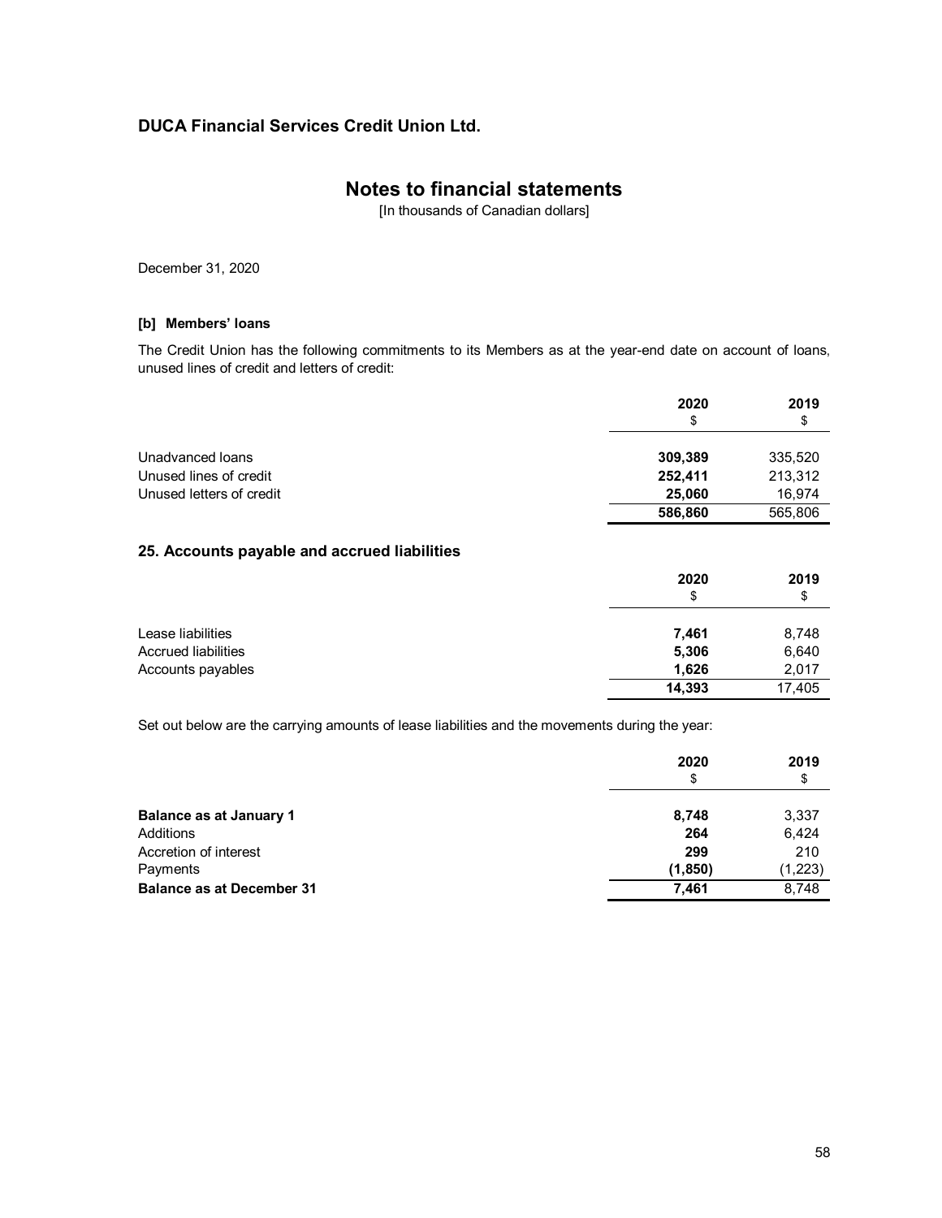**DUCA Financial Services Credit Union Ltd.**

# Notes to financial statements

[In thousands of Canadian dollars]

December 31, 2020

**[b] Members' loans**

The Credit Union has the following commitments to its Members as at the year-end date on account of loans, unused lines of credit and letters of credit:

| | 2020<br>$ | 2019<br>$ |
|---|---|---|
| Unadvanced loans | **309,389** | 335,520 |
| Unused lines of credit | **252,411** | 213,312 |
| Unused letters of credit | **25,060** | 16,974 |
| | **586,860** | 565,806 |

## 25. Accounts payable and accrued liabilities

| | 2020<br>$ | 2019<br>$ |
|---|---|---|
| Lease liabilities | **7,461** | 8,748 |
| Accrued liabilities | **5,306** | 6,640 |
| Accounts payables | **1,626** | 2,017 |
| | **14,393** | 17,405 |

Set out below are the carrying amounts of lease liabilities and the movements during the year:

| | 2020<br>$ | 2019<br>$ |
|---|---|---|
| **Balance as at January 1** | **8,748** | 3,337 |
| Additions | **264** | 6,424 |
| Accretion of interest | **299** | 210 |
| Payments | **(1,850)** | (1,223) |
| **Balance as at December 31** | **7,461** | 8,748 |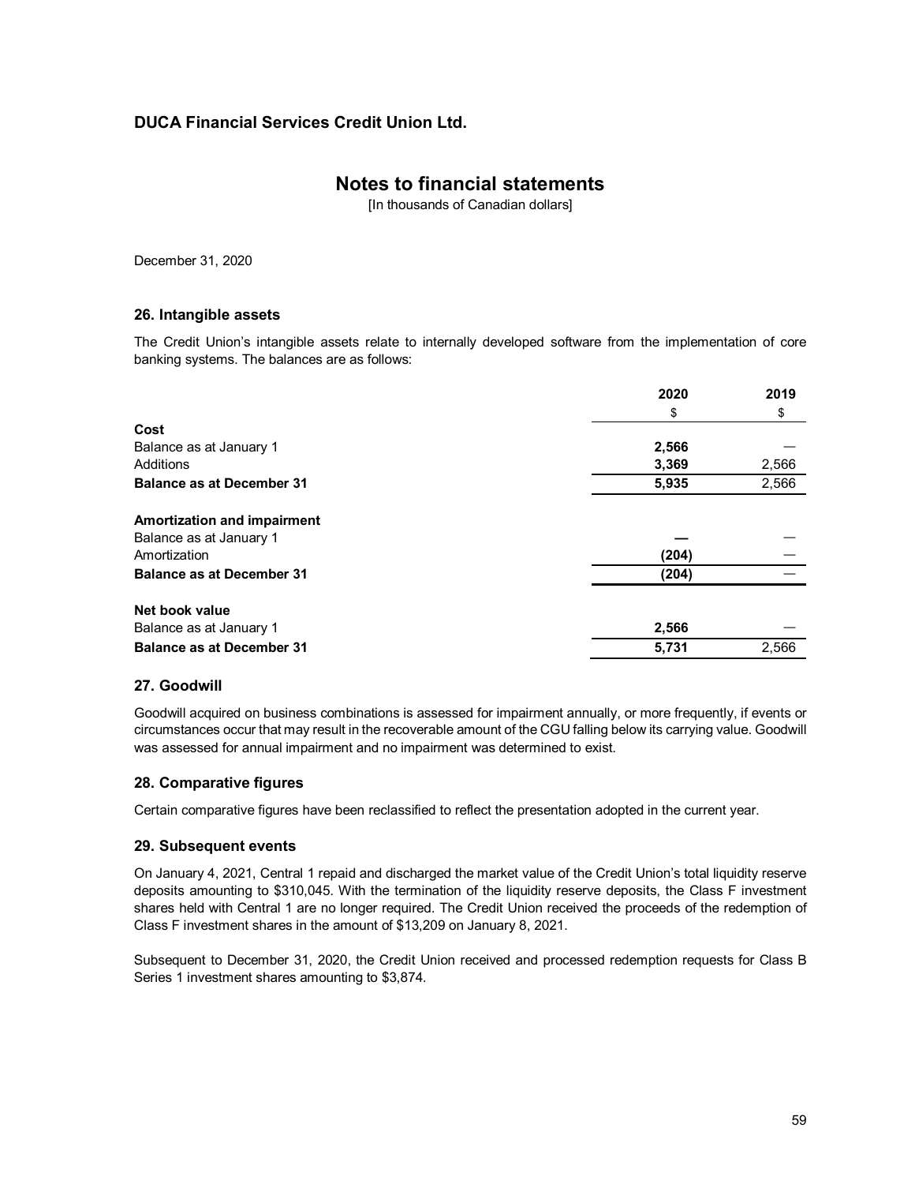DUCA Financial Services Credit Union Ltd.

# Notes to financial statements

[In thousands of Canadian dollars]

December 31, 2020

## 26. Intangible assets

The Credit Union's intangible assets relate to internally developed software from the implementation of core banking systems. The balances are as follows:

| | 2020 | 2019 |
|---|---|---|
| | $ | $ |
| **Cost** | | |
| Balance as at January 1 | **2,566** | — |
| Additions | **3,369** | 2,566 |
| **Balance as at December 31** | **5,935** | 2,566 |
| **Amortization and impairment** | | |
| Balance as at January 1 | **—** | — |
| Amortization | **(204)** | — |
| **Balance as at December 31** | **(204)** | — |
| **Net book value** | | |
| Balance as at January 1 | **2,566** | — |
| **Balance as at December 31** | **5,731** | 2,566 |

## 27. Goodwill

Goodwill acquired on business combinations is assessed for impairment annually, or more frequently, if events or circumstances occur that may result in the recoverable amount of the CGU falling below its carrying value. Goodwill was assessed for annual impairment and no impairment was determined to exist.

## 28. Comparative figures

Certain comparative figures have been reclassified to reflect the presentation adopted in the current year.

## 29. Subsequent events

On January 4, 2021, Central 1 repaid and discharged the market value of the Credit Union's total liquidity reserve deposits amounting to $310,045. With the termination of the liquidity reserve deposits, the Class F investment shares held with Central 1 are no longer required. The Credit Union received the proceeds of the redemption of Class F investment shares in the amount of $13,209 on January 8, 2021.

Subsequent to December 31, 2020, the Credit Union received and processed redemption requests for Class B Series 1 investment shares amounting to $3,874.